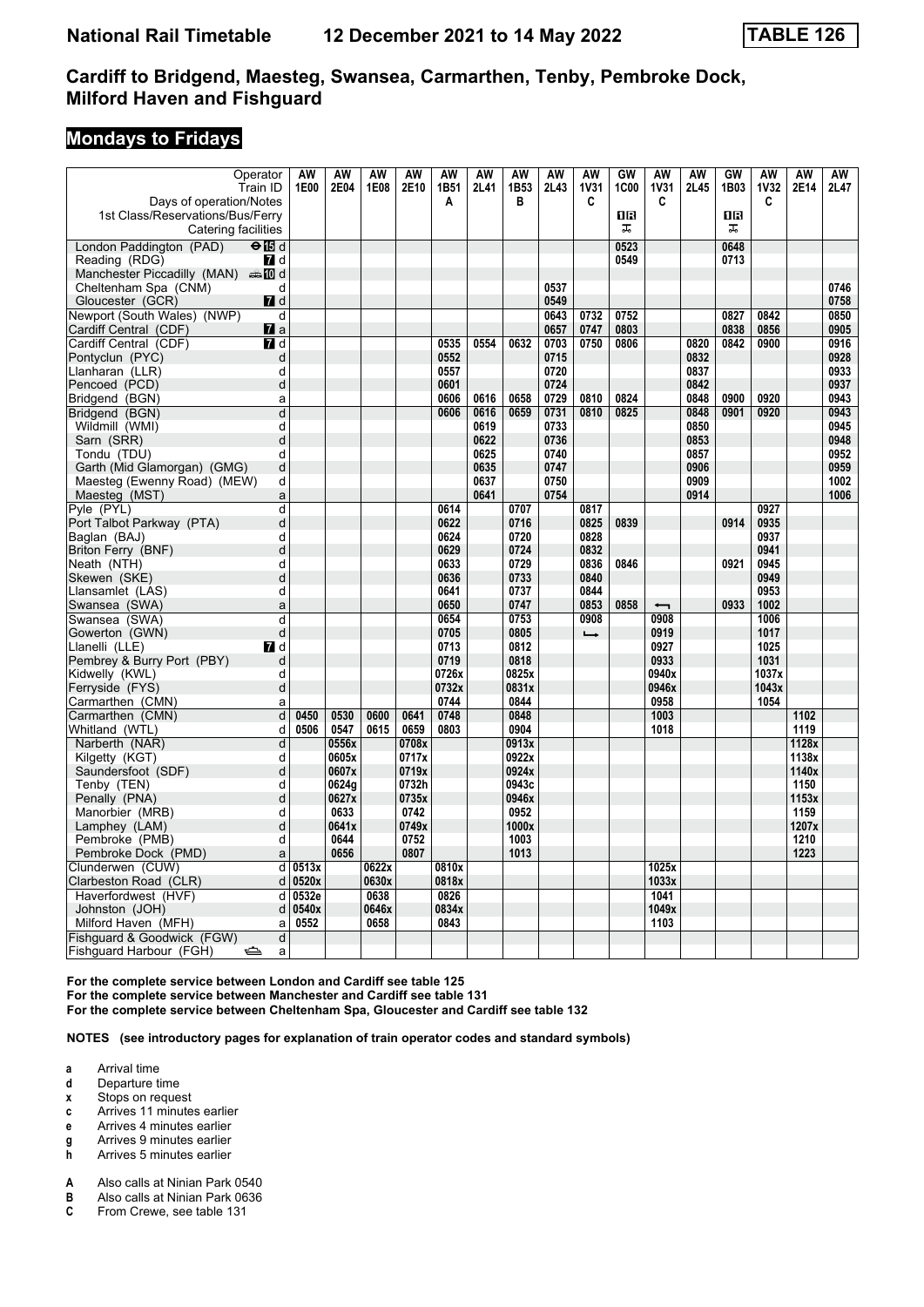# National Rail Timetable 12 December 2021 to 14 May 2022 TABLE 126

## Cardiff to Bridgend, Maesteg, Swansea, Carmarthen, Tenby, Pembroke Dock, Milford Haven and Fishguard

## Mondays to Fridays

| Operator | | AW | AW | AW | AW | AW | AW | AW | AW | AW | GW | AW | AW | GW | AW | AW | AW |
|---|---|---|---|---|---|---|---|---|---|---|---|---|---|---|---|---|---|
| Train ID | | 1E00 | 2E04 | 1E08 | 2E10 | 1B51 | 2L41 | 1B53 | 2L43 | 1V31 | 1C00 | 1V31 | 2L45 | 1B03 | 1V32 | 2E14 | 2L47 |
| Days of operation/Notes | | | | | | A | | B | | C | | C | | | C | | |
| 1st Class/Reservations/Bus/Ferry | | | | | | | | | | | 1R | | | 1R | | | |
| Catering facilities | | | | | | | | | | | ⊼ | | | ⊼ | | | |
| London Paddington (PAD) ⊖15 | d | | | | | | | | | | 0523 | | | 0648 | | | |
| Reading (RDG) 7 | d | | | | | | | | | | 0549 | | | 0713 | | | |
| Manchester Piccadilly (MAN) 10 | d | | | | | | | | | | | | | | | | |
| Cheltenham Spa (CNM) | d | | | | | | | | 0537 | | | | | | | | 0746 |
| Gloucester (GCR) 7 | d | | | | | | | | 0549 | | | | | | | | 0758 |
| Newport (South Wales) (NWP) | d | | | | | | | | 0643 | 0732 | 0752 | | | 0827 | 0842 | | 0850 |
| Cardiff Central (CDF) 7 | a | | | | | | | | 0657 | 0747 | 0803 | | | 0838 | 0856 | | 0905 |
| Cardiff Central (CDF) 7 | d | | | | | 0535 | 0554 | 0632 | 0703 | 0750 | 0806 | | 0820 | 0842 | 0900 | | 0916 |
| Pontyclun (PYC) | d | | | | | 0552 | | | 0715 | | | | 0832 | | | | 0928 |
| Llanharan (LLR) | d | | | | | 0557 | | | 0720 | | | | 0837 | | | | 0933 |
| Pencoed (PCD) | d | | | | | 0601 | | | 0724 | | | | 0842 | | | | 0937 |
| Bridgend (BGN) | a | | | | | 0606 | 0616 | 0658 | 0729 | 0810 | 0824 | | 0848 | 0900 | 0920 | | 0943 |
| Bridgend (BGN) | d | | | | | 0606 | 0616 | 0659 | 0731 | 0810 | 0825 | | 0848 | 0901 | 0920 | | 0943 |
| Wildmill (WMI) | d | | | | | | 0619 | | 0733 | | | | 0850 | | | | 0945 |
| Sarn (SRR) | d | | | | | | 0622 | | 0736 | | | | 0853 | | | | 0948 |
| Tondu (TDU) | d | | | | | | 0625 | | 0740 | | | | 0857 | | | | 0952 |
| Garth (Mid Glamorgan) (GMG) | d | | | | | | 0635 | | 0747 | | | | 0906 | | | | 0959 |
| Maesteg (Ewenny Road) (MEW) | d | | | | | | 0637 | | 0750 | | | | 0909 | | | | 1002 |
| Maesteg (MST) | a | | | | | | 0641 | | 0754 | | | | 0914 | | | | 1006 |
| Pyle (PYL) | d | | | | | 0614 | | 0707 | | 0817 | | | | | 0927 | | |
| Port Talbot Parkway (PTA) | d | | | | | 0622 | | 0716 | | 0825 | 0839 | | | 0914 | 0935 | | |
| Baglan (BAJ) | d | | | | | 0624 | | 0720 | | 0828 | | | | | 0937 | | |
| Briton Ferry (BNF) | d | | | | | 0629 | | 0724 | | 0832 | | | | | 0941 | | |
| Neath (NTH) | d | | | | | 0633 | | 0729 | | 0836 | 0846 | | | 0921 | 0945 | | |
| Skewen (SKE) | d | | | | | 0636 | | 0733 | | 0840 | | | | | 0949 | | |
| Llansamlet (LAS) | d | | | | | 0641 | | 0737 | | 0844 | | | | | 0953 | | |
| Swansea (SWA) | a | | | | | 0650 | | 0747 | | 0853 | 0858 | ← | | 0933 | 1002 | | |
| Swansea (SWA) | d | | | | | 0654 | | 0753 | | 0908 | | 0908 | | | 1006 | | |
| Gowerton (GWN) | d | | | | | 0705 | | 0805 | | ↳ | | 0919 | | | 1017 | | |
| Llanelli (LLE) 7 | d | | | | | 0713 | | 0812 | | | | 0927 | | | 1025 | | |
| Pembrey & Burry Port (PBY) | d | | | | | 0719 | | 0818 | | | | 0933 | | | 1031 | | |
| Kidwelly (KWL) | d | | | | | 0726x | | 0825x | | | | 0940x | | | 1037x | | |
| Ferryside (FYS) | d | | | | | 0732x | | 0831x | | | | 0946x | | | 1043x | | |
| Carmarthen (CMN) | a | | | | | 0744 | | 0844 | | | | 0958 | | | 1054 | | |
| Carmarthen (CMN) | d | 0450 | 0530 | 0600 | 0641 | 0748 | | 0848 | | | | 1003 | | | | 1102 | |
| Whitland (WTL) | d | 0506 | 0547 | 0615 | 0659 | 0803 | | 0904 | | | | 1018 | | | | 1119 | |
| Narberth (NAR) | d | | 0556x | | 0708x | | | 0913x | | | | | | | | 1128x | |
| Kilgetty (KGT) | d | | 0605x | | 0717x | | | 0922x | | | | | | | | 1138x | |
| Saundersfoot (SDF) | d | | 0607x | | 0719x | | | 0924x | | | | | | | | 1140x | |
| Tenby (TEN) | d | | 0624g | | 0732h | | | 0943c | | | | | | | | 1150 | |
| Penally (PNA) | d | | 0627x | | 0735x | | | 0946x | | | | | | | | 1153x | |
| Manorbier (MRB) | d | | 0633 | | 0742 | | | 0952 | | | | | | | | 1159 | |
| Lamphey (LAM) | d | | 0641x | | 0749x | | | 1000x | | | | | | | | 1207x | |
| Pembroke (PMB) | d | | 0644 | | 0752 | | | 1003 | | | | | | | | 1210 | |
| Pembroke Dock (PMD) | a | | 0656 | | 0807 | | | 1013 | | | | | | | | 1223 | |
| Clunderwen (CUW) | d | 0513x | | 0622x | | 0810x | | | | | | 1025x | | | | | |
| Clarbeston Road (CLR) | d | 0520x | | 0630x | | 0818x | | | | | | 1033x | | | | | |
| Haverfordwest (HVF) | d | 0532e | | 0638 | | 0826 | | | | | | 1041 | | | | | |
| Johnston (JOH) | d | 0540x | | 0646x | | 0834x | | | | | | 1049x | | | | | |
| Milford Haven (MFH) | a | 0552 | | 0658 | | 0843 | | | | | | 1103 | | | | | |
| Fishguard & Goodwick (FGW) | d | | | | | | | | | | | | | | | | |
| Fishguard Harbour (FGH) ⛴ | a | | | | | | | | | | | | | | | | |

**For the complete service between London and Cardiff see table 125**
**For the complete service between Manchester and Cardiff see table 131**
**For the complete service between Cheltenham Spa, Gloucester and Cardiff see table 132**

**NOTES (see introductory pages for explanation of train operator codes and standard symbols)**

- **a** Arrival time
- **d** Departure time
- **x** Stops on request
- **c** Arrives 11 minutes earlier
- **e** Arrives 4 minutes earlier
- **g** Arrives 9 minutes earlier
- **h** Arrives 5 minutes earlier

- **A** Also calls at Ninian Park 0540
- **B** Also calls at Ninian Park 0636
- **C** From Crewe, see table 131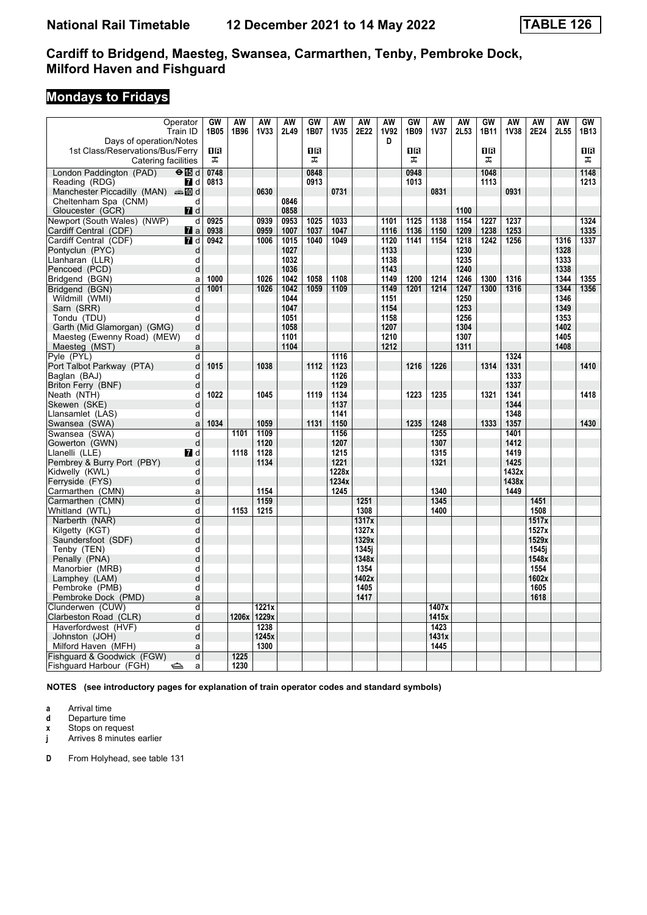# National Rail Timetable 12 December 2021 to 14 May 2022 TABLE 126

## Cardiff to Bridgend, Maesteg, Swansea, Carmarthen, Tenby, Pembroke Dock, Milford Haven and Fishguard

### Mondays to Fridays

| Operator | | GW | AW | AW | AW | GW | AW | AW | AW | GW | AW | AW | GW | AW | AW | AW | GW |
|---|---|---|---|---|---|---|---|---|---|---|---|---|---|---|---|---|---|
| Train ID | | 1B05 | 1B96 | 1V33 | 2L49 | 1B07 | 1V35 | 2E22 | 1V92 | 1B09 | 1V37 | 2L53 | 1B11 | 1V38 | 2E24 | 2L55 | 1B13 |
| Days of operation/Notes | | | | | | | | | D | | | | | | | | |
| 1st Class/Reservations/Bus/Ferry | | 1R | | | | 1R | | | | 1R | | | 1R | | | | 1R |
| Catering facilities | | ⚒ | | | | ⚒ | | | | ⚒ | | | ⚒ | | | | ⚒ |
| London Paddington (PAD) | ⊖15 d | 0748 | | | | 0848 | | | | 0948 | | | 1048 | | | | 1148 |
| Reading (RDG) | 7 d | 0813 | | | | 0913 | | | | 1013 | | | 1113 | | | | 1213 |
| Manchester Piccadilly (MAN) | ⇌10 d | | | 0630 | | | 0731 | | | | 0831 | | | 0931 | | | |
| Cheltenham Spa (CNM) | d | | | | 0846 | | | | | | | | | | | | |
| Gloucester (GCR) | 7 d | | | | 0858 | | | | | | | 1100 | | | | | |
| Newport (South Wales) (NWP) | d | 0925 | | 0939 | 0953 | 1025 | 1033 | | 1101 | 1125 | 1138 | 1154 | 1227 | 1237 | | | 1324 |
| Cardiff Central (CDF) | 7 a | 0938 | | 0959 | 1007 | 1037 | 1047 | | 1116 | 1136 | 1150 | 1209 | 1238 | 1253 | | | 1335 |
| Cardiff Central (CDF) | 7 d | 0942 | | 1006 | 1015 | 1040 | 1049 | | 1120 | 1141 | 1154 | 1218 | 1242 | 1256 | | 1316 | 1337 |
| Pontyclun (PYC) | d | | | | 1027 | | | | 1133 | | | 1230 | | | | 1328 | |
| Llanharan (LLR) | d | | | | 1032 | | | | 1138 | | | 1235 | | | | 1333 | |
| Pencoed (PCD) | d | | | | 1036 | | | | 1143 | | | 1240 | | | | 1338 | |
| Bridgend (BGN) | a | 1000 | | 1026 | 1042 | 1058 | 1108 | | 1149 | 1200 | 1214 | 1246 | 1300 | 1316 | | 1344 | 1355 |
| Bridgend (BGN) | d | 1001 | | 1026 | 1042 | 1059 | 1109 | | 1149 | 1201 | 1214 | 1247 | 1300 | 1316 | | 1344 | 1356 |
| Wildmill (WMI) | d | | | | 1044 | | | | 1151 | | | 1250 | | | | 1346 | |
| Sarn (SRR) | d | | | | 1047 | | | | 1154 | | | 1253 | | | | 1349 | |
| Tondu (TDU) | d | | | | 1051 | | | | 1158 | | | 1256 | | | | 1353 | |
| Garth (Mid Glamorgan) (GMG) | d | | | | 1058 | | | | 1207 | | | 1304 | | | | 1402 | |
| Maesteg (Ewenny Road) (MEW) | d | | | | 1101 | | | | 1210 | | | 1307 | | | | 1405 | |
| Maesteg (MST) | a | | | | 1104 | | | | 1212 | | | 1311 | | | | 1408 | |
| Pyle (PYL) | d | | | | | | 1116 | | | | | | | 1324 | | | |
| Port Talbot Parkway (PTA) | d | 1015 | | 1038 | | 1112 | 1123 | | | 1216 | 1226 | | 1314 | 1331 | | | 1410 |
| Baglan (BAJ) | d | | | | | | 1126 | | | | | | | 1333 | | | |
| Briton Ferry (BNF) | d | | | | | | 1129 | | | | | | | 1337 | | | |
| Neath (NTH) | d | 1022 | | 1045 | | 1119 | 1134 | | | 1223 | 1235 | | 1321 | 1341 | | | 1418 |
| Skewen (SKE) | d | | | | | | 1137 | | | | | | | 1344 | | | |
| Llansamlet (LAS) | d | | | | | | 1141 | | | | | | | 1348 | | | |
| Swansea (SWA) | a | 1034 | | 1059 | | 1131 | 1150 | | | 1235 | 1248 | | 1333 | 1357 | | | 1430 |
| Swansea (SWA) | d | | 1101 | 1109 | | | 1156 | | | | 1255 | | | 1401 | | | |
| Gowerton (GWN) | d | | | 1120 | | | 1207 | | | | 1307 | | | 1412 | | | |
| Llanelli (LLE) | 7 d | | 1118 | 1128 | | | 1215 | | | | 1315 | | | 1419 | | | |
| Pembrey & Burry Port (PBY) | d | | | 1134 | | | 1221 | | | | 1321 | | | 1425 | | | |
| Kidwelly (KWL) | d | | | | | | 1228x | | | | | | | 1432x | | | |
| Ferryside (FYS) | d | | | | | | 1234x | | | | | | | 1438x | | | |
| Carmarthen (CMN) | a | | | 1154 | | | 1245 | | | | 1340 | | | 1449 | | | |
| Carmarthen (CMN) | d | | | 1159 | | | | 1251 | | | 1345 | | | | 1451 | | |
| Whitland (WTL) | d | | 1153 | 1215 | | | | 1308 | | | 1400 | | | | 1508 | | |
| Narberth (NAR) | d | | | | | | | 1317x | | | | | | | 1517x | | |
| Kilgetty (KGT) | d | | | | | | | 1327x | | | | | | | 1527x | | |
| Saundersfoot (SDF) | d | | | | | | | 1329x | | | | | | | 1529x | | |
| Tenby (TEN) | d | | | | | | | 1345j | | | | | | | 1545j | | |
| Penally (PNA) | d | | | | | | | 1348x | | | | | | | 1548x | | |
| Manorbier (MRB) | d | | | | | | | 1354 | | | | | | | 1554 | | |
| Lamphey (LAM) | d | | | | | | | 1402x | | | | | | | 1602x | | |
| Pembroke (PMB) | d | | | | | | | 1405 | | | | | | | 1605 | | |
| Pembroke Dock (PMD) | a | | | | | | | 1417 | | | | | | | 1618 | | |
| Clunderwen (CUW) | d | | | 1221x | | | | | | | 1407x | | | | | | |
| Clarbeston Road (CLR) | d | | 1206x | 1229x | | | | | | | 1415x | | | | | | |
| Haverfordwest (HVF) | d | | | 1238 | | | | | | | 1423 | | | | | | |
| Johnston (JOH) | d | | | 1245x | | | | | | | 1431x | | | | | | |
| Milford Haven (MFH) | a | | | 1300 | | | | | | | 1445 | | | | | | |
| Fishguard & Goodwick (FGW) | d | | 1225 | | | | | | | | | | | | | | |
| Fishguard Harbour (FGH) ⛴ | a | | 1230 | | | | | | | | | | | | | | |

**NOTES (see introductory pages for explanation of train operator codes and standard symbols)**

**a** Arrival time
**d** Departure time
**x** Stops on request
**j** Arrives 8 minutes earlier

**D** From Holyhead, see table 131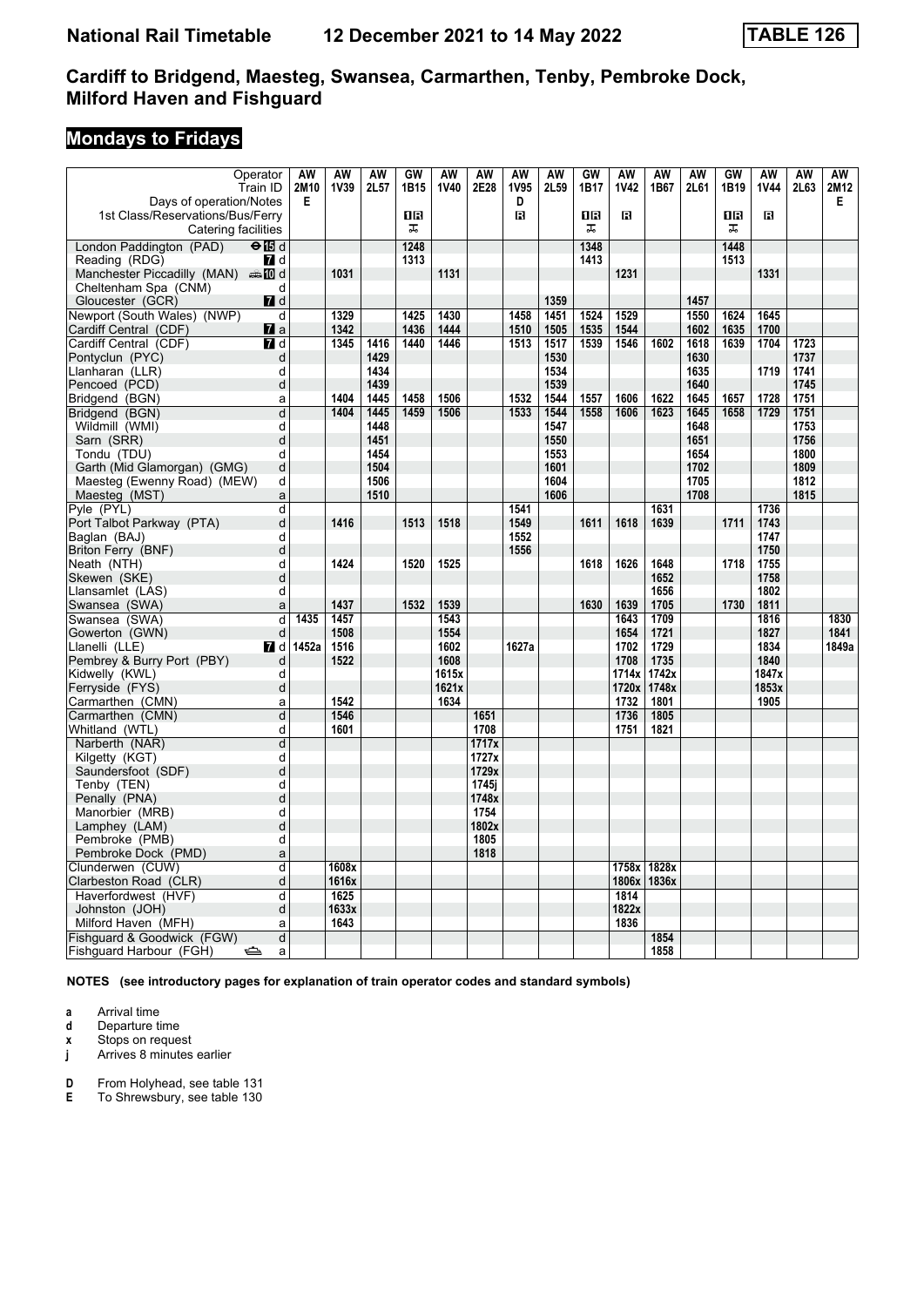# Cardiff to Bridgend, Maesteg, Swansea, Carmarthen, Tenby, Pembroke Dock, Milford Haven and Fishguard

## Mondays to Fridays

| Operator | | AW | AW | AW | GW | AW | AW | AW | AW | GW | AW | AW | AW | GW | AW | AW | AW |
|---|---|---|---|---|---|---|---|---|---|---|---|---|---|---|---|---|---|
| Train ID | | 2M10 | 1V39 | 2L57 | 1B15 | 1V40 | 2E28 | 1V95 | 2L59 | 1B17 | 1V42 | 1B67 | 2L61 | 1B19 | 1V44 | 2L63 | 2M12 |
| Days of operation/Notes | | E | | | | | | D | | | | | | | | | E |
| 1st Class/Reservations/Bus/Ferry | | | | | 1R | | | R | | 1R | R | | | 1R | R | | |
| Catering facilities | | | | | ✕ | | | | | ✕ | | | | ✕ | | | |
| London Paddington (PAD) ⊖ 15 | d | | | | 1248 | | | | | 1348 | | | | 1448 | | | |
| Reading (RDG) 7 | d | | | | 1313 | | | | | 1413 | | | | 1513 | | | |
| Manchester Piccadilly (MAN) 10 | d | | 1031 | | | 1131 | | | | | 1231 | | | | 1331 | | |
| Cheltenham Spa (CNM) | d | | | | | | | | | | | | | | | | |
| Gloucester (GCR) 7 | d | | | | | | | | 1359 | | | | 1457 | | | | |
| Newport (South Wales) (NWP) | d | | 1329 | | 1425 | 1430 | | 1458 | 1451 | 1524 | 1529 | | 1550 | 1624 | 1645 | | |
| Cardiff Central (CDF) 7 | a | | 1342 | | 1436 | 1444 | | 1510 | 1505 | 1535 | 1544 | | 1602 | 1635 | 1700 | | |
| Cardiff Central (CDF) 7 | d | | 1345 | 1416 | 1440 | 1446 | | 1513 | 1517 | 1539 | 1546 | 1602 | 1618 | 1639 | 1704 | 1723 | |
| Pontyclun (PYC) | d | | | 1429 | | | | | 1530 | | | | 1630 | | | 1737 | |
| Llanharan (LLR) | d | | | 1434 | | | | | 1534 | | | | 1635 | | 1719 | 1741 | |
| Pencoed (PCD) | d | | | 1439 | | | | | 1539 | | | | 1640 | | | 1745 | |
| Bridgend (BGN) | a | | 1404 | 1445 | 1458 | 1506 | | 1532 | 1544 | 1557 | 1606 | 1622 | 1645 | 1657 | 1728 | 1751 | |
| Bridgend (BGN) | d | | 1404 | 1445 | 1459 | 1506 | | 1533 | 1544 | 1558 | 1606 | 1623 | 1645 | 1658 | 1729 | 1751 | |
| Wildmill (WMI) | d | | | 1448 | | | | | 1547 | | | | 1648 | | | 1753 | |
| Sarn (SRR) | d | | | 1451 | | | | | 1550 | | | | 1651 | | | 1756 | |
| Tondu (TDU) | d | | | 1454 | | | | | 1553 | | | | 1654 | | | 1800 | |
| Garth (Mid Glamorgan) (GMG) | d | | | 1504 | | | | | 1601 | | | | 1702 | | | 1809 | |
| Maesteg (Ewenny Road) (MEW) | d | | | 1506 | | | | | 1604 | | | | 1705 | | | 1812 | |
| Maesteg (MST) | a | | | 1510 | | | | | 1606 | | | | 1708 | | | 1815 | |
| Pyle (PYL) | d | | | | | | | 1541 | | | | 1631 | | | 1736 | | |
| Port Talbot Parkway (PTA) | d | | 1416 | | 1513 | 1518 | | 1549 | | 1611 | 1618 | 1639 | | 1711 | 1743 | | |
| Baglan (BAJ) | d | | | | | | | 1552 | | | | | | | 1747 | | |
| Briton Ferry (BNF) | d | | | | | | | 1556 | | | | | | | 1750 | | |
| Neath (NTH) | d | | 1424 | | 1520 | 1525 | | | | 1618 | 1626 | 1648 | | 1718 | 1755 | | |
| Skewen (SKE) | d | | | | | | | | | | | 1652 | | | 1758 | | |
| Llansamlet (LAS) | d | | | | | | | | | | | 1656 | | | 1802 | | |
| Swansea (SWA) | a | | 1437 | | 1532 | 1539 | | | | 1630 | 1639 | 1705 | | 1730 | 1811 | | |
| Swansea (SWA) | d | 1435 | 1457 | | | 1543 | | | | | 1643 | 1709 | | | 1816 | | 1830 |
| Gowerton (GWN) | d | | 1508 | | | 1554 | | | | | 1654 | 1721 | | | 1827 | | 1841 |
| Llanelli (LLE) 7 | d | 1452a | 1516 | | | 1602 | | 1627a | | | 1702 | 1729 | | | 1834 | | 1849a |
| Pembrey & Burry Port (PBY) | d | | 1522 | | | 1608 | | | | | 1708 | 1735 | | | 1840 | | |
| Kidwelly (KWL) | d | | | | | 1615x | | | | | 1714x | 1742x | | | 1847x | | |
| Ferryside (FYS) | d | | | | | 1621x | | | | | 1720x | 1748x | | | 1853x | | |
| Carmarthen (CMN) | a | | 1542 | | | 1634 | | | | | 1732 | 1801 | | | 1905 | | |
| Carmarthen (CMN) | d | | 1546 | | | | 1651 | | | | 1736 | 1805 | | | | | |
| Whitland (WTL) | d | | 1601 | | | | 1708 | | | | 1751 | 1821 | | | | | |
| Narberth (NAR) | d | | | | | | 1717x | | | | | | | | | | |
| Kilgetty (KGT) | d | | | | | | 1727x | | | | | | | | | | |
| Saundersfoot (SDF) | d | | | | | | 1729x | | | | | | | | | | |
| Tenby (TEN) | d | | | | | | 1745j | | | | | | | | | | |
| Penally (PNA) | d | | | | | | 1748x | | | | | | | | | | |
| Manorbier (MRB) | d | | | | | | 1754 | | | | | | | | | | |
| Lamphey (LAM) | d | | | | | | 1802x | | | | | | | | | | |
| Pembroke (PMB) | d | | | | | | 1805 | | | | | | | | | | |
| Pembroke Dock (PMD) | a | | | | | | 1818 | | | | | | | | | | |
| Clunderwen (CUW) | d | | 1608x | | | | | | | | 1758x | 1828x | | | | | |
| Clarbeston Road (CLR) | d | | 1616x | | | | | | | | 1806x | 1836x | | | | | |
| Haverfordwest (HVF) | d | | 1625 | | | | | | | | 1814 | | | | | | |
| Johnston (JOH) | d | | 1633x | | | | | | | | 1822x | | | | | | |
| Milford Haven (MFH) | a | | 1643 | | | | | | | | 1836 | | | | | | |
| Fishguard & Goodwick (FGW) | d | | | | | | | | | | | 1854 | | | | | |
| Fishguard Harbour (FGH) ⛴ | a | | | | | | | | | | | 1858 | | | | | |

**NOTES (see introductory pages for explanation of train operator codes and standard symbols)**

- **a** Arrival time
- **d** Departure time
- **x** Stops on request
- **j** Arrives 8 minutes earlier

- **D** From Holyhead, see table 131
- **E** To Shrewsbury, see table 130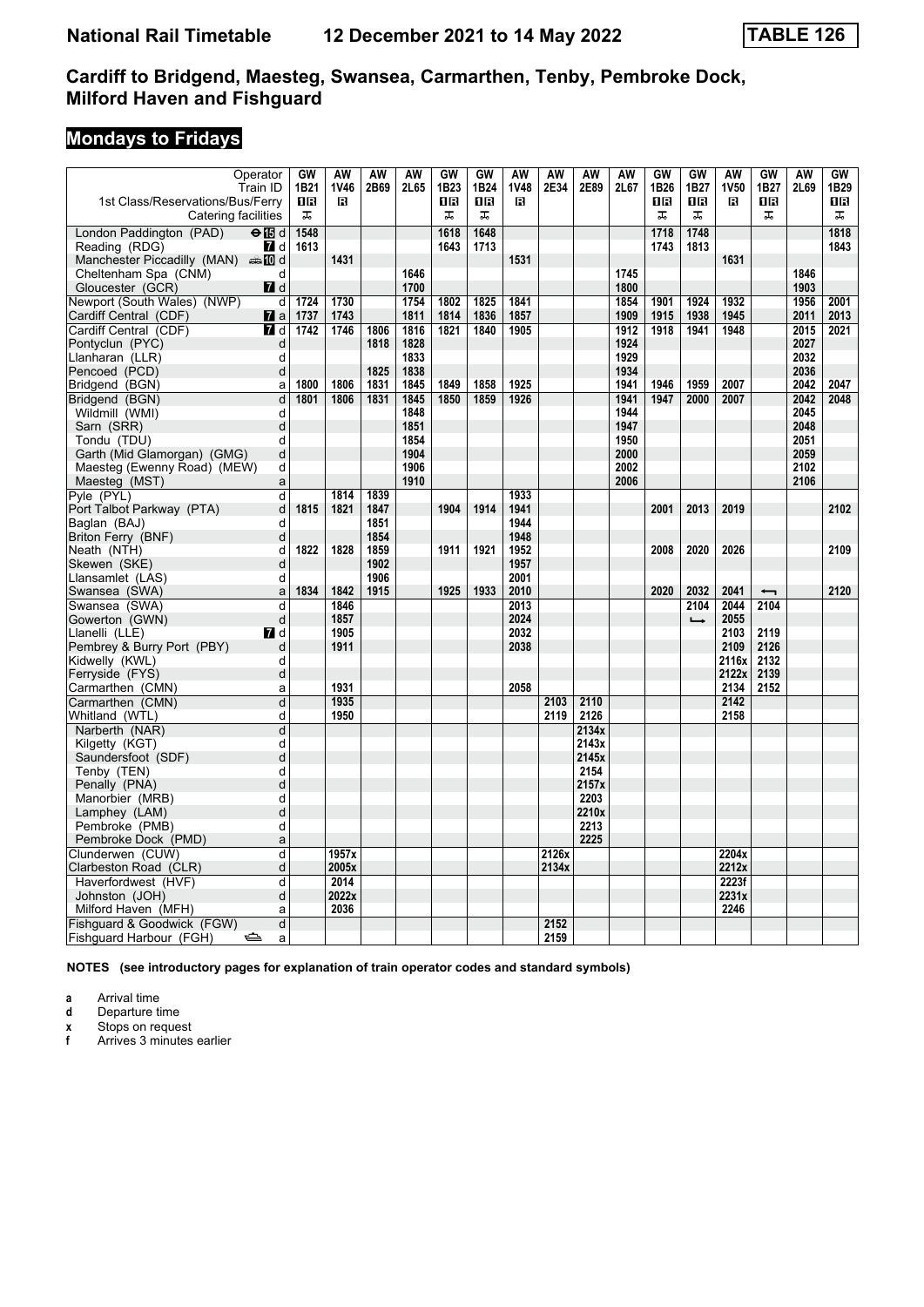# National Rail Timetable 12 December 2021 to 14 May 2022 TABLE 126

## Cardiff to Bridgend, Maesteg, Swansea, Carmarthen, Tenby, Pembroke Dock, Milford Haven and Fishguard

## Mondays to Fridays

| Operator | | GW | AW | AW | AW | GW | GW | AW | AW | AW | AW | GW | GW | AW | GW | AW | GW |
|---|---|---|---|---|---|---|---|---|---|---|---|---|---|---|---|---|---|
| Train ID | | 1B21 | 1V46 | 2B69 | 2L65 | 1B23 | 1B24 | 1V48 | 2E34 | 2E89 | 2L67 | 1B26 | 1B27 | 1V50 | 1B27 | 2L69 | 1B29 |
| 1st Class/Reservations/Bus/Ferry | | 1R | R | | | 1R | 1R | R | | | | 1R | 1R | R | 1R | | 1R |
| Catering facilities | | ⚹ | | | | ⚹ | ⚹ | | | | | ⚹ | ⚹ | | ⚹ | | ⚹ |
| London Paddington (PAD) | ⊖15 d | 1548 | | | | 1618 | 1648 | | | | | 1718 | 1748 | | | | 1818 |
| Reading (RDG) | 7 d | 1613 | | | | 1643 | 1713 | | | | | 1743 | 1813 | | | | 1843 |
| Manchester Piccadilly (MAN) | 10 d | | 1431 | | | | | 1531 | | | | | | 1631 | | | |
| Cheltenham Spa (CNM) | d | | | | 1646 | | | | | | 1745 | | | | | 1846 | |
| Gloucester (GCR) | 7 d | | | | 1700 | | | | | | 1800 | | | | | 1903 | |
| Newport (South Wales) (NWP) | d | 1724 | 1730 | | 1754 | 1802 | 1825 | 1841 | | | 1854 | 1901 | 1924 | 1932 | | 1956 | 2001 |
| Cardiff Central (CDF) | 7 a | 1737 | 1743 | | 1811 | 1814 | 1836 | 1857 | | | 1909 | 1915 | 1938 | 1945 | | 2011 | 2013 |
| Cardiff Central (CDF) | 7 d | 1742 | 1746 | 1806 | 1816 | 1821 | 1840 | 1905 | | | 1912 | 1918 | 1941 | 1948 | | 2015 | 2021 |
| Pontyclun (PYC) | d | | | 1818 | 1828 | | | | | | 1924 | | | | | 2027 | |
| Llanharan (LLR) | d | | | | 1833 | | | | | | 1929 | | | | | 2032 | |
| Pencoed (PCD) | d | | | 1825 | 1838 | | | | | | 1934 | | | | | 2036 | |
| Bridgend (BGN) | a | 1800 | 1806 | 1831 | 1845 | 1849 | 1858 | 1925 | | | 1941 | 1946 | 1959 | 2007 | | 2042 | 2047 |
| Bridgend (BGN) | d | 1801 | 1806 | 1831 | 1845 | 1850 | 1859 | 1926 | | | 1941 | 1947 | 2000 | 2007 | | 2042 | 2048 |
| Wildmill (WMI) | d | | | | 1848 | | | | | | 1944 | | | | | 2045 | |
| Sarn (SRR) | d | | | | 1851 | | | | | | 1947 | | | | | 2048 | |
| Tondu (TDU) | d | | | | 1854 | | | | | | 1950 | | | | | 2051 | |
| Garth (Mid Glamorgan) (GMG) | d | | | | 1904 | | | | | | 2000 | | | | | 2059 | |
| Maesteg (Ewenny Road) (MEW) | d | | | | 1906 | | | | | | 2002 | | | | | 2102 | |
| Maesteg (MST) | a | | | | 1910 | | | | | | 2006 | | | | | 2106 | |
| Pyle (PYL) | d | | 1814 | 1839 | | | | 1933 | | | | | | | | | |
| Port Talbot Parkway (PTA) | d | 1815 | 1821 | 1847 | | 1904 | 1914 | 1941 | | | | 2001 | 2013 | 2019 | | | 2102 |
| Baglan (BAJ) | d | | | 1851 | | | | 1944 | | | | | | | | | |
| Briton Ferry (BNF) | d | | | 1854 | | | | 1948 | | | | | | | | | |
| Neath (NTH) | d | 1822 | 1828 | 1859 | | 1911 | 1921 | 1952 | | | | 2008 | 2020 | 2026 | | | 2109 |
| Skewen (SKE) | d | | | 1902 | | | | 1957 | | | | | | | | | |
| Llansamlet (LAS) | d | | | 1906 | | | | 2001 | | | | | | | | | |
| Swansea (SWA) | a | 1834 | 1842 | 1915 | | 1925 | 1933 | 2010 | | | | 2020 | 2032 | 2041 | ⟵ | | 2120 |
| Swansea (SWA) | d | | 1846 | | | | | 2013 | | | | | 2104 | 2044 | 2104 | | |
| Gowerton (GWN) | d | | 1857 | | | | | 2024 | | | | | ⟶ | 2055 | | | |
| Llanelli (LLE) | 7 d | | 1905 | | | | | 2032 | | | | | | 2103 | 2119 | | |
| Pembrey & Burry Port (PBY) | d | | 1911 | | | | | 2038 | | | | | | 2109 | 2126 | | |
| Kidwelly (KWL) | d | | | | | | | | | | | | | 2116x | 2132 | | |
| Ferryside (FYS) | d | | | | | | | | | | | | | 2122x | 2139 | | |
| Carmarthen (CMN) | a | | 1931 | | | | | 2058 | | | | | | 2134 | 2152 | | |
| Carmarthen (CMN) | d | | 1935 | | | | | | 2103 | 2110 | | | | 2142 | | | |
| Whitland (WTL) | d | | 1950 | | | | | | 2119 | 2126 | | | | 2158 | | | |
| Narberth (NAR) | d | | | | | | | | | 2134x | | | | | | | |
| Kilgetty (KGT) | d | | | | | | | | | 2143x | | | | | | | |
| Saundersfoot (SDF) | d | | | | | | | | | 2145x | | | | | | | |
| Tenby (TEN) | d | | | | | | | | | 2154 | | | | | | | |
| Penally (PNA) | d | | | | | | | | | 2157x | | | | | | | |
| Manorbier (MRB) | d | | | | | | | | | 2203 | | | | | | | |
| Lamphey (LAM) | d | | | | | | | | | 2210x | | | | | | | |
| Pembroke (PMB) | d | | | | | | | | | 2213 | | | | | | | |
| Pembroke Dock (PMD) | a | | | | | | | | | 2225 | | | | | | | |
| Clunderwen (CUW) | d | | 1957x | | | | | | 2126x | | | | | 2204x | | | |
| Clarbeston Road (CLR) | d | | 2005x | | | | | | 2134x | | | | | 2212x | | | |
| Haverfordwest (HVF) | d | | 2014 | | | | | | | | | | | 2223f | | | |
| Johnston (JOH) | d | | 2022x | | | | | | | | | | | 2231x | | | |
| Milford Haven (MFH) | a | | 2036 | | | | | | | | | | | 2246 | | | |
| Fishguard & Goodwick (FGW) | d | | | | | | | | 2152 | | | | | | | | |
| Fishguard Harbour (FGH) | ⛴ a | | | | | | | | 2159 | | | | | | | | |

**NOTES (see introductory pages for explanation of train operator codes and standard symbols)**

- **a** Arrival time
- **d** Departure time
- **x** Stops on request
- **f** Arrives 3 minutes earlier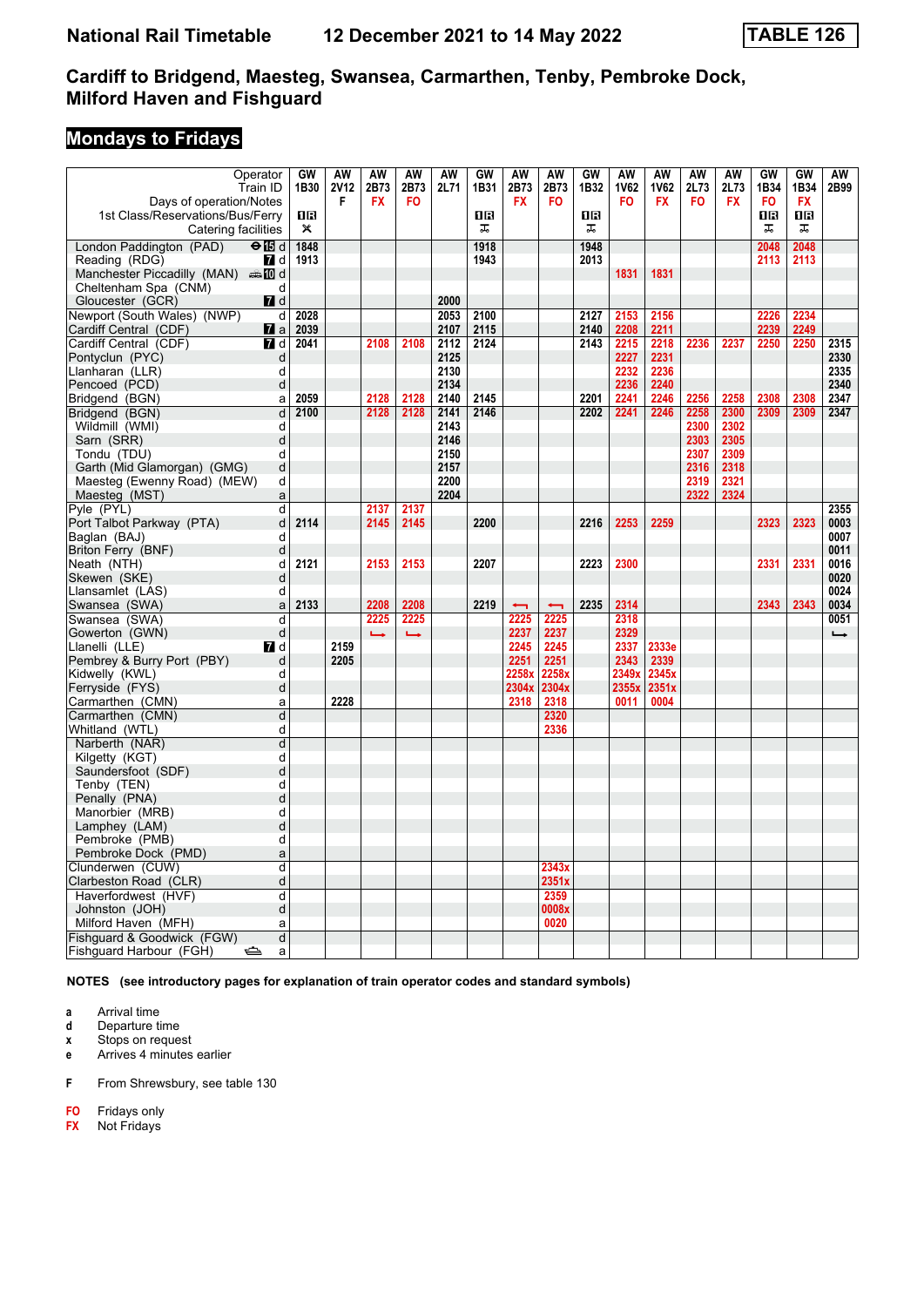# National Rail Timetable 12 December 2021 to 14 May 2022 TABLE 126

## Cardiff to Bridgend, Maesteg, Swansea, Carmarthen, Tenby, Pembroke Dock, Milford Haven and Fishguard

### Mondays to Fridays

| Operator | | GW | AW | AW | AW | AW | GW | AW | AW | GW | AW | AW | AW | AW | GW | GW | AW |
|---|---|---|---|---|---|---|---|---|---|---|---|---|---|---|---|---|---|
| Train ID | | 1B30 | 2V12 | 2B73 | 2B73 | 2L71 | 1B31 | 2B73 | 2B73 | 1B32 | 1V62 | 1V62 | 2L73 | 2L73 | 1B34 | 1B34 | 2B99 |
| Days of operation/Notes | | | F | FX | FO | | | FX | FO | | FO | FX | FO | FX | FO | FX | |
| 1st Class/Reservations/Bus/Ferry | | 1R | | | | | 1R | | | 1R | | | | | 1R | 1R | |
| Catering facilities | | ✕ | | | | | ⊼ | | | ⊼ | | | | | ⊼ | ⊼ | |
| London Paddington (PAD) | d | 1848 | | | | | 1918 | | | 1948 | | | | | 2048 | 2048 | |
| Reading (RDG) | d | 1913 | | | | | 1943 | | | 2013 | | | | | 2113 | 2113 | |
| Manchester Piccadilly (MAN) | d | | | | | | | | | | 1831 | 1831 | | | | | |
| Cheltenham Spa (CNM) | d | | | | | | | | | | | | | | | | |
| Gloucester (GCR) | d | | | | | 2000 | | | | | | | | | | | |
| Newport (South Wales) (NWP) | d | 2028 | | | | 2053 | 2100 | | | 2127 | 2153 | 2156 | | | 2226 | 2234 | |
| Cardiff Central (CDF) | a | 2039 | | | | 2107 | 2115 | | | 2140 | 2208 | 2211 | | | 2239 | 2249 | |
| Cardiff Central (CDF) | d | 2041 | | 2108 | 2108 | 2112 | 2124 | | | 2143 | 2215 | 2218 | 2236 | 2237 | 2250 | 2250 | 2315 |
| Pontyclun (PYC) | d | | | | | 2125 | | | | | 2227 | 2231 | | | | | 2330 |
| Llanharan (LLR) | d | | | | | 2130 | | | | | 2232 | 2236 | | | | | 2335 |
| Pencoed (PCD) | d | | | | | 2134 | | | | | 2236 | 2240 | | | | | 2340 |
| Bridgend (BGN) | a | 2059 | | 2128 | 2128 | 2140 | 2145 | | | 2201 | 2241 | 2246 | 2256 | 2258 | 2308 | 2308 | 2347 |
| Bridgend (BGN) | d | 2100 | | 2128 | 2128 | 2141 | 2146 | | | 2202 | 2241 | 2246 | 2258 | 2300 | 2309 | 2309 | 2347 |
| Wildmill (WMI) | d | | | | | 2143 | | | | | | | 2300 | 2302 | | | |
| Sarn (SRR) | d | | | | | 2146 | | | | | | | 2303 | 2305 | | | |
| Tondu (TDU) | d | | | | | 2150 | | | | | | | 2307 | 2309 | | | |
| Garth (Mid Glamorgan) (GMG) | d | | | | | 2157 | | | | | | | 2316 | 2318 | | | |
| Maesteg (Ewenny Road) (MEW) | d | | | | | 2200 | | | | | | | 2319 | 2321 | | | |
| Maesteg (MST) | a | | | | | 2204 | | | | | | | 2322 | 2324 | | | |
| Pyle (PYL) | d | | | 2137 | 2137 | | | | | | | | | | | | 2355 |
| Port Talbot Parkway (PTA) | d | 2114 | | 2145 | 2145 | | 2200 | | | 2216 | 2253 | 2259 | | | 2323 | 2323 | 0003 |
| Baglan (BAJ) | d | | | | | | | | | | | | | | | | 0007 |
| Briton Ferry (BNF) | d | | | | | | | | | | | | | | | | 0011 |
| Neath (NTH) | d | 2121 | | 2153 | 2153 | | 2207 | | | 2223 | 2300 | | | | 2331 | 2331 | 0016 |
| Skewen (SKE) | d | | | | | | | | | | | | | | | | 0020 |
| Llansamlet (LAS) | d | | | | | | | | | | | | | | | | 0024 |
| Swansea (SWA) | a | 2133 | | 2208 | 2208 | | 2219 | ⟵ | ⟵ | 2235 | 2314 | | | | 2343 | 2343 | 0034 |
| Swansea (SWA) | d | | | 2225 | 2225 | | | 2225 | 2225 | | 2318 | | | | | | 0051 |
| Gowerton (GWN) | d | | | ⟶ | ⟶ | | | 2237 | 2237 | | 2329 | | | | | | ⟶ |
| Llanelli (LLE) | d | | 2159 | | | | | 2245 | 2245 | | 2337 | 2333e | | | | | |
| Pembrey & Burry Port (PBY) | d | | 2205 | | | | | 2251 | 2251 | | 2343 | 2339 | | | | | |
| Kidwelly (KWL) | d | | | | | | | 2258x | 2258x | | 2349x | 2345x | | | | | |
| Ferryside (FYS) | d | | | | | | | 2304x | 2304x | | 2355x | 2351x | | | | | |
| Carmarthen (CMN) | a | | 2228 | | | | | 2318 | 2318 | | 0011 | 0004 | | | | | |
| Carmarthen (CMN) | d | | | | | | | | 2320 | | | | | | | | |
| Whitland (WTL) | d | | | | | | | | 2336 | | | | | | | | |
| Narberth (NAR) | d | | | | | | | | | | | | | | | | |
| Kilgetty (KGT) | d | | | | | | | | | | | | | | | | |
| Saundersfoot (SDF) | d | | | | | | | | | | | | | | | | |
| Tenby (TEN) | d | | | | | | | | | | | | | | | | |
| Penally (PNA) | d | | | | | | | | | | | | | | | | |
| Manorbier (MRB) | d | | | | | | | | | | | | | | | | |
| Lamphey (LAM) | d | | | | | | | | | | | | | | | | |
| Pembroke (PMB) | d | | | | | | | | | | | | | | | | |
| Pembroke Dock (PMD) | a | | | | | | | | | | | | | | | | |
| Clunderwen (CUW) | d | | | | | | | | 2343x | | | | | | | | |
| Clarbeston Road (CLR) | d | | | | | | | | 2351x | | | | | | | | |
| Haverfordwest (HVF) | d | | | | | | | | 2359 | | | | | | | | |
| Johnston (JOH) | d | | | | | | | | 0008x | | | | | | | | |
| Milford Haven (MFH) | a | | | | | | | | 0020 | | | | | | | | |
| Fishguard & Goodwick (FGW) | d | | | | | | | | | | | | | | | | |
| Fishguard Harbour (FGH) | a | | | | | | | | | | | | | | | | |

**NOTES (see introductory pages for explanation of train operator codes and standard symbols)**

- **a** Arrival time
- **d** Departure time
- **x** Stops on request
- **e** Arrives 4 minutes earlier

- **F** From Shrewsbury, see table 130

- **FO** Fridays only
- **FX** Not Fridays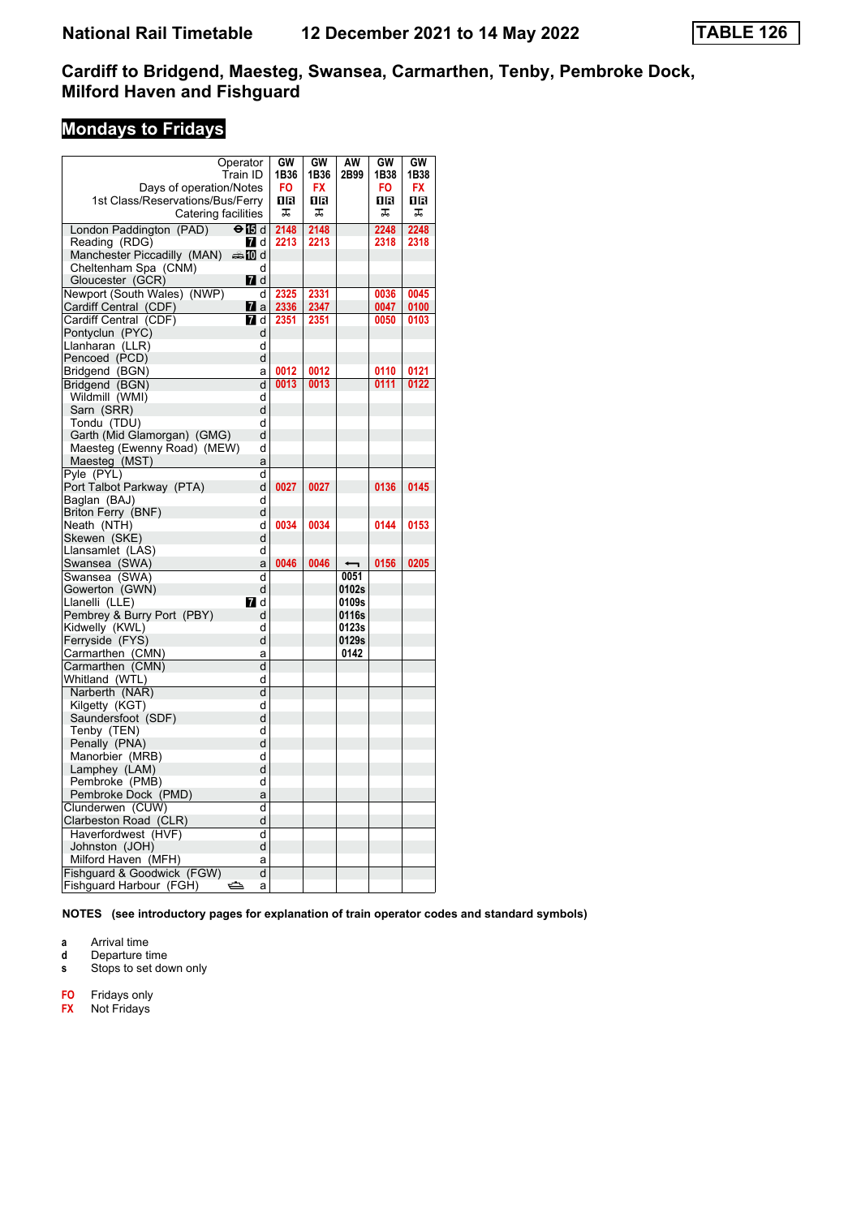# National Rail Timetable 12 December 2021 to 14 May 2022

**TABLE 126**

## Cardiff to Bridgend, Maesteg, Swansea, Carmarthen, Tenby, Pembroke Dock, Milford Haven and Fishguard

### Mondays to Fridays

| Operator | | GW | GW | AW | GW | GW |
|---|---|---|---|---|---|---|
| Train ID | | 1B36 | 1B36 | 2B99 | 1B38 | 1B38 |
| Days of operation/Notes | | FO | FX | | FO | FX |
| 1st Class/Reservations/Bus/Ferry | | ■R | ■R | | ■R | ■R |
| Catering facilities | | ⚹ | ⚹ | | ⚹ | ⚹ |
| London Paddington (PAD) | d | 2148 | 2148 | | 2248 | 2248 |
| Reading (RDG) | d | 2213 | 2213 | | 2318 | 2318 |
| Manchester Piccadilly (MAN) | d | | | | | |
| Cheltenham Spa (CNM) | d | | | | | |
| Gloucester (GCR) | d | | | | | |
| Newport (South Wales) (NWP) | d | 2325 | 2331 | | 0036 | 0045 |
| Cardiff Central (CDF) | a | 2336 | 2347 | | 0047 | 0100 |
| Cardiff Central (CDF) | d | 2351 | 2351 | | 0050 | 0103 |
| Pontyclun (PYC) | d | | | | | |
| Llanharan (LLR) | d | | | | | |
| Pencoed (PCD) | d | | | | | |
| Bridgend (BGN) | a | 0012 | 0012 | | 0110 | 0121 |
| Bridgend (BGN) | d | 0013 | 0013 | | 0111 | 0122 |
| Wildmill (WMI) | d | | | | | |
| Sarn (SRR) | d | | | | | |
| Tondu (TDU) | d | | | | | |
| Garth (Mid Glamorgan) (GMG) | d | | | | | |
| Maesteg (Ewenny Road) (MEW) | d | | | | | |
| Maesteg (MST) | a | | | | | |
| Pyle (PYL) | d | | | | | |
| Port Talbot Parkway (PTA) | d | 0027 | 0027 | | 0136 | 0145 |
| Baglan (BAJ) | d | | | | | |
| Briton Ferry (BNF) | d | | | | | |
| Neath (NTH) | d | 0034 | 0034 | | 0144 | 0153 |
| Skewen (SKE) | d | | | | | |
| Llansamlet (LAS) | d | | | | | |
| Swansea (SWA) | a | 0046 | 0046 | ⟵ | 0156 | 0205 |
| Swansea (SWA) | d | | | 0051 | | |
| Gowerton (GWN) | d | | | 0102s | | |
| Llanelli (LLE) | d | | | 0109s | | |
| Pembrey & Burry Port (PBY) | d | | | 0116s | | |
| Kidwelly (KWL) | d | | | 0123s | | |
| Ferryside (FYS) | d | | | 0129s | | |
| Carmarthen (CMN) | a | | | 0142 | | |
| Carmarthen (CMN) | d | | | | | |
| Whitland (WTL) | d | | | | | |
| Narberth (NAR) | d | | | | | |
| Kilgetty (KGT) | d | | | | | |
| Saundersfoot (SDF) | d | | | | | |
| Tenby (TEN) | d | | | | | |
| Penally (PNA) | d | | | | | |
| Manorbier (MRB) | d | | | | | |
| Lamphey (LAM) | d | | | | | |
| Pembroke (PMB) | d | | | | | |
| Pembroke Dock (PMD) | a | | | | | |
| Clunderwen (CUW) | d | | | | | |
| Clarbeston Road (CLR) | d | | | | | |
| Haverfordwest (HVF) | d | | | | | |
| Johnston (JOH) | d | | | | | |
| Milford Haven (MFH) | a | | | | | |
| Fishguard & Goodwick (FGW) | d | | | | | |
| Fishguard Harbour (FGH) | a | | | | | |

**NOTES (see introductory pages for explanation of train operator codes and standard symbols)**

- **a** Arrival time
- **d** Departure time
- **s** Stops to set down only

- **FO** Fridays only
- **FX** Not Fridays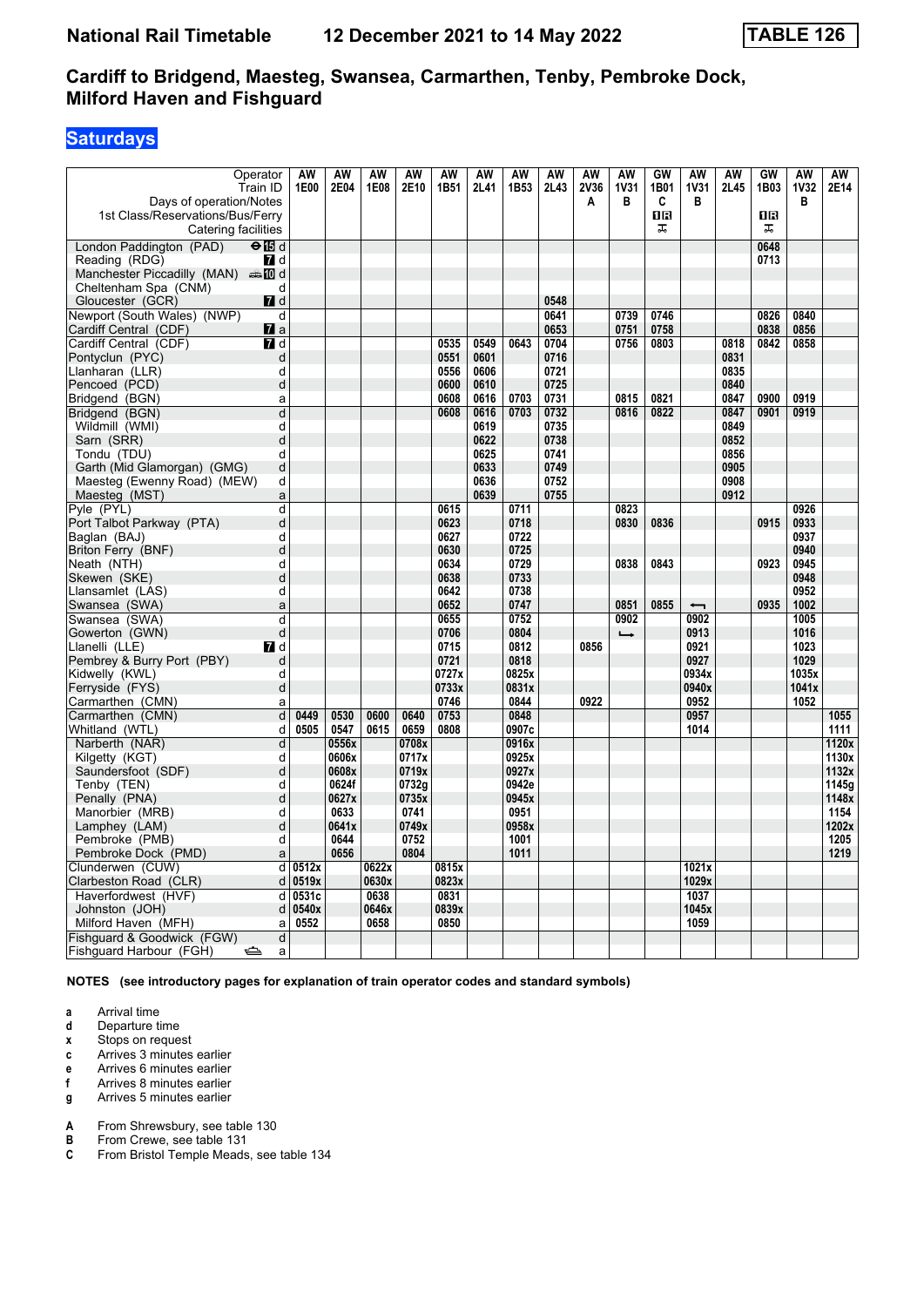# National Rail Timetable 12 December 2021 to 14 May 2022 TABLE 126

## Cardiff to Bridgend, Maesteg, Swansea, Carmarthen, Tenby, Pembroke Dock, Milford Haven and Fishguard

### Saturdays

| Operator | | AW | AW | AW | AW | AW | AW | AW | AW | AW | AW | GW | AW | AW | GW | AW | AW |
|---|---|---|---|---|---|---|---|---|---|---|---|---|---|---|---|---|---|
| Train ID | | 1E00 | 2E04 | 1E08 | 2E10 | 1B51 | 2L41 | 1B53 | 2L43 | 2V36 | 1V31 | 1B01 | 1V31 | 2L45 | 1B03 | 1V32 | 2E14 |
| Days of operation/Notes | | | | | | | | | | A | B | C | B | | | B | |
| 1st Class/Reservations/Bus/Ferry | | | | | | | | | | | | 1R | | | 1R | | |
| Catering facilities | | | | | | | | | | | | | | | | | |
| London Paddington (PAD) | 15 d | | | | | | | | | | | | | | 0648 | | |
| Reading (RDG) | 7 d | | | | | | | | | | | | | | 0713 | | |
| Manchester Piccadilly (MAN) | 10 d | | | | | | | | | | | | | | | | |
| Cheltenham Spa (CNM) | d | | | | | | | | | | | | | | | | |
| Gloucester (GCR) | 7 d | | | | | | | | 0548 | | | | | | | | |
| Newport (South Wales) (NWP) | d | | | | | | | | 0641 | | 0739 | 0746 | | | 0826 | 0840 | |
| Cardiff Central (CDF) | 7 a | | | | | | | | 0653 | | 0751 | 0758 | | | 0838 | 0856 | |
| Cardiff Central (CDF) | 7 d | | | | | 0535 | 0549 | 0643 | 0704 | | 0756 | 0803 | | 0818 | 0842 | 0858 | |
| Pontyclun (PYC) | d | | | | | 0551 | 0601 | | 0716 | | | | | 0831 | | | |
| Llanharan (LLR) | d | | | | | 0556 | 0606 | | 0721 | | | | | 0835 | | | |
| Pencoed (PCD) | d | | | | | 0600 | 0610 | | 0725 | | | | | 0840 | | | |
| Bridgend (BGN) | a | | | | | 0608 | 0616 | 0703 | 0731 | | 0815 | 0821 | | 0847 | 0900 | 0919 | |
| Bridgend (BGN) | d | | | | | 0608 | 0616 | 0703 | 0732 | | 0816 | 0822 | | 0847 | 0901 | 0919 | |
| Wildmill (WMI) | d | | | | | | 0619 | | 0735 | | | | | 0849 | | | |
| Sarn (SRR) | d | | | | | | 0622 | | 0738 | | | | | 0852 | | | |
| Tondu (TDU) | d | | | | | | 0625 | | 0741 | | | | | 0856 | | | |
| Garth (Mid Glamorgan) (GMG) | d | | | | | | 0633 | | 0749 | | | | | 0905 | | | |
| Maesteg (Ewenny Road) (MEW) | d | | | | | | 0636 | | 0752 | | | | | 0908 | | | |
| Maesteg (MST) | a | | | | | | 0639 | | 0755 | | | | | 0912 | | | |
| Pyle (PYL) | d | | | | | 0615 | | 0711 | | | 0823 | | | | | 0926 | |
| Port Talbot Parkway (PTA) | d | | | | | 0623 | | 0718 | | | 0830 | 0836 | | | 0915 | 0933 | |
| Baglan (BAJ) | d | | | | | 0627 | | 0722 | | | | | | | | 0937 | |
| Briton Ferry (BNF) | d | | | | | 0630 | | 0725 | | | | | | | | 0940 | |
| Neath (NTH) | d | | | | | 0634 | | 0729 | | | 0838 | 0843 | | | 0923 | 0945 | |
| Skewen (SKE) | d | | | | | 0638 | | 0733 | | | | | | | | 0948 | |
| Llansamlet (LAS) | d | | | | | 0642 | | 0738 | | | | | | | | 0952 | |
| Swansea (SWA) | a | | | | | 0652 | | 0747 | | | 0851 | 0855 | ← | | 0935 | 1002 | |
| Swansea (SWA) | d | | | | | 0655 | | 0752 | | | 0902 | | 0902 | | | 1005 | |
| Gowerton (GWN) | d | | | | | 0706 | | 0804 | | | → | | 0913 | | | 1016 | |
| Llanelli (LLE) | 7 d | | | | | 0715 | | 0812 | | 0856 | | | 0921 | | | 1023 | |
| Pembrey & Burry Port (PBY) | d | | | | | 0721 | | 0818 | | | | | 0927 | | | 1029 | |
| Kidwelly (KWL) | d | | | | | 0727x | | 0825x | | | | | 0934x | | | 1035x | |
| Ferryside (FYS) | d | | | | | 0733x | | 0831x | | | | | 0940x | | | 1041x | |
| Carmarthen (CMN) | a | | | | | 0746 | | 0844 | | 0922 | | | 0952 | | | 1052 | |
| Carmarthen (CMN) | d | 0449 | 0530 | 0600 | 0640 | 0753 | | 0848 | | | | | 0957 | | | | 1055 |
| Whitland (WTL) | d | 0505 | 0547 | 0615 | 0659 | 0808 | | 0907c | | | | | 1014 | | | | 1111 |
| Narberth (NAR) | d | | 0556x | | 0708x | | | 0916x | | | | | | | | | 1120x |
| Kilgetty (KGT) | d | | 0606x | | 0717x | | | 0925x | | | | | | | | | 1130x |
| Saundersfoot (SDF) | d | | 0608x | | 0719x | | | 0927x | | | | | | | | | 1132x |
| Tenby (TEN) | d | | 0624f | | 0732g | | | 0942e | | | | | | | | | 1145g |
| Penally (PNA) | d | | 0627x | | 0735x | | | 0945x | | | | | | | | | 1148x |
| Manorbier (MRB) | d | | 0633 | | 0741 | | | 0951 | | | | | | | | | 1154 |
| Lamphey (LAM) | d | | 0641x | | 0749x | | | 0958x | | | | | | | | | 1202x |
| Pembroke (PMB) | d | | 0644 | | 0752 | | | 1001 | | | | | | | | | 1205 |
| Pembroke Dock (PMD) | a | | 0656 | | 0804 | | | 1011 | | | | | | | | | 1219 |
| Clunderwen (CUW) | d | 0512x | | 0622x | | 0815x | | | | | | | 1021x | | | | |
| Clarbeston Road (CLR) | d | 0519x | | 0630x | | 0823x | | | | | | | 1029x | | | | |
| Haverfordwest (HVF) | d | 0531c | | 0638 | | 0831 | | | | | | | 1037 | | | | |
| Johnston (JOH) | d | 0540x | | 0646x | | 0839x | | | | | | | 1045x | | | | |
| Milford Haven (MFH) | a | 0552 | | 0658 | | 0850 | | | | | | | 1059 | | | | |
| Fishguard & Goodwick (FGW) | d | | | | | | | | | | | | | | | | |
| Fishguard Harbour (FGH) | a | | | | | | | | | | | | | | | | |

**NOTES (see introductory pages for explanation of train operator codes and standard symbols)**

- **a** Arrival time
- **d** Departure time
- **x** Stops on request
- **c** Arrives 3 minutes earlier
- **e** Arrives 6 minutes earlier
- **f** Arrives 8 minutes earlier
- **g** Arrives 5 minutes earlier

- **A** From Shrewsbury, see table 130
- **B** From Crewe, see table 131
- **C** From Bristol Temple Meads, see table 134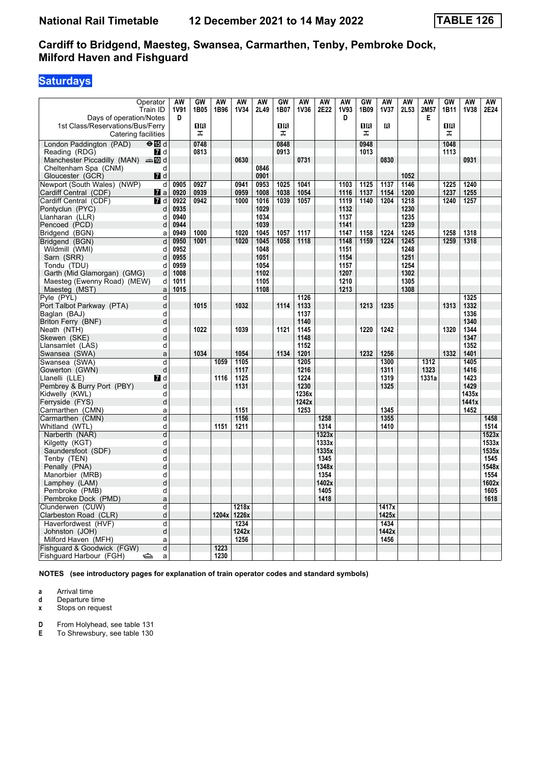# National Rail Timetable 12 December 2021 to 14 May 2022 TABLE 126

## Cardiff to Bridgend, Maesteg, Swansea, Carmarthen, Tenby, Pembroke Dock, Milford Haven and Fishguard

### Saturdays

| Operator | | AW | GW | AW | AW | AW | GW | AW | AW | AW | GW | AW | AW | AW | GW | AW | AW |
|---|---|---|---|---|---|---|---|---|---|---|---|---|---|---|---|---|---|
| Train ID | | 1V91 | 1B05 | 1B96 | 1V34 | 2L49 | 1B07 | 1V36 | 2E22 | 1V93 | 1B09 | 1V37 | 2L53 | 2M57 | 1B11 | 1V38 | 2E24 |
| Days of operation/Notes | | D | | | | | | | | D | | | | E | | | |
| 1st Class/Reservations/Bus/Ferry | | | 1R | | | | 1R | | | | 1R | R | | | 1R | | |
| Catering facilities | | | | | | | | | | | | | | | | | |
| London Paddington (PAD) | d | | 0748 | | | | 0848 | | | | 0948 | | | | 1048 | | |
| Reading (RDG) | d | | 0813 | | | | 0913 | | | | 1013 | | | | 1113 | | |
| Manchester Piccadilly (MAN) | d | | | | 0630 | | | 0731 | | | | 0830 | | | | 0931 | |
| Cheltenham Spa (CNM) | d | | | | | 0846 | | | | | | | | | | | |
| Gloucester (GCR) | d | | | | | 0901 | | | | | | | 1052 | | | | |
| Newport (South Wales) (NWP) | d | 0905 | 0927 | | 0941 | 0953 | 1025 | 1041 | | 1103 | 1125 | 1137 | 1146 | | 1225 | 1240 | |
| Cardiff Central (CDF) | a | 0920 | 0939 | | 0959 | 1008 | 1038 | 1054 | | 1116 | 1137 | 1154 | 1200 | | 1237 | 1255 | |
| Cardiff Central (CDF) | d | 0922 | 0942 | | 1000 | 1016 | 1039 | 1057 | | 1119 | 1140 | 1204 | 1218 | | 1240 | 1257 | |
| Pontyclun (PYC) | d | 0935 | | | | 1029 | | | | 1132 | | | 1230 | | | | |
| Llanharan (LLR) | d | 0940 | | | | 1034 | | | | 1137 | | | 1235 | | | | |
| Pencoed (PCD) | d | 0944 | | | | 1039 | | | | 1141 | | | 1239 | | | | |
| Bridgend (BGN) | a | 0949 | 1000 | | 1020 | 1045 | 1057 | 1117 | | 1147 | 1158 | 1224 | 1245 | | 1258 | 1318 | |
| Bridgend (BGN) | d | 0950 | 1001 | | 1020 | 1045 | 1058 | 1118 | | 1148 | 1159 | 1224 | 1245 | | 1259 | 1318 | |
| Wildmill (WMI) | d | 0952 | | | | 1048 | | | | 1151 | | | 1248 | | | | |
| Sarn (SRR) | d | 0955 | | | | 1051 | | | | 1154 | | | 1251 | | | | |
| Tondu (TDU) | d | 0959 | | | | 1054 | | | | 1157 | | | 1254 | | | | |
| Garth (Mid Glamorgan) (GMG) | d | 1008 | | | | 1102 | | | | 1207 | | | 1302 | | | | |
| Maesteg (Ewenny Road) (MEW) | d | 1011 | | | | 1105 | | | | 1210 | | | 1305 | | | | |
| Maesteg (MST) | a | 1015 | | | | 1108 | | | | 1213 | | | 1308 | | | | |
| Pyle (PYL) | d | | | | | | | 1126 | | | | | | | | 1325 | |
| Port Talbot Parkway (PTA) | d | | 1015 | | 1032 | | 1114 | 1133 | | | 1213 | 1235 | | | 1313 | 1332 | |
| Baglan (BAJ) | d | | | | | | | 1137 | | | | | | | | 1336 | |
| Briton Ferry (BNF) | d | | | | | | | 1140 | | | | | | | | 1340 | |
| Neath (NTH) | d | | 1022 | | 1039 | | 1121 | 1145 | | | 1220 | 1242 | | | 1320 | 1344 | |
| Skewen (SKE) | d | | | | | | | 1148 | | | | | | | | 1347 | |
| Llansamlet (LAS) | d | | | | | | | 1152 | | | | | | | | 1352 | |
| Swansea (SWA) | a | | 1034 | | 1054 | | 1134 | 1201 | | | 1232 | 1256 | | | 1332 | 1401 | |
| Swansea (SWA) | d | | | 1059 | 1105 | | | 1205 | | | | 1300 | | 1312 | | 1405 | |
| Gowerton (GWN) | d | | | | 1117 | | | 1216 | | | | 1311 | | 1323 | | 1416 | |
| Llanelli (LLE) | d | | | 1116 | 1125 | | | 1224 | | | | 1319 | | 1331a | | 1423 | |
| Pembrey & Burry Port (PBY) | d | | | | 1131 | | | 1230 | | | | 1325 | | | | 1429 | |
| Kidwelly (KWL) | d | | | | | | | 1236x | | | | | | | | 1435x | |
| Ferryside (FYS) | d | | | | | | | 1242x | | | | | | | | 1441x | |
| Carmarthen (CMN) | a | | | | 1151 | | | 1253 | | | | 1345 | | | | 1452 | |
| Carmarthen (CMN) | d | | | | 1156 | | | | 1258 | | | 1355 | | | | | 1458 |
| Whitland (WTL) | d | | | 1151 | 1211 | | | | 1314 | | | 1410 | | | | | 1514 |
| Narberth (NAR) | d | | | | | | | | 1323x | | | | | | | | 1523x |
| Kilgetty (KGT) | d | | | | | | | | 1333x | | | | | | | | 1533x |
| Saundersfoot (SDF) | d | | | | | | | | 1335x | | | | | | | | 1535x |
| Tenby (TEN) | d | | | | | | | | 1345 | | | | | | | | 1545 |
| Penally (PNA) | d | | | | | | | | 1348x | | | | | | | | 1548x |
| Manorbier (MRB) | d | | | | | | | | 1354 | | | | | | | | 1554 |
| Lamphey (LAM) | d | | | | | | | | 1402x | | | | | | | | 1602x |
| Pembroke (PMB) | d | | | | | | | | 1405 | | | | | | | | 1605 |
| Pembroke Dock (PMD) | a | | | | | | | | 1418 | | | | | | | | 1618 |
| Clunderwen (CUW) | d | | | | 1218x | | | | | | | 1417x | | | | | |
| Clarbeston Road (CLR) | d | | | 1204x | 1226x | | | | | | | 1425x | | | | | |
| Haverfordwest (HVF) | d | | | | 1234 | | | | | | | 1434 | | | | | |
| Johnston (JOH) | d | | | | 1242x | | | | | | | 1442x | | | | | |
| Milford Haven (MFH) | a | | | | 1256 | | | | | | | 1456 | | | | | |
| Fishguard & Goodwick (FGW) | d | | | 1223 | | | | | | | | | | | | | |
| Fishguard Harbour (FGH) | a | | | 1230 | | | | | | | | | | | | | |

**NOTES (see introductory pages for explanation of train operator codes and standard symbols)**

- **a** Arrival time
- **d** Departure time
- **x** Stops on request

- **D** From Holyhead, see table 131
- **E** To Shrewsbury, see table 130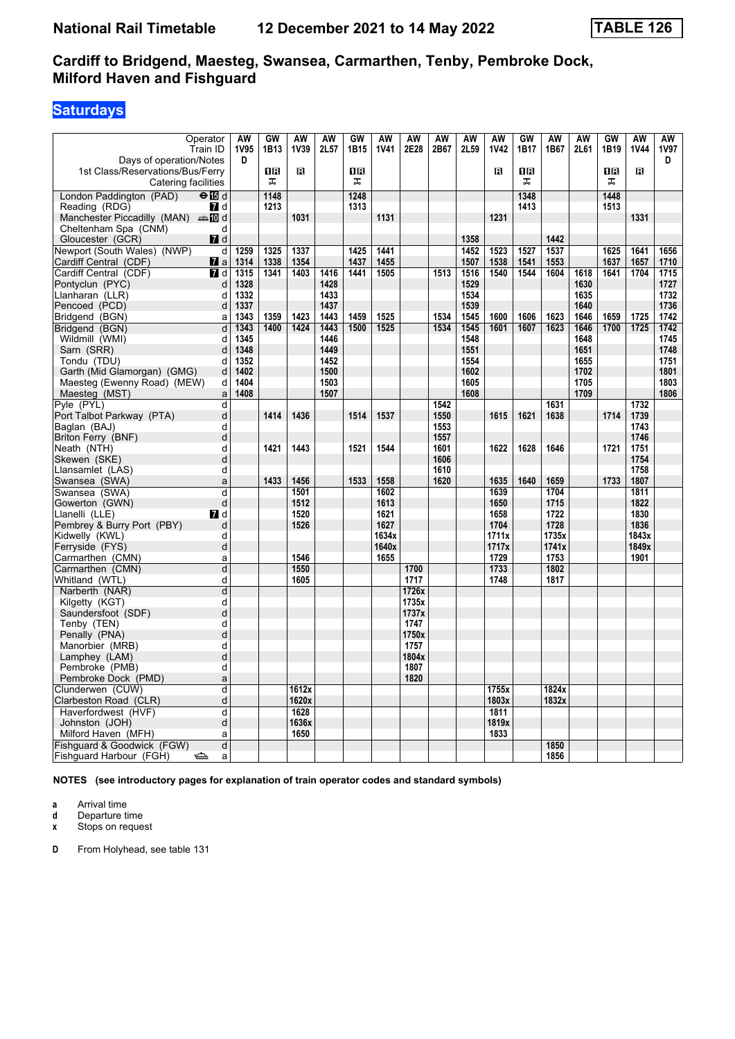# National Rail Timetable 12 December 2021 to 14 May 2022 TABLE 126

## Cardiff to Bridgend, Maesteg, Swansea, Carmarthen, Tenby, Pembroke Dock, Milford Haven and Fishguard

### Saturdays

| Operator | | AW | GW | AW | AW | GW | AW | AW | AW | AW | AW | GW | AW | AW | GW | AW | AW |
|---|---|---|---|---|---|---|---|---|---|---|---|---|---|---|---|---|---|
| Train ID | | 1V95 | 1B13 | 1V39 | 2L57 | 1B15 | 1V41 | 2E28 | 2B67 | 2L59 | 1V42 | 1B17 | 1B67 | 2L61 | 1B19 | 1V44 | 1V97 |
| Days of operation/Notes | | D | | | | | | | | | | | | | | | D |
| 1st Class/Reservations/Bus/Ferry | | | 1R | R | | 1R | | | | | R | 1R | | | 1R | R | |
| Catering facilities | | | ⌶ | | | ⌶ | | | | | | ⌶ | | | ⌶ | | |
| London Paddington (PAD) | ⊖15 d | | 1148 | | | 1248 | | | | | | 1348 | | | 1448 | | |
| Reading (RDG) | 7 d | | 1213 | | | 1313 | | | | | | 1413 | | | 1513 | | |
| Manchester Piccadilly (MAN) | 10 d | | | 1031 | | | 1131 | | | | 1231 | | | | | 1331 | |
| Cheltenham Spa (CNM) | d | | | | | | | | | | | | | | | | |
| Gloucester (GCR) | 7 d | | | | | | | | | 1358 | | | 1442 | | | | |
| Newport (South Wales) (NWP) | d | 1259 | 1325 | 1337 | | 1425 | 1441 | | | 1452 | 1523 | 1527 | 1537 | | 1625 | 1641 | 1656 |
| Cardiff Central (CDF) | 7 a | 1314 | 1338 | 1354 | | 1437 | 1455 | | | 1507 | 1538 | 1541 | 1553 | | 1637 | 1657 | 1710 |
| Cardiff Central (CDF) | 7 d | 1315 | 1341 | 1403 | 1416 | 1441 | 1505 | | 1513 | 1516 | 1540 | 1544 | 1604 | 1618 | 1641 | 1704 | 1715 |
| Pontyclun (PYC) | d | 1328 | | | 1428 | | | | | 1529 | | | | 1630 | | | 1727 |
| Llanharan (LLR) | d | 1332 | | | 1433 | | | | | 1534 | | | | 1635 | | | 1732 |
| Pencoed (PCD) | d | 1337 | | | 1437 | | | | | 1539 | | | | 1640 | | | 1736 |
| Bridgend (BGN) | a | 1343 | 1359 | 1423 | 1443 | 1459 | 1525 | | 1534 | 1545 | 1600 | 1606 | 1623 | 1646 | 1659 | 1725 | 1742 |
| Bridgend (BGN) | d | 1343 | 1400 | 1424 | 1443 | 1500 | 1525 | | 1534 | 1545 | 1601 | 1607 | 1623 | 1646 | 1700 | 1725 | 1742 |
| Wildmill (WMI) | d | 1345 | | | 1446 | | | | | 1548 | | | | 1648 | | | 1745 |
| Sarn (SRR) | d | 1348 | | | 1449 | | | | | 1551 | | | | 1651 | | | 1748 |
| Tondu (TDU) | d | 1352 | | | 1452 | | | | | 1554 | | | | 1655 | | | 1751 |
| Garth (Mid Glamorgan) (GMG) | d | 1402 | | | 1500 | | | | | 1602 | | | | 1702 | | | 1801 |
| Maesteg (Ewenny Road) (MEW) | d | 1404 | | | 1503 | | | | | 1605 | | | | 1705 | | | 1803 |
| Maesteg (MST) | a | 1408 | | | 1507 | | | | | 1608 | | | | 1709 | | | 1806 |
| Pyle (PYL) | d | | | | | | | | 1542 | | | | 1631 | | | 1732 | |
| Port Talbot Parkway (PTA) | d | | 1414 | 1436 | | 1514 | 1537 | | 1550 | | 1615 | 1621 | 1638 | | 1714 | 1739 | |
| Baglan (BAJ) | d | | | | | | | | 1553 | | | | | | | 1743 | |
| Briton Ferry (BNF) | d | | | | | | | | 1557 | | | | | | | 1746 | |
| Neath (NTH) | d | | 1421 | 1443 | | 1521 | 1544 | | 1601 | | 1622 | 1628 | 1646 | | 1721 | 1751 | |
| Skewen (SKE) | d | | | | | | | | 1606 | | | | | | | 1754 | |
| Llansamlet (LAS) | d | | | | | | | | 1610 | | | | | | | 1758 | |
| Swansea (SWA) | a | | 1433 | 1456 | | 1533 | 1558 | | 1620 | | 1635 | 1640 | 1659 | | 1733 | 1807 | |
| Swansea (SWA) | d | | | 1501 | | | 1602 | | | | 1639 | | 1704 | | | 1811 | |
| Gowerton (GWN) | d | | | 1512 | | | 1613 | | | | 1650 | | 1715 | | | 1822 | |
| Llanelli (LLE) | 7 d | | | 1520 | | | 1621 | | | | 1658 | | 1722 | | | 1830 | |
| Pembrey & Burry Port (PBY) | d | | | 1526 | | | 1627 | | | | 1704 | | 1728 | | | 1836 | |
| Kidwelly (KWL) | d | | | | | | 1634x | | | | 1711x | | 1735x | | | 1843x | |
| Ferryside (FYS) | d | | | | | | 1640x | | | | 1717x | | 1741x | | | 1849x | |
| Carmarthen (CMN) | a | | | 1546 | | | 1655 | | | | 1729 | | 1753 | | | 1901 | |
| Carmarthen (CMN) | d | | | 1550 | | | | 1700 | | | 1733 | | 1802 | | | | |
| Whitland (WTL) | d | | | 1605 | | | | 1717 | | | 1748 | | 1817 | | | | |
| Narberth (NAR) | d | | | | | | | 1726x | | | | | | | | | |
| Kilgetty (KGT) | d | | | | | | | 1735x | | | | | | | | | |
| Saundersfoot (SDF) | d | | | | | | | 1737x | | | | | | | | | |
| Tenby (TEN) | d | | | | | | | 1747 | | | | | | | | | |
| Penally (PNA) | d | | | | | | | 1750x | | | | | | | | | |
| Manorbier (MRB) | d | | | | | | | 1757 | | | | | | | | | |
| Lamphey (LAM) | d | | | | | | | 1804x | | | | | | | | | |
| Pembroke (PMB) | d | | | | | | | 1807 | | | | | | | | | |
| Pembroke Dock (PMD) | a | | | | | | | 1820 | | | | | | | | | |
| Clunderwen (CUW) | d | | | 1612x | | | | | | | 1755x | | 1824x | | | | |
| Clarbeston Road (CLR) | d | | | 1620x | | | | | | | 1803x | | 1832x | | | | |
| Haverfordwest (HVF) | d | | | 1628 | | | | | | | 1811 | | | | | | |
| Johnston (JOH) | d | | | 1636x | | | | | | | 1819x | | | | | | |
| Milford Haven (MFH) | a | | | 1650 | | | | | | | 1833 | | | | | | |
| Fishguard & Goodwick (FGW) | d | | | | | | | | | | | | 1850 | | | | |
| Fishguard Harbour (FGH) | ⛴ a | | | | | | | | | | | | 1856 | | | | |

**NOTES (see introductory pages for explanation of train operator codes and standard symbols)**

- **a** Arrival time
- **d** Departure time
- **x** Stops on request

- **D** From Holyhead, see table 131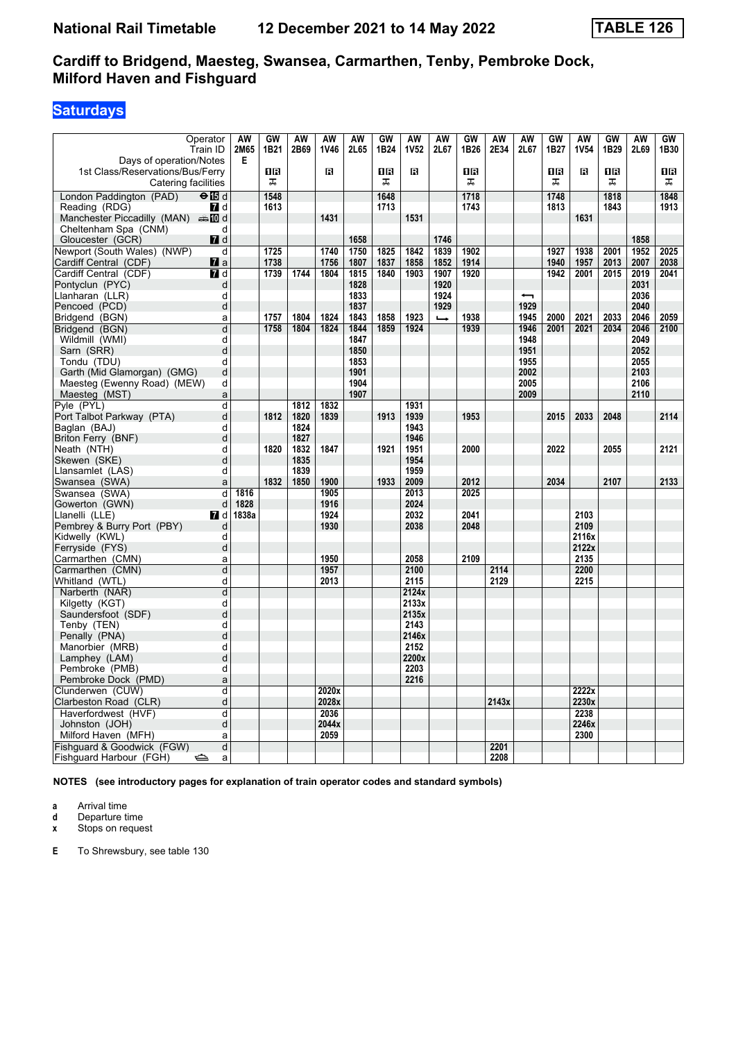# National Rail Timetable 12 December 2021 to 14 May 2022 TABLE 126

## Cardiff to Bridgend, Maesteg, Swansea, Carmarthen, Tenby, Pembroke Dock, Milford Haven and Fishguard

### Saturdays

| Operator | | AW | GW | AW | AW | AW | GW | AW | AW | GW | AW | AW | GW | AW | GW | AW | GW |
|---|---|---|---|---|---|---|---|---|---|---|---|---|---|---|---|---|---|
| Train ID | | 2M65 | 1B21 | 2B69 | 1V46 | 2L65 | 1B24 | 1V52 | 2L67 | 1B26 | 2E34 | 2L67 | 1B27 | 1V54 | 1B29 | 2L69 | 1B30 |
| Days of operation/Notes | | E | | | | | | | | | | | | | | | |
| 1st Class/Reservations/Bus/Ferry | | | 1R | | R | | 1R | R | | 1R | | | 1R | R | 1R | | 1R |
| Catering facilities | | | ✕ | | | | ✕ | | | ✕ | | | ✕ | | ✕ | | ✕ |
| London Paddington (PAD) | ⊖15 d | | 1548 | | | | 1648 | | | 1718 | | | 1748 | | 1818 | | 1848 |
| Reading (RDG) | 7 d | | 1613 | | | | 1713 | | | 1743 | | | 1813 | | 1843 | | 1913 |
| Manchester Piccadilly (MAN) | 10 d | | | | 1431 | | | 1531 | | | | | | 1631 | | | |
| Cheltenham Spa (CNM) | d | | | | | | | | | | | | | | | | |
| Gloucester (GCR) | 7 d | | | | | 1658 | | | 1746 | | | | | | | 1858 | |
| Newport (South Wales) (NWP) | d | | 1725 | | 1740 | 1750 | 1825 | 1842 | 1839 | 1902 | | | 1927 | 1938 | 2001 | 1952 | 2025 |
| Cardiff Central (CDF) | 7 a | | 1738 | | 1756 | 1807 | 1837 | 1858 | 1852 | 1914 | | | 1940 | 1957 | 2013 | 2007 | 2038 |
| Cardiff Central (CDF) | 7 d | | 1739 | 1744 | 1804 | 1815 | 1840 | 1903 | 1907 | 1920 | | | 1942 | 2001 | 2015 | 2019 | 2041 |
| Pontyclun (PYC) | d | | | | | 1828 | | | 1920 | | | | | | | 2031 | |
| Llanharan (LLR) | d | | | | | 1833 | | | 1924 | | | ↩ | | | | 2036 | |
| Pencoed (PCD) | d | | | | | 1837 | | | 1929 | | | 1929 | | | | 2040 | |
| Bridgend (BGN) | a | | 1757 | 1804 | 1824 | 1843 | 1858 | 1923 | ↪ | 1938 | | 1945 | 2000 | 2021 | 2033 | 2046 | 2059 |
| Bridgend (BGN) | d | | 1758 | 1804 | 1824 | 1844 | 1859 | 1924 | | 1939 | | 1946 | 2001 | 2021 | 2034 | 2046 | 2100 |
| Wildmill (WMI) | d | | | | | 1847 | | | | | | 1948 | | | | 2049 | |
| Sarn (SRR) | d | | | | | 1850 | | | | | | 1951 | | | | 2052 | |
| Tondu (TDU) | d | | | | | 1853 | | | | | | 1955 | | | | 2055 | |
| Garth (Mid Glamorgan) (GMG) | d | | | | | 1901 | | | | | | 2002 | | | | 2103 | |
| Maesteg (Ewenny Road) (MEW) | d | | | | | 1904 | | | | | | 2005 | | | | 2106 | |
| Maesteg (MST) | a | | | | | 1907 | | | | | | 2009 | | | | 2110 | |
| Pyle (PYL) | d | | | 1812 | 1832 | | | 1931 | | | | | | | | | |
| Port Talbot Parkway (PTA) | d | | 1812 | 1820 | 1839 | | 1913 | 1939 | | 1953 | | | 2015 | 2033 | 2048 | | 2114 |
| Baglan (BAJ) | d | | | 1824 | | | | 1943 | | | | | | | | | |
| Briton Ferry (BNF) | d | | | 1827 | | | | 1946 | | | | | | | | | |
| Neath (NTH) | d | | 1820 | 1832 | 1847 | | 1921 | 1951 | | 2000 | | | 2022 | | 2055 | | 2121 |
| Skewen (SKE) | d | | | 1835 | | | | 1954 | | | | | | | | | |
| Llansamlet (LAS) | d | | | 1839 | | | | 1959 | | | | | | | | | |
| Swansea (SWA) | a | | 1832 | 1850 | 1900 | | 1933 | 2009 | | 2012 | | | 2034 | | 2107 | | 2133 |
| Swansea (SWA) | d | 1816 | | | 1905 | | | 2013 | | 2025 | | | | | | | |
| Gowerton (GWN) | d | 1828 | | | 1916 | | | 2024 | | | | | | | | | |
| Llanelli (LLE) | 7 d | 1838a | | | 1924 | | | 2032 | | 2041 | | | | 2103 | | | |
| Pembrey & Burry Port (PBY) | d | | | | 1930 | | | 2038 | | 2048 | | | | 2109 | | | |
| Kidwelly (KWL) | d | | | | | | | | | | | | | 2116x | | | |
| Ferryside (FYS) | d | | | | | | | | | | | | | 2122x | | | |
| Carmarthen (CMN) | a | | | | 1950 | | | 2058 | | 2109 | | | | 2135 | | | |
| Carmarthen (CMN) | d | | | | 1957 | | | 2100 | | | 2114 | | | 2200 | | | |
| Whitland (WTL) | d | | | | 2013 | | | 2115 | | | 2129 | | | 2215 | | | |
| Narberth (NAR) | d | | | | | | | 2124x | | | | | | | | | |
| Kilgetty (KGT) | d | | | | | | | 2133x | | | | | | | | | |
| Saundersfoot (SDF) | d | | | | | | | 2135x | | | | | | | | | |
| Tenby (TEN) | d | | | | | | | 2143 | | | | | | | | | |
| Penally (PNA) | d | | | | | | | 2146x | | | | | | | | | |
| Manorbier (MRB) | d | | | | | | | 2152 | | | | | | | | | |
| Lamphey (LAM) | d | | | | | | | 2200x | | | | | | | | | |
| Pembroke (PMB) | d | | | | | | | 2203 | | | | | | | | | |
| Pembroke Dock (PMD) | a | | | | | | | 2216 | | | | | | | | | |
| Clunderwen (CUW) | d | | | | 2020x | | | | | | | | | 2222x | | | |
| Clarbeston Road (CLR) | d | | | | 2028x | | | | | | 2143x | | | 2230x | | | |
| Haverfordwest (HVF) | d | | | | 2036 | | | | | | | | | 2238 | | | |
| Johnston (JOH) | d | | | | 2044x | | | | | | | | | 2246x | | | |
| Milford Haven (MFH) | a | | | | 2059 | | | | | | | | | 2300 | | | |
| Fishguard & Goodwick (FGW) | d | | | | | | | | | | 2201 | | | | | | |
| Fishguard Harbour (FGH) | ⛴ a | | | | | | | | | | 2208 | | | | | | |

**NOTES (see introductory pages for explanation of train operator codes and standard symbols)**

- **a** Arrival time
- **d** Departure time
- **x** Stops on request

- **E** To Shrewsbury, see table 130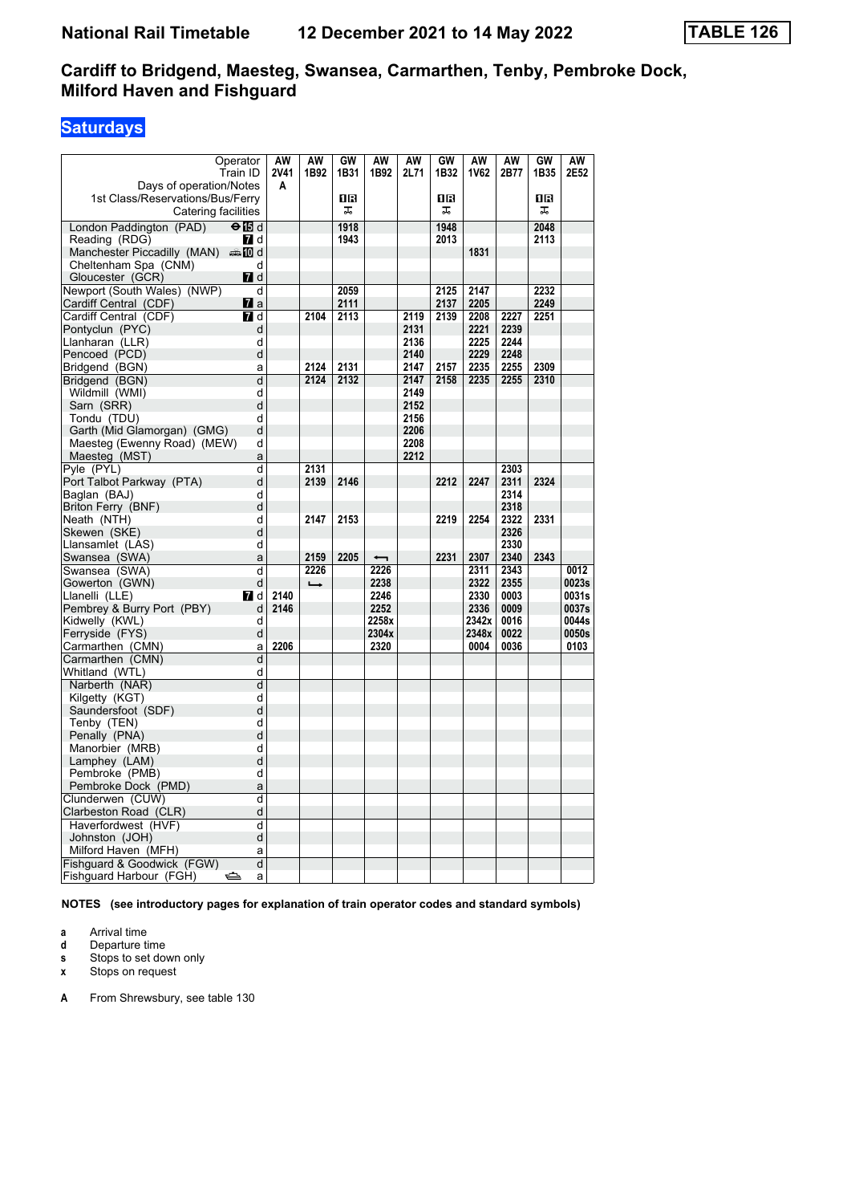**National Rail Timetable** **12 December 2021 to 14 May 2022** **TABLE 126**

## Cardiff to Bridgend, Maesteg, Swansea, Carmarthen, Tenby, Pembroke Dock, Milford Haven and Fishguard

### Saturdays

| Operator | | AW | AW | GW | AW | AW | GW | AW | AW | GW | AW |
|---|---|---|---|---|---|---|---|---|---|---|---|
| Train ID | | 2V41 | 1B92 | 1B31 | 1B92 | 2L71 | 1B32 | 1V62 | 2B77 | 1B35 | 2E52 |
| Days of operation/Notes | | A | | | | | | | | | |
| 1st Class/Reservations/Bus/Ferry | | | | 1R | | | 1R | | | 1R | |
| Catering facilities | | | | ⚌ | | | ⚌ | | | ⚌ | |
| London Paddington (PAD) | ⊖ 15 d | | | 1918 | | | 1948 | | | 2048 | |
| Reading (RDG) | 7 d | | | 1943 | | | 2013 | | | 2113 | |
| Manchester Piccadilly (MAN) | 10 d | | | | | | | 1831 | | | |
| Cheltenham Spa (CNM) | d | | | | | | | | | | |
| Gloucester (GCR) | 7 d | | | | | | | | | | |
| Newport (South Wales) (NWP) | d | | | 2059 | | | 2125 | 2147 | | 2232 | |
| Cardiff Central (CDF) | 7 a | | | 2111 | | | 2137 | 2205 | | 2249 | |
| Cardiff Central (CDF) | 7 d | | 2104 | 2113 | | 2119 | 2139 | 2208 | 2227 | 2251 | |
| Pontyclun (PYC) | d | | | | | 2131 | | 2221 | 2239 | | |
| Llanharan (LLR) | d | | | | | 2136 | | 2225 | 2244 | | |
| Pencoed (PCD) | d | | | | | 2140 | | 2229 | 2248 | | |
| Bridgend (BGN) | a | | 2124 | 2131 | | 2147 | 2157 | 2235 | 2255 | 2309 | |
| Bridgend (BGN) | d | | 2124 | 2132 | | 2147 | 2158 | 2235 | 2255 | 2310 | |
| Wildmill (WMI) | d | | | | | 2149 | | | | | |
| Sarn (SRR) | d | | | | | 2152 | | | | | |
| Tondu (TDU) | d | | | | | 2156 | | | | | |
| Garth (Mid Glamorgan) (GMG) | d | | | | | 2206 | | | | | |
| Maesteg (Ewenny Road) (MEW) | d | | | | | 2208 | | | | | |
| Maesteg (MST) | a | | | | | 2212 | | | | | |
| Pyle (PYL) | d | | 2131 | | | | | | 2303 | | |
| Port Talbot Parkway (PTA) | d | | 2139 | 2146 | | | 2212 | 2247 | 2311 | 2324 | |
| Baglan (BAJ) | d | | | | | | | | 2314 | | |
| Briton Ferry (BNF) | d | | | | | | | | 2318 | | |
| Neath (NTH) | d | | 2147 | 2153 | | | 2219 | 2254 | 2322 | 2331 | |
| Skewen (SKE) | d | | | | | | | | 2326 | | |
| Llansamlet (LAS) | d | | | | | | | | 2330 | | |
| Swansea (SWA) | a | | 2159 | 2205 | ⟵ | | 2231 | 2307 | 2340 | 2343 | |
| Swansea (SWA) | d | | 2226 | | 2226 | | | 2311 | 2343 | | 0012 |
| Gowerton (GWN) | d | | ⟶ | | 2238 | | | 2322 | 2355 | | 0023s |
| Llanelli (LLE) | 7 d | 2140 | | | 2246 | | | 2330 | 0003 | | 0031s |
| Pembrey & Burry Port (PBY) | d | 2146 | | | 2252 | | | 2336 | 0009 | | 0037s |
| Kidwelly (KWL) | d | | | | 2258x | | | 2342x | 0016 | | 0044s |
| Ferryside (FYS) | d | | | | 2304x | | | 2348x | 0022 | | 0050s |
| Carmarthen (CMN) | a | 2206 | | | 2320 | | | 0004 | 0036 | | 0103 |
| Carmarthen (CMN) | d | | | | | | | | | | |
| Whitland (WTL) | d | | | | | | | | | | |
| Narberth (NAR) | d | | | | | | | | | | |
| Kilgetty (KGT) | d | | | | | | | | | | |
| Saundersfoot (SDF) | d | | | | | | | | | | |
| Tenby (TEN) | d | | | | | | | | | | |
| Penally (PNA) | d | | | | | | | | | | |
| Manorbier (MRB) | d | | | | | | | | | | |
| Lamphey (LAM) | d | | | | | | | | | | |
| Pembroke (PMB) | d | | | | | | | | | | |
| Pembroke Dock (PMD) | a | | | | | | | | | | |
| Clunderwen (CUW) | d | | | | | | | | | | |
| Clarbeston Road (CLR) | d | | | | | | | | | | |
| Haverfordwest (HVF) | d | | | | | | | | | | |
| Johnston (JOH) | d | | | | | | | | | | |
| Milford Haven (MFH) | a | | | | | | | | | | |
| Fishguard & Goodwick (FGW) | d | | | | | | | | | | |
| Fishguard Harbour (FGH) | ⛴ a | | | | | | | | | | |

**NOTES (see introductory pages for explanation of train operator codes and standard symbols)**

- **a** Arrival time
- **d** Departure time
- **s** Stops to set down only
- **x** Stops on request

**A** From Shrewsbury, see table 130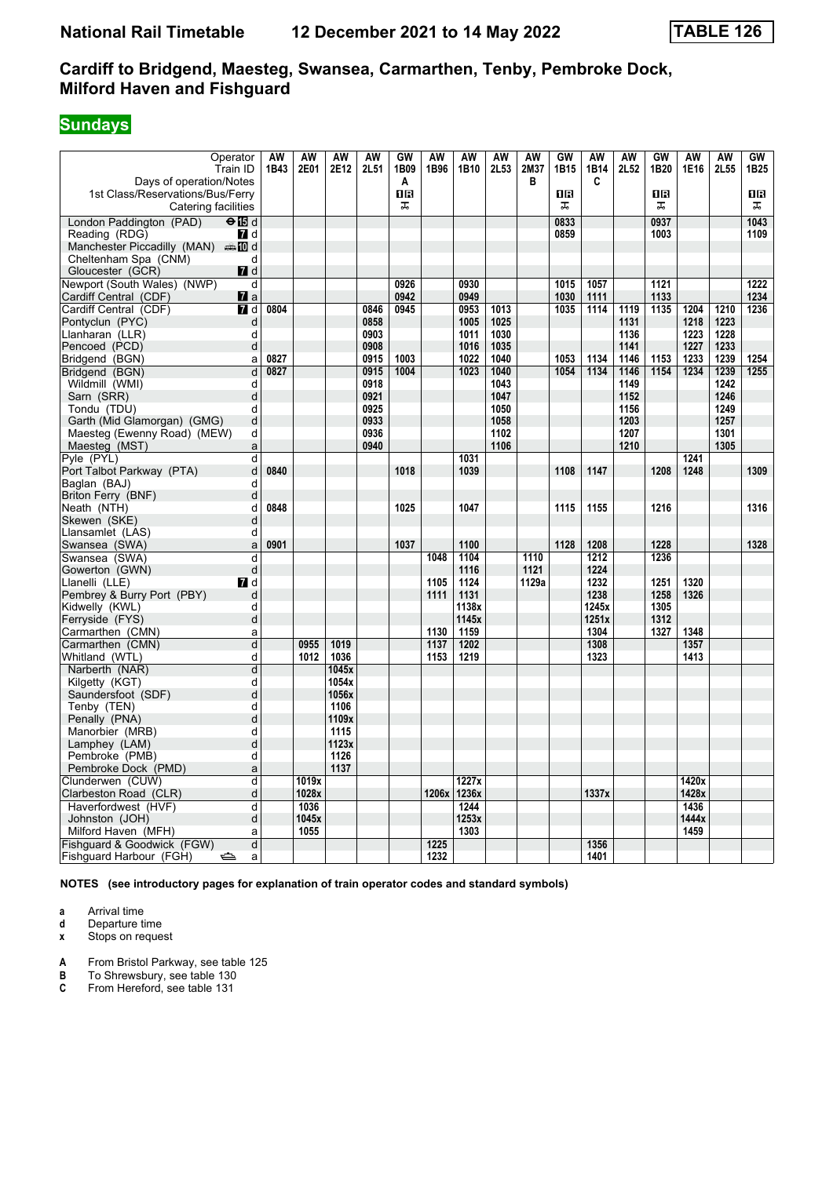**National Rail Timetable    12 December 2021 to 14 May 2022    TABLE 126**

## Cardiff to Bridgend, Maesteg, Swansea, Carmarthen, Tenby, Pembroke Dock, Milford Haven and Fishguard

### Sundays

| Operator | | AW | AW | AW | AW | GW | AW | AW | AW | AW | GW | AW | AW | GW | AW | AW | GW |
|---|---|---|---|---|---|---|---|---|---|---|---|---|---|---|---|---|---|
| Train ID | | 1B43 | 2E01 | 2E12 | 2L51 | 1B09 | 1B96 | 1B10 | 2L53 | 2M37 | 1B15 | 1B14 | 2L52 | 1B20 | 1E16 | 2L55 | 1B25 |
| Days of operation/Notes | | | | | | A | | | | B | | C | | | | | |
| 1st Class/Reservations/Bus/Ferry | | | | | | 1R | | | | | 1R | | | 1R | | | 1R |
| Catering facilities | | | | | | ᚕ | | | | | ᚕ | | | ᚕ | | | ᚕ |
| London Paddington (PAD) | ⊖15 d | | | | | | | | | | 0833 | | | 0937 | | | 1043 |
| Reading (RDG) | 7 d | | | | | | | | | | 0859 | | | 1003 | | | 1109 |
| Manchester Piccadilly (MAN) | 10 d | | | | | | | | | | | | | | | | |
| Cheltenham Spa (CNM) | d | | | | | | | | | | | | | | | | |
| Gloucester (GCR) | 7 d | | | | | | | | | | | | | | | | |
| Newport (South Wales) (NWP) | d | | | | | 0926 | | 0930 | | | 1015 | 1057 | | 1121 | | | 1222 |
| Cardiff Central (CDF) | 7 a | | | | | 0942 | | 0949 | | | 1030 | 1111 | | 1133 | | | 1234 |
| Cardiff Central (CDF) | 7 d | 0804 | | | 0846 | 0945 | | 0953 | 1013 | | 1035 | 1114 | 1119 | 1135 | 1204 | 1210 | 1236 |
| Pontyclun (PYC) | d | | | | 0858 | | | 1005 | 1025 | | | | 1131 | | 1218 | 1223 | |
| Llanharan (LLR) | d | | | | 0903 | | | 1011 | 1030 | | | | 1136 | | 1223 | 1228 | |
| Pencoed (PCD) | d | | | | 0908 | | | 1016 | 1035 | | | | 1141 | | 1227 | 1233 | |
| Bridgend (BGN) | a | 0827 | | | 0915 | 1003 | | 1022 | 1040 | | 1053 | 1134 | 1146 | 1153 | 1233 | 1239 | 1254 |
| Bridgend (BGN) | d | 0827 | | | 0915 | 1004 | | 1023 | 1040 | | 1054 | 1134 | 1146 | 1154 | 1234 | 1239 | 1255 |
| Wildmill (WMI) | d | | | | 0918 | | | | 1043 | | | | 1149 | | | 1242 | |
| Sarn (SRR) | d | | | | 0921 | | | | 1047 | | | | 1152 | | | 1246 | |
| Tondu (TDU) | d | | | | 0925 | | | | 1050 | | | | 1156 | | | 1249 | |
| Garth (Mid Glamorgan) (GMG) | d | | | | 0933 | | | | 1058 | | | | 1203 | | | 1257 | |
| Maesteg (Ewenny Road) (MEW) | d | | | | 0936 | | | | 1102 | | | | 1207 | | | 1301 | |
| Maesteg (MST) | a | | | | 0940 | | | | 1106 | | | | 1210 | | | 1305 | |
| Pyle (PYL) | d | | | | | | | 1031 | | | | | | | 1241 | | |
| Port Talbot Parkway (PTA) | d | 0840 | | | | 1018 | | 1039 | | | 1108 | 1147 | | 1208 | 1248 | | 1309 |
| Baglan (BAJ) | d | | | | | | | | | | | | | | | | |
| Briton Ferry (BNF) | d | | | | | | | | | | | | | | | | |
| Neath (NTH) | d | 0848 | | | | 1025 | | 1047 | | | 1115 | 1155 | | 1216 | | | 1316 |
| Skewen (SKE) | d | | | | | | | | | | | | | | | | |
| Llansamlet (LAS) | d | | | | | | | | | | | | | | | | |
| Swansea (SWA) | a | 0901 | | | | 1037 | | 1100 | | | 1128 | 1208 | | 1228 | | | 1328 |
| Swansea (SWA) | d | | | | | | 1048 | 1104 | | 1110 | | 1212 | | 1236 | | | |
| Gowerton (GWN) | d | | | | | | | 1116 | | 1121 | | 1224 | | | | | |
| Llanelli (LLE) | 7 d | | | | | | 1105 | 1124 | | 1129a | | 1232 | | 1251 | 1320 | | |
| Pembrey & Burry Port (PBY) | d | | | | | | 1111 | 1131 | | | | 1238 | | 1258 | 1326 | | |
| Kidwelly (KWL) | d | | | | | | | 1138x | | | | 1245x | | 1305 | | | |
| Ferryside (FYS) | d | | | | | | | 1145x | | | | 1251x | | 1312 | | | |
| Carmarthen (CMN) | a | | | | | | 1130 | 1159 | | | | 1304 | | 1327 | 1348 | | |
| Carmarthen (CMN) | d | | 0955 | 1019 | | | 1137 | 1202 | | | | 1308 | | | 1357 | | |
| Whitland (WTL) | d | | 1012 | 1036 | | | 1153 | 1219 | | | | 1323 | | | 1413 | | |
| Narberth (NAR) | d | | | 1045x | | | | | | | | | | | | | |
| Kilgetty (KGT) | d | | | 1054x | | | | | | | | | | | | | |
| Saundersfoot (SDF) | d | | | 1056x | | | | | | | | | | | | | |
| Tenby (TEN) | d | | | 1106 | | | | | | | | | | | | | |
| Penally (PNA) | d | | | 1109x | | | | | | | | | | | | | |
| Manorbier (MRB) | d | | | 1115 | | | | | | | | | | | | | |
| Lamphey (LAM) | d | | | 1123x | | | | | | | | | | | | | |
| Pembroke (PMB) | d | | | 1126 | | | | | | | | | | | | | |
| Pembroke Dock (PMD) | a | | | 1137 | | | | | | | | | | | | | |
| Clunderwen (CUW) | d | | 1019x | | | | | 1227x | | | | | | | 1420x | | |
| Clarbeston Road (CLR) | d | | 1028x | | | | 1206x | 1236x | | | | 1337x | | | 1428x | | |
| Haverfordwest (HVF) | d | | 1036 | | | | | 1244 | | | | | | | 1436 | | |
| Johnston (JOH) | d | | 1045x | | | | | 1253x | | | | | | | 1444x | | |
| Milford Haven (MFH) | a | | 1055 | | | | | 1303 | | | | | | | 1459 | | |
| Fishguard & Goodwick (FGW) | d | | | | | | 1225 | | | | | 1356 | | | | | |
| Fishguard Harbour (FGH) | ⛴ a | | | | | | 1232 | | | | | 1401 | | | | | |

**NOTES (see introductory pages for explanation of train operator codes and standard symbols)**

- **a** Arrival time
- **d** Departure time
- **x** Stops on request

- **A** From Bristol Parkway, see table 125
- **B** To Shrewsbury, see table 130
- **C** From Hereford, see table 131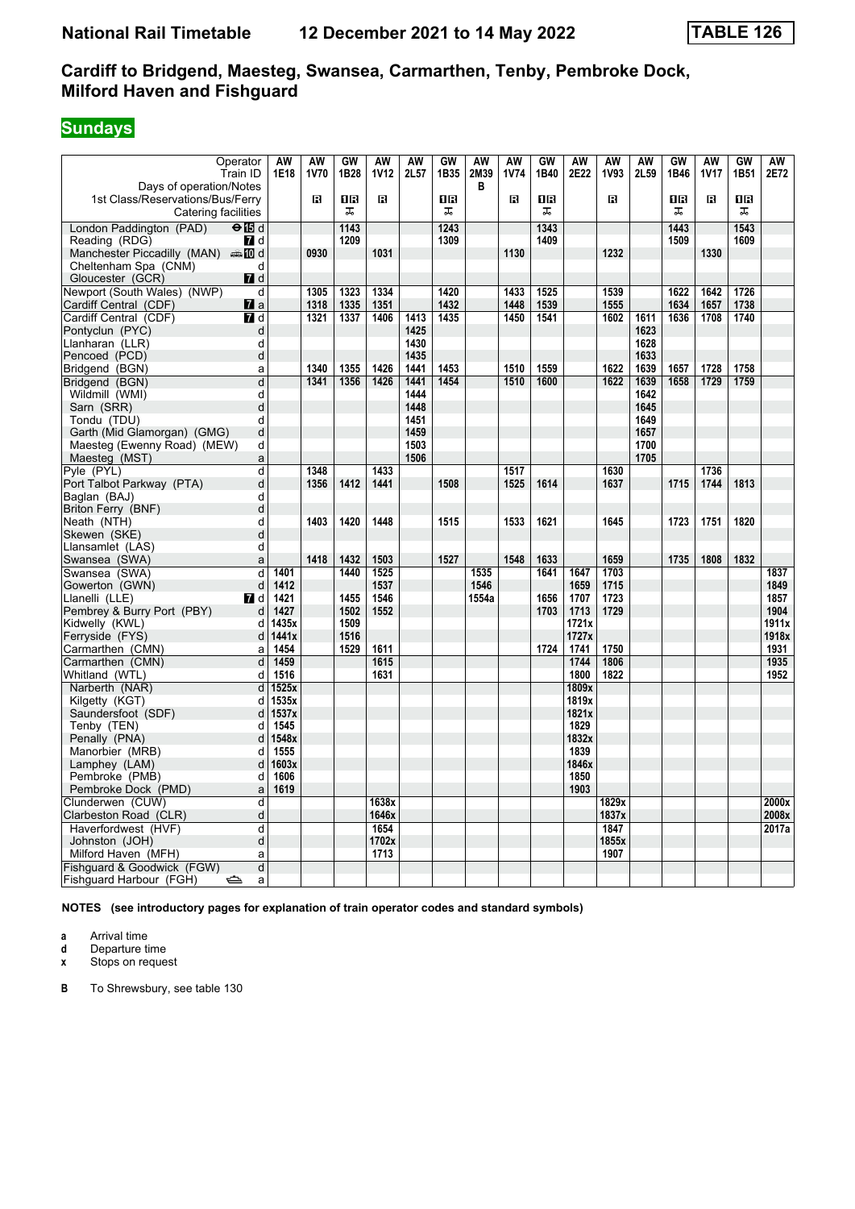**National Rail Timetable 12 December 2021 to 14 May 2022 TABLE 126**

## Cardiff to Bridgend, Maesteg, Swansea, Carmarthen, Tenby, Pembroke Dock, Milford Haven and Fishguard

### Sundays

| Operator | | AW | AW | GW | AW | AW | GW | AW | AW | GW | AW | AW | AW | GW | AW | GW | AW |
|---|---|---|---|---|---|---|---|---|---|---|---|---|---|---|---|---|---|
| Train ID | | 1E18 | 1V70 | 1B28 | 1V12 | 2L57 | 1B35 | 2M39 | 1V74 | 1B40 | 2E22 | 1V93 | 2L59 | 1B46 | 1V17 | 1B51 | 2E72 |
| Days of operation/Notes | | | | | | | | B | | | | | | | | | |
| 1st Class/Reservations/Bus/Ferry | | | R | 1R | R | | 1R | | R | 1R | | R | | 1R | R | 1R | |
| Catering facilities | | | | ⊼ | | | ⊼ | | | ⊼ | | | | ⊼ | | ⊼ | |
| London Paddington (PAD) | ⊖15 d | | | 1143 | | | 1243 | | | 1343 | | | | 1443 | | 1543 | |
| Reading (RDG) | 7 d | | | 1209 | | | 1309 | | | 1409 | | | | 1509 | | 1609 | |
| Manchester Piccadilly (MAN) | 10 d | | 0930 | | 1031 | | | | 1130 | | | 1232 | | | 1330 | | |
| Cheltenham Spa (CNM) | d | | | | | | | | | | | | | | | | |
| Gloucester (GCR) | 7 d | | | | | | | | | | | | | | | | |
| Newport (South Wales) (NWP) | d | | 1305 | 1323 | 1334 | | 1420 | | 1433 | 1525 | | 1539 | | 1622 | 1642 | 1726 | |
| Cardiff Central (CDF) | 7 a | | 1318 | 1335 | 1351 | | 1432 | | 1448 | 1539 | | 1555 | | 1634 | 1657 | 1738 | |
| Cardiff Central (CDF) | 7 d | | 1321 | 1337 | 1406 | 1413 | 1435 | | 1450 | 1541 | | 1602 | 1611 | 1636 | 1708 | 1740 | |
| Pontyclun (PYC) | d | | | | | 1425 | | | | | | | 1623 | | | | |
| Llanharan (LLR) | d | | | | | 1430 | | | | | | | 1628 | | | | |
| Pencoed (PCD) | d | | | | | 1435 | | | | | | | 1633 | | | | |
| Bridgend (BGN) | a | | 1340 | 1355 | 1426 | 1441 | 1453 | | 1510 | 1559 | | 1622 | 1639 | 1657 | 1728 | 1758 | |
| Bridgend (BGN) | d | | 1341 | 1356 | 1426 | 1441 | 1454 | | 1510 | 1600 | | 1622 | 1639 | 1658 | 1729 | 1759 | |
| Wildmill (WMI) | d | | | | | 1444 | | | | | | | 1642 | | | | |
| Sarn (SRR) | d | | | | | 1448 | | | | | | | 1645 | | | | |
| Tondu (TDU) | d | | | | | 1451 | | | | | | | 1649 | | | | |
| Garth (Mid Glamorgan) (GMG) | d | | | | | 1459 | | | | | | | 1657 | | | | |
| Maesteg (Ewenny Road) (MEW) | d | | | | | 1503 | | | | | | | 1700 | | | | |
| Maesteg (MST) | a | | | | | 1506 | | | | | | | 1705 | | | | |
| Pyle (PYL) | d | | 1348 | | 1433 | | | | 1517 | | | 1630 | | | 1736 | | |
| Port Talbot Parkway (PTA) | d | | 1356 | 1412 | 1441 | | 1508 | | 1525 | 1614 | | 1637 | | 1715 | 1744 | 1813 | |
| Baglan (BAJ) | d | | | | | | | | | | | | | | | | |
| Briton Ferry (BNF) | d | | | | | | | | | | | | | | | | |
| Neath (NTH) | d | | 1403 | 1420 | 1448 | | 1515 | | 1533 | 1621 | | 1645 | | 1723 | 1751 | 1820 | |
| Skewen (SKE) | d | | | | | | | | | | | | | | | | |
| Llansamlet (LAS) | d | | | | | | | | | | | | | | | | |
| Swansea (SWA) | a | | 1418 | 1432 | 1503 | | 1527 | | 1548 | 1633 | | 1659 | | 1735 | 1808 | 1832 | |
| Swansea (SWA) | d | 1401 | | 1440 | 1525 | | | 1535 | | 1641 | 1647 | 1703 | | | | | 1837 |
| Gowerton (GWN) | d | 1412 | | | 1537 | | | 1546 | | | 1659 | 1715 | | | | | 1849 |
| Llanelli (LLE) | 7 d | 1421 | | 1455 | 1546 | | | 1554a | | 1656 | 1707 | 1723 | | | | | 1857 |
| Pembrey & Burry Port (PBY) | d | 1427 | | 1502 | 1552 | | | | | 1703 | 1713 | 1729 | | | | | 1904 |
| Kidwelly (KWL) | d | 1435x | | 1509 | | | | | | | 1721x | | | | | | 1911x |
| Ferryside (FYS) | d | 1441x | | 1516 | | | | | | | 1727x | | | | | | 1918x |
| Carmarthen (CMN) | a | 1454 | | 1529 | 1611 | | | | | 1724 | 1741 | 1750 | | | | | 1931 |
| Carmarthen (CMN) | d | 1459 | | | 1615 | | | | | | 1744 | 1806 | | | | | 1935 |
| Whitland (WTL) | d | 1516 | | | 1631 | | | | | | 1800 | 1822 | | | | | 1952 |
| Narberth (NAR) | d | 1525x | | | | | | | | | 1809x | | | | | | |
| Kilgetty (KGT) | d | 1535x | | | | | | | | | 1819x | | | | | | |
| Saundersfoot (SDF) | d | 1537x | | | | | | | | | 1821x | | | | | | |
| Tenby (TEN) | d | 1545 | | | | | | | | | 1829 | | | | | | |
| Penally (PNA) | d | 1548x | | | | | | | | | 1832x | | | | | | |
| Manorbier (MRB) | d | 1555 | | | | | | | | | 1839 | | | | | | |
| Lamphey (LAM) | d | 1603x | | | | | | | | | 1846x | | | | | | |
| Pembroke (PMB) | d | 1606 | | | | | | | | | 1850 | | | | | | |
| Pembroke Dock (PMD) | a | 1619 | | | | | | | | | 1903 | | | | | | |
| Clunderwen (CUW) | d | | | | 1638x | | | | | | | 1829x | | | | | 2000x |
| Clarbeston Road (CLR) | d | | | | 1646x | | | | | | | 1837x | | | | | 2008x |
| Haverfordwest (HVF) | d | | | | 1654 | | | | | | | 1847 | | | | | 2017a |
| Johnston (JOH) | d | | | | 1702x | | | | | | | 1855x | | | | | |
| Milford Haven (MFH) | a | | | | 1713 | | | | | | | 1907 | | | | | |
| Fishguard & Goodwick (FGW) | d | | | | | | | | | | | | | | | | |
| Fishguard Harbour (FGH) | a | | | | | | | | | | | | | | | | |

**NOTES (see introductory pages for explanation of train operator codes and standard symbols)**

**a** Arrival time
**d** Departure time
**x** Stops on request

**B** To Shrewsbury, see table 130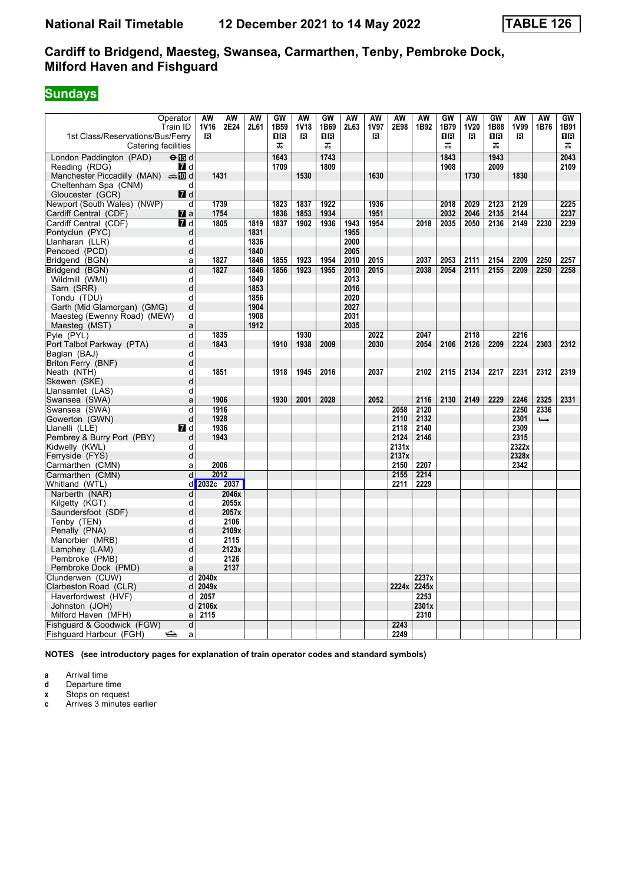# National Rail Timetable — 12 December 2021 to 14 May 2022 — TABLE 126

## Cardiff to Bridgend, Maesteg, Swansea, Carmarthen, Tenby, Pembroke Dock, Milford Haven and Fishguard

**Sundays**

| Operator | | AW | AW | AW | GW | AW | GW | AW | AW | AW | AW | GW | AW | GW | AW | AW | GW |
|---|---|---|---|---|---|---|---|---|---|---|---|---|---|---|---|---|---|
| Train ID | | 1V16 | 2E24 | 2L61 | 1B59 | 1V18 | 1B69 | 2L63 | 1V97 | 2E98 | 1B92 | 1B79 | 1V20 | 1B88 | 1V99 | 1B76 | 1B91 |
| 1st Class/Reservations/Bus/Ferry | | R | | | 1R | R | 1R | | R | | | 1R | R | 1R | R | | 1R |
| Catering facilities | | | | | ⊼ | | ⊼ | | | | | ⊼ | | ⊼ | | | ⊼ |
| London Paddington (PAD) | ⊖15 d | | | | 1643 | | 1743 | | | | | 1843 | | 1943 | | | 2043 |
| Reading (RDG) | 7 d | | | | 1709 | | 1809 | | | | | 1908 | | 2009 | | | 2109 |
| Manchester Piccadilly (MAN) | 10 d | 1431 | | | | 1530 | | | 1630 | | | | 1730 | | 1830 | | |
| Cheltenham Spa (CNM) | d | | | | | | | | | | | | | | | | |
| Gloucester (GCR) | 7 d | | | | | | | | | | | | | | | | |
| Newport (South Wales) (NWP) | d | 1739 | | | 1823 | 1837 | 1922 | | 1936 | | | 2018 | 2029 | 2123 | 2129 | | 2225 |
| Cardiff Central (CDF) | 7 a | 1754 | | | 1836 | 1853 | 1934 | | 1951 | | | 2032 | 2046 | 2135 | 2144 | | 2237 |
| Cardiff Central (CDF) | 7 d | 1805 | | 1819 | 1837 | 1902 | 1936 | 1943 | 1954 | | 2018 | 2035 | 2050 | 2136 | 2149 | 2230 | 2239 |
| Pontyclun (PYC) | d | | | 1831 | | | | 1955 | | | | | | | | | |
| Llanharan (LLR) | d | | | 1836 | | | | 2000 | | | | | | | | | |
| Pencoed (PCD) | d | | | 1840 | | | | 2005 | | | | | | | | | |
| Bridgend (BGN) | a | 1827 | | 1846 | 1855 | 1923 | 1954 | 2010 | 2015 | | 2037 | 2053 | 2111 | 2154 | 2209 | 2250 | 2257 |
| Bridgend (BGN) | d | 1827 | | 1846 | 1856 | 1923 | 1955 | 2010 | 2015 | | 2038 | 2054 | 2111 | 2155 | 2209 | 2250 | 2258 |
| Wildmill (WMI) | d | | | 1849 | | | | 2013 | | | | | | | | | |
| Sarn (SRR) | d | | | 1853 | | | | 2016 | | | | | | | | | |
| Tondu (TDU) | d | | | 1856 | | | | 2020 | | | | | | | | | |
| Garth (Mid Glamorgan) (GMG) | d | | | 1904 | | | | 2027 | | | | | | | | | |
| Maesteg (Ewenny Road) (MEW) | d | | | 1908 | | | | 2031 | | | | | | | | | |
| Maesteg (MST) | a | | | 1912 | | | | 2035 | | | | | | | | | |
| Pyle (PYL) | d | 1835 | | | | 1930 | | | 2022 | | 2047 | | 2118 | | 2216 | | |
| Port Talbot Parkway (PTA) | d | 1843 | | | 1910 | 1938 | 2009 | | 2030 | | 2054 | 2106 | 2126 | 2209 | 2224 | 2303 | 2312 |
| Baglan (BAJ) | d | | | | | | | | | | | | | | | | |
| Briton Ferry (BNF) | d | | | | | | | | | | | | | | | | |
| Neath (NTH) | d | 1851 | | | 1918 | 1945 | 2016 | | 2037 | | 2102 | 2115 | 2134 | 2217 | 2231 | 2312 | 2319 |
| Skewen (SKE) | d | | | | | | | | | | | | | | | | |
| Llansamlet (LAS) | d | | | | | | | | | | | | | | | | |
| Swansea (SWA) | a | 1906 | | | 1930 | 2001 | 2028 | | 2052 | | 2116 | 2130 | 2149 | 2229 | 2246 | 2325 | 2331 |
| Swansea (SWA) | d | 1916 | | | | | | | | 2058 | 2120 | | | | 2250 | 2336 | |
| Gowerton (GWN) | d | 1928 | | | | | | | | 2110 | 2132 | | | | 2301 | ↳ | |
| Llanelli (LLE) | 7 d | 1936 | | | | | | | | 2118 | 2140 | | | | 2309 | | |
| Pembrey & Burry Port (PBY) | d | 1943 | | | | | | | | 2124 | 2146 | | | | 2315 | | |
| Kidwelly (KWL) | d | | | | | | | | | 2131x | | | | | 2322x | | |
| Ferryside (FYS) | d | | | | | | | | | 2137x | | | | | 2328x | | |
| Carmarthen (CMN) | a | 2006 | | | | | | | | 2150 | 2207 | | | | 2342 | | |
| Carmarthen (CMN) | d | 2012 | | | | | | | | 2155 | 2214 | | | | | | |
| Whitland (WTL) | d | 2032c | 2037 | | | | | | | 2211 | 2229 | | | | | | |
| Narberth (NAR) | d | | 2046x | | | | | | | | | | | | | | |
| Kilgetty (KGT) | d | | 2055x | | | | | | | | | | | | | | |
| Saundersfoot (SDF) | d | | 2057x | | | | | | | | | | | | | | |
| Tenby (TEN) | d | | 2106 | | | | | | | | | | | | | | |
| Penally (PNA) | d | | 2109x | | | | | | | | | | | | | | |
| Manorbier (MRB) | d | | 2115 | | | | | | | | | | | | | | |
| Lamphey (LAM) | d | | 2123x | | | | | | | | | | | | | | |
| Pembroke (PMB) | d | | 2126 | | | | | | | | | | | | | | |
| Pembroke Dock (PMD) | a | | 2137 | | | | | | | | | | | | | | |
| Clunderwen (CUW) | d | 2040x | | | | | | | | | 2237x | | | | | | |
| Clarbeston Road (CLR) | d | 2049x | | | | | | | | 2224x | 2245x | | | | | | |
| Haverfordwest (HVF) | d | 2057 | | | | | | | | | 2253 | | | | | | |
| Johnston (JOH) | d | 2106x | | | | | | | | | 2301x | | | | | | |
| Milford Haven (MFH) | a | 2115 | | | | | | | | | 2310 | | | | | | |
| Fishguard & Goodwick (FGW) | d | | | | | | | | | 2243 | | | | | | | |
| Fishguard Harbour (FGH) | a | | | | | | | | | 2249 | | | | | | | |

**NOTES (see introductory pages for explanation of train operator codes and standard symbols)**

- **a** Arrival time
- **d** Departure time
- **x** Stops on request
- **c** Arrives 3 minutes earlier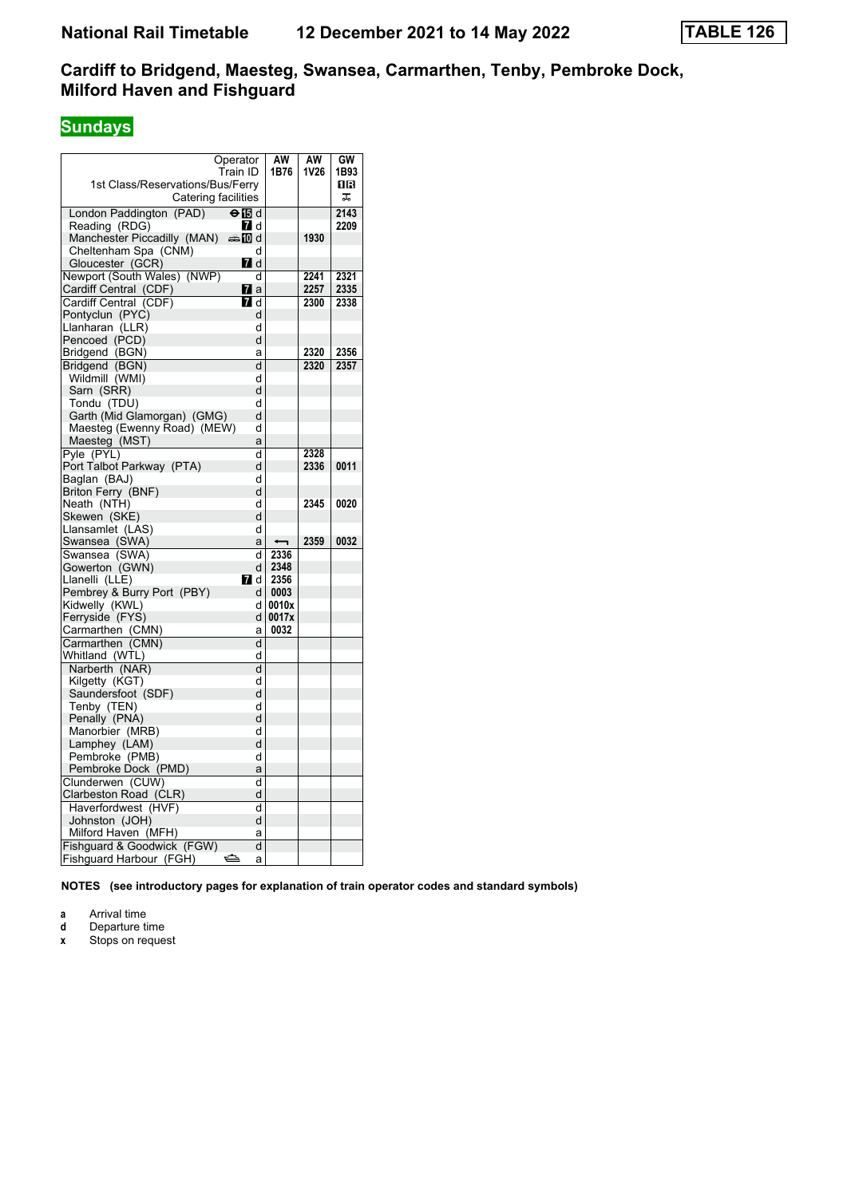# National Rail Timetable 12 December 2021 to 14 May 2022 TABLE 126

## Cardiff to Bridgend, Maesteg, Swansea, Carmarthen, Tenby, Pembroke Dock, Milford Haven and Fishguard

**Sundays**

| Operator | | AW | AW | GW |
|---|---|---|---|---|
| Train ID | | 1B76 | 1V26 | 1B93 |
| 1st Class/Reservations/Bus/Ferry | | | | 1R |
| Catering facilities | | | | |
| London Paddington (PAD) | 15 d | | | 2143 |
| Reading (RDG) | 7 d | | | 2209 |
| Manchester Piccadilly (MAN) | 10 d | | 1930 | |
| Cheltenham Spa (CNM) | d | | | |
| Gloucester (GCR) | 7 d | | | |
| Newport (South Wales) (NWP) | d | | 2241 | 2321 |
| Cardiff Central (CDF) | 7 a | | 2257 | 2335 |
| Cardiff Central (CDF) | 7 d | | 2300 | 2338 |
| Pontyclun (PYC) | d | | | |
| Llanharan (LLR) | d | | | |
| Pencoed (PCD) | d | | | |
| Bridgend (BGN) | a | | 2320 | 2356 |
| Bridgend (BGN) | d | | 2320 | 2357 |
| Wildmill (WMI) | d | | | |
| Sarn (SRR) | d | | | |
| Tondu (TDU) | d | | | |
| Garth (Mid Glamorgan) (GMG) | d | | | |
| Maesteg (Ewenny Road) (MEW) | d | | | |
| Maesteg (MST) | a | | | |
| Pyle (PYL) | d | | 2328 | |
| Port Talbot Parkway (PTA) | d | | 2336 | 0011 |
| Baglan (BAJ) | d | | | |
| Briton Ferry (BNF) | d | | | |
| Neath (NTH) | d | | 2345 | 0020 |
| Skewen (SKE) | d | | | |
| Llansamlet (LAS) | d | | | |
| Swansea (SWA) | a | ⟵ | 2359 | 0032 |
| Swansea (SWA) | d | 2336 | | |
| Gowerton (GWN) | d | 2348 | | |
| Llanelli (LLE) | 7 d | 2356 | | |
| Pembrey & Burry Port (PBY) | d | 0003 | | |
| Kidwelly (KWL) | d | 0010x | | |
| Ferryside (FYS) | d | 0017x | | |
| Carmarthen (CMN) | a | 0032 | | |
| Carmarthen (CMN) | d | | | |
| Whitland (WTL) | d | | | |
| Narberth (NAR) | d | | | |
| Kilgetty (KGT) | d | | | |
| Saundersfoot (SDF) | d | | | |
| Tenby (TEN) | d | | | |
| Penally (PNA) | d | | | |
| Manorbier (MRB) | d | | | |
| Lamphey (LAM) | d | | | |
| Pembroke (PMB) | d | | | |
| Pembroke Dock (PMD) | a | | | |
| Clunderwen (CUW) | d | | | |
| Clarbeston Road (CLR) | d | | | |
| Haverfordwest (HVF) | d | | | |
| Johnston (JOH) | d | | | |
| Milford Haven (MFH) | a | | | |
| Fishguard & Goodwick (FGW) | d | | | |
| Fishguard Harbour (FGH) | a | | | |

**NOTES (see introductory pages for explanation of train operator codes and standard symbols)**

- **a** Arrival time
- **d** Departure time
- **x** Stops on request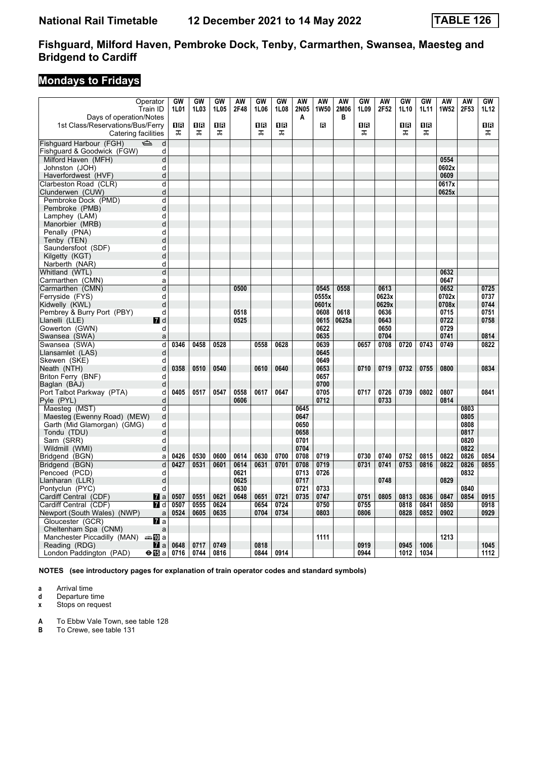# National Rail Timetable 12 December 2021 to 14 May 2022 TABLE 126

## Fishguard, Milford Haven, Pembroke Dock, Tenby, Carmarthen, Swansea, Maesteg and Bridgend to Cardiff

## Mondays to Fridays

| Operator | | GW | GW | GW | AW | GW | GW | AW | AW | AW | GW | AW | GW | GW | AW | AW | GW |
|---|---|---|---|---|---|---|---|---|---|---|---|---|---|---|---|---|---|
| Train ID | | 1L01 | 1L03 | 1L05 | 2F48 | 1L06 | 1L08 | 2N05 | 1W50 | 2M06 | 1L09 | 2F52 | 1L10 | 1L11 | 1W52 | 2F53 | 1L12 |
| Days of operation/Notes | | | | | | | | A | | B | | | | | | | |
| 1st Class/Reservations/Bus/Ferry | | 1R | 1R | 1R | | 1R | 1R | | R | | 1R | | 1R | 1R | | | 1R |
| Catering facilities | | ⊼ | ⊼ | ⊼ | | ⊼ | ⊼ | | | | ⊼ | | ⊼ | ⊼ | | | ⊼ |
| Fishguard Harbour (FGH) ⛴ | d | | | | | | | | | | | | | | | | |
| Fishguard & Goodwick (FGW) | d | | | | | | | | | | | | | | | | |
| Milford Haven (MFH) | d | | | | | | | | | | | | | | 0554 | | |
| Johnston (JOH) | d | | | | | | | | | | | | | | 0602x | | |
| Haverfordwest (HVF) | d | | | | | | | | | | | | | | 0609 | | |
| Clarbeston Road (CLR) | d | | | | | | | | | | | | | | 0617x | | |
| Clunderwen (CUW) | d | | | | | | | | | | | | | | 0625x | | |
| Pembroke Dock (PMD) | d | | | | | | | | | | | | | | | | |
| Pembroke (PMB) | d | | | | | | | | | | | | | | | | |
| Lamphey (LAM) | d | | | | | | | | | | | | | | | | |
| Manorbier (MRB) | d | | | | | | | | | | | | | | | | |
| Penally (PNA) | d | | | | | | | | | | | | | | | | |
| Tenby (TEN) | d | | | | | | | | | | | | | | | | |
| Saundersfoot (SDF) | d | | | | | | | | | | | | | | | | |
| Kilgetty (KGT) | d | | | | | | | | | | | | | | | | |
| Narberth (NAR) | d | | | | | | | | | | | | | | | | |
| Whitland (WTL) | d | | | | | | | | | | | | | | 0632 | | |
| Carmarthen (CMN) | a | | | | | | | | | | | | | | 0647 | | |
| Carmarthen (CMN) | d | | | | 0500 | | | | 0545 | 0558 | | 0613 | | | 0652 | | 0725 |
| Ferryside (FYS) | d | | | | | | | | 0555x | | | 0623x | | | 0702x | | 0737 |
| Kidwelly (KWL) | d | | | | | | | | 0601x | | | 0629x | | | 0708x | | 0744 |
| Pembrey & Burry Port (PBY) | d | | | | 0518 | | | | 0608 | 0618 | | 0636 | | | 0715 | | 0751 |
| Llanelli (LLE) | 7 d | | | | 0525 | | | | 0615 | 0625a | | 0643 | | | 0722 | | 0758 |
| Gowerton (GWN) | d | | | | | | | | 0622 | | | 0650 | | | 0729 | | |
| Swansea (SWA) | a | | | | | | | | 0635 | | | 0704 | | | 0741 | | 0814 |
| Swansea (SWA) | d | 0346 | 0458 | 0528 | | 0558 | 0628 | | 0639 | | 0657 | 0708 | 0720 | 0743 | 0749 | | 0822 |
| Llansamlet (LAS) | d | | | | | | | | 0645 | | | | | | | | |
| Skewen (SKE) | d | | | | | | | | 0649 | | | | | | | | |
| Neath (NTH) | d | 0358 | 0510 | 0540 | | 0610 | 0640 | | 0653 | | 0710 | 0719 | 0732 | 0755 | 0800 | | 0834 |
| Briton Ferry (BNF) | d | | | | | | | | 0657 | | | | | | | | |
| Baglan (BAJ) | d | | | | | | | | 0700 | | | | | | | | |
| Port Talbot Parkway (PTA) | d | 0405 | 0517 | 0547 | 0558 | 0617 | 0647 | | 0705 | | 0717 | 0726 | 0739 | 0802 | 0807 | | 0841 |
| Pyle (PYL) | d | | | | 0606 | | | | 0712 | | | 0733 | | | 0814 | | |
| Maesteg (MST) | d | | | | | | | 0645 | | | | | | | | 0803 | |
| Maesteg (Ewenny Road) (MEW) | d | | | | | | | 0647 | | | | | | | | 0805 | |
| Garth (Mid Glamorgan) (GMG) | d | | | | | | | 0650 | | | | | | | | 0808 | |
| Tondu (TDU) | d | | | | | | | 0658 | | | | | | | | 0817 | |
| Sarn (SRR) | d | | | | | | | 0701 | | | | | | | | 0820 | |
| Wildmill (WMI) | d | | | | | | | 0704 | | | | | | | | 0822 | |
| Bridgend (BGN) | a | 0426 | 0530 | 0600 | 0614 | 0630 | 0700 | 0708 | 0719 | | 0730 | 0740 | 0752 | 0815 | 0822 | 0826 | 0854 |
| Bridgend (BGN) | d | 0427 | 0531 | 0601 | 0614 | 0631 | 0701 | 0708 | 0719 | | 0731 | 0741 | 0753 | 0816 | 0822 | 0826 | 0855 |
| Pencoed (PCD) | d | | | | 0621 | | | 0713 | 0726 | | | | | | | 0832 | |
| Llanharan (LLR) | d | | | | 0625 | | | 0717 | | | | 0748 | | | 0829 | | |
| Pontyclun (PYC) | d | | | | 0630 | | | 0721 | 0733 | | | | | | | 0840 | |
| Cardiff Central (CDF) | 7 a | 0507 | 0551 | 0621 | 0648 | 0651 | 0721 | 0735 | 0747 | | 0751 | 0805 | 0813 | 0836 | 0847 | 0854 | 0915 |
| Cardiff Central (CDF) | 7 d | 0507 | 0555 | 0624 | | 0654 | 0724 | | 0750 | | 0755 | | 0818 | 0841 | 0850 | | 0918 |
| Newport (South Wales) (NWP) | a | 0524 | 0605 | 0635 | | 0704 | 0734 | | 0803 | | 0806 | | 0828 | 0852 | 0902 | | 0929 |
| Gloucester (GCR) | 7 a | | | | | | | | | | | | | | | | |
| Cheltenham Spa (CNM) | a | | | | | | | | | | | | | | | | |
| Manchester Piccadilly (MAN) 10 | a | | | | | | | | 1111 | | | | | | 1213 | | |
| Reading (RDG) | 7 a | 0648 | 0717 | 0749 | | 0818 | | | | | 0919 | | 0945 | 1006 | | | 1045 |
| London Paddington (PAD) ⊖15 | a | 0716 | 0744 | 0816 | | 0844 | 0914 | | | | 0944 | | 1012 | 1034 | | | 1112 |

**NOTES (see introductory pages for explanation of train operator codes and standard symbols)**

- **a** Arrival time
- **d** Departure time
- **x** Stops on request

- **A** To Ebbw Vale Town, see table 128
- **B** To Crewe, see table 131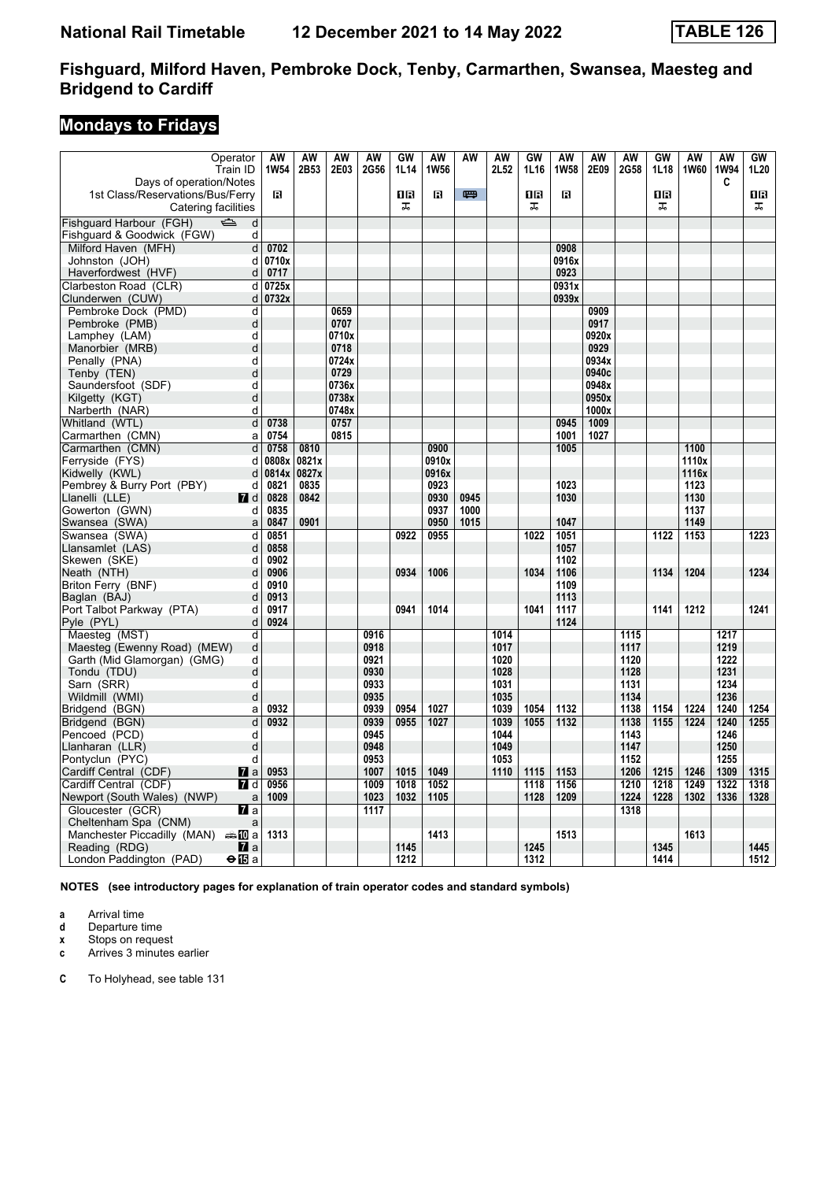# National Rail Timetable 12 December 2021 to 14 May 2022 TABLE 126

## Fishguard, Milford Haven, Pembroke Dock, Tenby, Carmarthen, Swansea, Maesteg and Bridgend to Cardiff

## Mondays to Fridays

| Operator | | AW | AW | AW | AW | GW | AW | AW | AW | GW | AW | AW | AW | GW | AW | AW | GW |
|---|---|---|---|---|---|---|---|---|---|---|---|---|---|---|---|---|---|
| Train ID | | 1W54 | 2B53 | 2E03 | 2G56 | 1L14 | 1W56 | | 2L52 | 1L16 | 1W58 | 2E09 | 2G58 | 1L18 | 1W60 | 1W94 | 1L20 |
| Days of operation/Notes | | | | | | | | | | | | | | | | C | |
| 1st Class/Reservations/Bus/Ferry | | R | | | | 1R | R | 🚌 | | 1R | R | | | 1R | | | 1R |
| Catering facilities | | | | | | ⚹ | | | | ⚹ | | | | ⚹ | | | ⚹ |
| Fishguard Harbour (FGH) ⛴ | d | | | | | | | | | | | | | | | | |
| Fishguard & Goodwick (FGW) | d | | | | | | | | | | | | | | | | |
| Milford Haven (MFH) | d | 0702 | | | | | | | | | 0908 | | | | | | |
| Johnston (JOH) | d | 0710x | | | | | | | | | 0916x | | | | | | |
| Haverfordwest (HVF) | d | 0717 | | | | | | | | | 0923 | | | | | | |
| Clarbeston Road (CLR) | d | 0725x | | | | | | | | | 0931x | | | | | | |
| Clunderwen (CUW) | d | 0732x | | | | | | | | | 0939x | | | | | | |
| Pembroke Dock (PMD) | d | | | 0659 | | | | | | | | 0909 | | | | | |
| Pembroke (PMB) | d | | | 0707 | | | | | | | | 0917 | | | | | |
| Lamphey (LAM) | d | | | 0710x | | | | | | | | 0920x | | | | | |
| Manorbier (MRB) | d | | | 0718 | | | | | | | | 0929 | | | | | |
| Penally (PNA) | d | | | 0724x | | | | | | | | 0934x | | | | | |
| Tenby (TEN) | d | | | 0729 | | | | | | | | 0940c | | | | | |
| Saundersfoot (SDF) | d | | | 0736x | | | | | | | | 0948x | | | | | |
| Kilgetty (KGT) | d | | | 0738x | | | | | | | | 0950x | | | | | |
| Narberth (NAR) | d | | | 0748x | | | | | | | | 1000x | | | | | |
| Whitland (WTL) | d | 0738 | | 0757 | | | | | | | 0945 | 1009 | | | | | |
| Carmarthen (CMN) | a | 0754 | | 0815 | | | | | | | 1001 | 1027 | | | | | |
| Carmarthen (CMN) | d | 0758 | 0810 | | | | 0900 | | | | 1005 | | | | 1100 | | |
| Ferryside (FYS) | d | 0808x | 0821x | | | | 0910x | | | | | | | | 1110x | | |
| Kidwelly (KWL) | d | 0814x | 0827x | | | | 0916x | | | | | | | | 1116x | | |
| Pembrey & Burry Port (PBY) | d | 0821 | 0835 | | | | 0923 | | | | 1023 | | | | 1123 | | |
| Llanelli (LLE) | 7 d | 0828 | 0842 | | | | 0930 | 0945 | | | 1030 | | | | 1130 | | |
| Gowerton (GWN) | d | 0835 | | | | | 0937 | 1000 | | | | | | | 1137 | | |
| Swansea (SWA) | a | 0847 | 0901 | | | | 0950 | 1015 | | | 1047 | | | | 1149 | | |
| Swansea (SWA) | d | 0851 | | | | 0922 | 0955 | | | 1022 | 1051 | | | 1122 | 1153 | | 1223 |
| Llansamlet (LAS) | d | 0858 | | | | | | | | | 1057 | | | | | | |
| Skewen (SKE) | d | 0902 | | | | | | | | | 1102 | | | | | | |
| Neath (NTH) | d | 0906 | | | | 0934 | 1006 | | | 1034 | 1106 | | | 1134 | 1204 | | 1234 |
| Briton Ferry (BNF) | d | 0910 | | | | | | | | | 1109 | | | | | | |
| Baglan (BAJ) | d | 0913 | | | | | | | | | 1113 | | | | | | |
| Port Talbot Parkway (PTA) | d | 0917 | | | | 0941 | 1014 | | | 1041 | 1117 | | | 1141 | 1212 | | 1241 |
| Pyle (PYL) | d | 0924 | | | | | | | | | 1124 | | | | | | |
| Maesteg (MST) | d | | | | 0916 | | | | 1014 | | | | 1115 | | | 1217 | |
| Maesteg (Ewenny Road) (MEW) | d | | | | 0918 | | | | 1017 | | | | 1117 | | | 1219 | |
| Garth (Mid Glamorgan) (GMG) | d | | | | 0921 | | | | 1020 | | | | 1120 | | | 1222 | |
| Tondu (TDU) | d | | | | 0930 | | | | 1028 | | | | 1128 | | | 1231 | |
| Sarn (SRR) | d | | | | 0933 | | | | 1031 | | | | 1131 | | | 1234 | |
| Wildmill (WMI) | d | | | | 0935 | | | | 1035 | | | | 1134 | | | 1236 | |
| Bridgend (BGN) | a | 0932 | | | 0939 | 0954 | 1027 | | 1039 | 1054 | 1132 | | 1138 | 1154 | 1224 | 1240 | 1254 |
| Bridgend (BGN) | d | 0932 | | | 0939 | 0955 | 1027 | | 1039 | 1055 | 1132 | | 1138 | 1155 | 1224 | 1240 | 1255 |
| Pencoed (PCD) | d | | | | 0945 | | | | 1044 | | | | 1143 | | | 1246 | |
| Llanharan (LLR) | d | | | | 0948 | | | | 1049 | | | | 1147 | | | 1250 | |
| Pontyclun (PYC) | d | | | | 0953 | | | | 1053 | | | | 1152 | | | 1255 | |
| Cardiff Central (CDF) | 7 a | 0953 | | | 1007 | 1015 | 1049 | | 1110 | 1115 | 1153 | | 1206 | 1215 | 1246 | 1309 | 1315 |
| Cardiff Central (CDF) | 7 d | 0956 | | | 1009 | 1018 | 1052 | | | 1118 | 1156 | | 1210 | 1218 | 1249 | 1322 | 1318 |
| Newport (South Wales) (NWP) | a | 1009 | | | 1023 | 1032 | 1105 | | | 1128 | 1209 | | 1224 | 1228 | 1302 | 1336 | 1328 |
| Gloucester (GCR) | 7 a | | | | 1117 | | | | | | | | 1318 | | | | |
| Cheltenham Spa (CNM) | a | | | | | | | | | | | | | | | | |
| Manchester Piccadilly (MAN) 🚇10 | a | 1313 | | | | | 1413 | | | | 1513 | | | | 1613 | | |
| Reading (RDG) | 7 a | | | | | 1145 | | | | 1245 | | | | 1345 | | | 1445 |
| London Paddington (PAD) ⊖15 | a | | | | | 1212 | | | | 1312 | | | | 1414 | | | 1512 |

**NOTES (see introductory pages for explanation of train operator codes and standard symbols)**

- **a** Arrival time
- **d** Departure time
- **x** Stops on request
- **c** Arrives 3 minutes earlier

- **C** To Holyhead, see table 131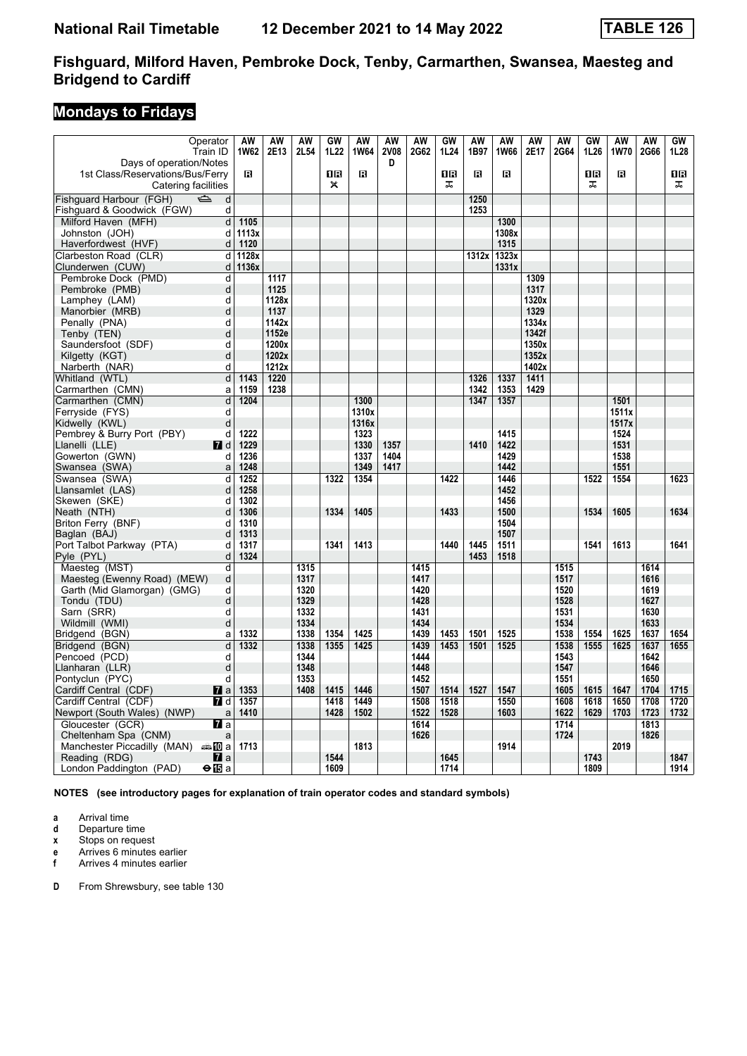# National Rail Timetable 12 December 2021 to 14 May 2022 TABLE 126

## Fishguard, Milford Haven, Pembroke Dock, Tenby, Carmarthen, Swansea, Maesteg and Bridgend to Cardiff

## Mondays to Fridays

| Operator | | AW | AW | AW | GW | AW | AW | AW | GW | AW | AW | AW | AW | GW | AW | AW | GW |
|---|---|---|---|---|---|---|---|---|---|---|---|---|---|---|---|---|---|
| Train ID | | 1W62 | 2E13 | 2L54 | 1L22 | 1W64 | 2V08 | 2G62 | 1L24 | 1B97 | 1W66 | 2E17 | 2G64 | 1L26 | 1W70 | 2G66 | 1L28 |
| Days of operation/Notes | | | | | | | D | | | | | | | | | | |
| 1st Class/Reservations/Bus/Ferry | | R | | | 1R | R | | | 1R | R | R | | | 1R | R | | 1R |
| Catering facilities | | | | | ✕ | | | | ⚻ | | | | | ⚻ | | | ⚻ |
| Fishguard Harbour (FGH) ⛴ | d | | | | | | | | | 1250 | | | | | | | |
| Fishguard & Goodwick (FGW) | d | | | | | | | | | 1253 | | | | | | | |
| Milford Haven (MFH) | d | 1105 | | | | | | | | | 1300 | | | | | | |
| Johnston (JOH) | d | 1113x | | | | | | | | | 1308x | | | | | | |
| Haverfordwest (HVF) | d | 1120 | | | | | | | | | 1315 | | | | | | |
| Clarbeston Road (CLR) | d | 1128x | | | | | | | | 1312x | 1323x | | | | | | |
| Clunderwen (CUW) | d | 1136x | | | | | | | | | 1331x | | | | | | |
| Pembroke Dock (PMD) | d | | 1117 | | | | | | | | | 1309 | | | | | |
| Pembroke (PMB) | d | | 1125 | | | | | | | | | 1317 | | | | | |
| Lamphey (LAM) | d | | 1128x | | | | | | | | | 1320x | | | | | |
| Manorbier (MRB) | d | | 1137 | | | | | | | | | 1329 | | | | | |
| Penally (PNA) | d | | 1142x | | | | | | | | | 1334x | | | | | |
| Tenby (TEN) | d | | 1152e | | | | | | | | | 1342f | | | | | |
| Saundersfoot (SDF) | d | | 1200x | | | | | | | | | 1350x | | | | | |
| Kilgetty (KGT) | d | | 1202x | | | | | | | | | 1352x | | | | | |
| Narberth (NAR) | d | | 1212x | | | | | | | | | 1402x | | | | | |
| Whitland (WTL) | d | 1143 | 1220 | | | | | | | 1326 | 1337 | 1411 | | | | | |
| Carmarthen (CMN) | a | 1159 | 1238 | | | | | | | 1342 | 1353 | 1429 | | | | | |
| Carmarthen (CMN) | d | 1204 | | | | 1300 | | | | 1347 | 1357 | | | | 1501 | | |
| Ferryside (FYS) | d | | | | | 1310x | | | | | | | | | 1511x | | |
| Kidwelly (KWL) | d | | | | | 1316x | | | | | | | | | 1517x | | |
| Pembrey & Burry Port (PBY) | d | 1222 | | | | 1323 | | | | | 1415 | | | | 1524 | | |
| Llanelli (LLE) 7 | d | 1229 | | | | 1330 | 1357 | | | 1410 | 1422 | | | | 1531 | | |
| Gowerton (GWN) | d | 1236 | | | | 1337 | 1404 | | | | 1429 | | | | 1538 | | |
| Swansea (SWA) | a | 1248 | | | | 1349 | 1417 | | | | 1442 | | | | 1551 | | |
| Swansea (SWA) | d | 1252 | | | 1322 | 1354 | | | 1422 | | 1446 | | | 1522 | 1554 | | 1623 |
| Llansamlet (LAS) | d | 1258 | | | | | | | | | 1452 | | | | | | |
| Skewen (SKE) | d | 1302 | | | | | | | | | 1456 | | | | | | |
| Neath (NTH) | d | 1306 | | | 1334 | 1405 | | | 1433 | | 1500 | | | 1534 | 1605 | | 1634 |
| Briton Ferry (BNF) | d | 1310 | | | | | | | | | 1504 | | | | | | |
| Baglan (BAJ) | d | 1313 | | | | | | | | | 1507 | | | | | | |
| Port Talbot Parkway (PTA) | d | 1317 | | | 1341 | 1413 | | | 1440 | 1445 | 1511 | | | 1541 | 1613 | | 1641 |
| Pyle (PYL) | d | 1324 | | | | | | | | 1453 | 1518 | | | | | | |
| Maesteg (MST) | d | | | 1315 | | | | 1415 | | | | | 1515 | | | 1614 | |
| Maesteg (Ewenny Road) (MEW) | d | | | 1317 | | | | 1417 | | | | | 1517 | | | 1616 | |
| Garth (Mid Glamorgan) (GMG) | d | | | 1320 | | | | 1420 | | | | | 1520 | | | 1619 | |
| Tondu (TDU) | d | | | 1329 | | | | 1428 | | | | | 1528 | | | 1627 | |
| Sarn (SRR) | d | | | 1332 | | | | 1431 | | | | | 1531 | | | 1630 | |
| Wildmill (WMI) | d | | | 1334 | | | | 1434 | | | | | 1534 | | | 1633 | |
| Bridgend (BGN) | a | 1332 | | 1338 | 1354 | 1425 | | 1439 | 1453 | 1501 | 1525 | | 1538 | 1554 | 1625 | 1637 | 1654 |
| Bridgend (BGN) | d | 1332 | | 1338 | 1355 | 1425 | | 1439 | 1453 | 1501 | 1525 | | 1538 | 1555 | 1625 | 1637 | 1655 |
| Pencoed (PCD) | d | | | 1344 | | | | 1444 | | | | | 1543 | | | 1642 | |
| Llanharan (LLR) | d | | | 1348 | | | | 1448 | | | | | 1547 | | | 1646 | |
| Pontyclun (PYC) | d | | | 1353 | | | | 1452 | | | | | 1551 | | | 1650 | |
| Cardiff Central (CDF) 7 | a | 1353 | | 1408 | 1415 | 1446 | | 1507 | 1514 | 1527 | 1547 | | 1605 | 1615 | 1647 | 1704 | 1715 |
| Cardiff Central (CDF) 7 | d | 1357 | | | 1418 | 1449 | | 1508 | 1518 | | 1550 | | 1608 | 1618 | 1650 | 1708 | 1720 |
| Newport (South Wales) (NWP) | a | 1410 | | | 1428 | 1502 | | 1522 | 1528 | | 1603 | | 1622 | 1629 | 1703 | 1723 | 1732 |
| Gloucester (GCR) 7 | a | | | | | | | 1614 | | | | | 1714 | | | 1813 | |
| Cheltenham Spa (CNM) | a | | | | | | | 1626 | | | | | 1724 | | | 1826 | |
| Manchester Piccadilly (MAN) 🚌10 | a | 1713 | | | | 1813 | | | | | 1914 | | | | 2019 | | |
| Reading (RDG) 7 | a | | | | 1544 | | | | 1645 | | | | | 1743 | | | 1847 |
| London Paddington (PAD) ⊖15 | a | | | | 1609 | | | | 1714 | | | | | 1809 | | | 1914 |

**NOTES (see introductory pages for explanation of train operator codes and standard symbols)**

- **a** Arrival time
- **d** Departure time
- **x** Stops on request
- **e** Arrives 6 minutes earlier
- **f** Arrives 4 minutes earlier

- **D** From Shrewsbury, see table 130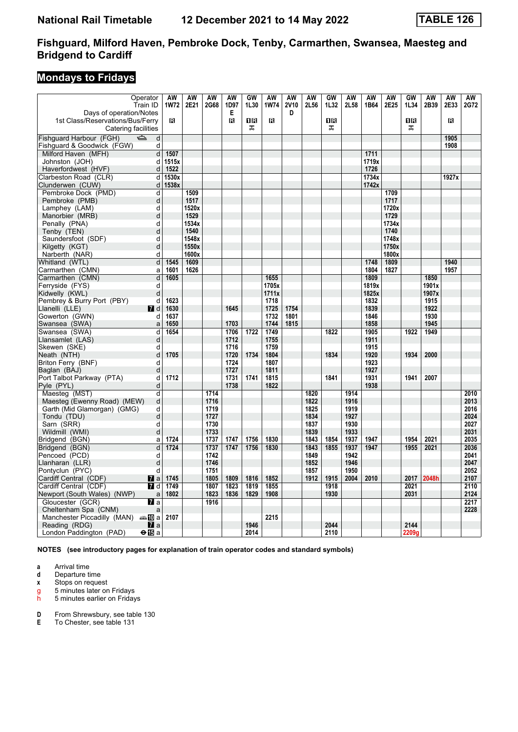# National Rail Timetable    12 December 2021 to 14 May 2022    TABLE 126

## Fishguard, Milford Haven, Pembroke Dock, Tenby, Carmarthen, Swansea, Maesteg and Bridgend to Cardiff

### Mondays to Fridays

| Operator | | AW | AW | AW | AW | GW | AW | AW | AW | GW | AW | AW | AW | GW | AW | AW | AW |
|---|---|---|---|---|---|---|---|---|---|---|---|---|---|---|---|---|---|
| Train ID | | 1W72 | 2E21 | 2G68 | 1D97 | 1L30 | 1W74 | 2V10 | 2L56 | 1L32 | 2L58 | 1B64 | 2E25 | 1L34 | 2B39 | 2E33 | 2G72 |
| Days of operation/Notes | | | | | E | | | D | | | | | | | | | |
| 1st Class/Reservations/Bus/Ferry | | R | | | R | 1R | R | | | 1R | | | | 1R | | R | |
| Catering facilities | | | | | | ⚹ | | | | ⚹ | | | | ⚹ | | | |
| Fishguard Harbour (FGH) ⛴ | d | | | | | | | | | | | | | | | 1905 | |
| Fishguard & Goodwick (FGW) | d | | | | | | | | | | | | | | | 1908 | |
| Milford Haven (MFH) | d | 1507 | | | | | | | | | | 1711 | | | | | |
| Johnston (JOH) | d | 1515x | | | | | | | | | | 1719x | | | | | |
| Haverfordwest (HVF) | d | 1522 | | | | | | | | | | 1726 | | | | | |
| Clarbeston Road (CLR) | d | 1530x | | | | | | | | | | 1734x | | | | 1927x | |
| Clunderwen (CUW) | d | 1538x | | | | | | | | | | 1742x | | | | | |
| Pembroke Dock (PMD) | d | | 1509 | | | | | | | | | | 1709 | | | | |
| Pembroke (PMB) | d | | 1517 | | | | | | | | | | 1717 | | | | |
| Lamphey (LAM) | d | | 1520x | | | | | | | | | | 1720x | | | | |
| Manorbier (MRB) | d | | 1529 | | | | | | | | | | 1729 | | | | |
| Penally (PNA) | d | | 1534x | | | | | | | | | | 1734x | | | | |
| Tenby (TEN) | d | | 1540 | | | | | | | | | | 1740 | | | | |
| Saundersfoot (SDF) | d | | 1548x | | | | | | | | | | 1748x | | | | |
| Kilgetty (KGT) | d | | 1550x | | | | | | | | | | 1750x | | | | |
| Narberth (NAR) | d | | 1600x | | | | | | | | | | 1800x | | | | |
| Whitland (WTL) | d | 1545 | 1609 | | | | | | | | | 1748 | 1809 | | | 1940 | |
| Carmarthen (CMN) | a | 1601 | 1626 | | | | | | | | | 1804 | 1827 | | | 1957 | |
| Carmarthen (CMN) | d | 1605 | | | | | 1655 | | | | | 1809 | | | 1850 | | |
| Ferryside (FYS) | d | | | | | | 1705x | | | | | 1819x | | | 1901x | | |
| Kidwelly (KWL) | d | | | | | | 1711x | | | | | 1825x | | | 1907x | | |
| Pembrey & Burry Port (PBY) | d | 1623 | | | | | 1718 | | | | | 1832 | | | 1915 | | |
| Llanelli (LLE) | 7 d | 1630 | | | 1645 | | 1725 | 1754 | | | | 1839 | | | 1922 | | |
| Gowerton (GWN) | d | 1637 | | | | | 1732 | 1801 | | | | 1846 | | | 1930 | | |
| Swansea (SWA) | a | 1650 | | | 1703 | | 1744 | 1815 | | | | 1858 | | | 1945 | | |
| Swansea (SWA) | d | 1654 | | | 1706 | 1722 | 1749 | | | 1822 | | 1905 | | 1922 | 1949 | | |
| Llansamlet (LAS) | d | | | | 1712 | | 1755 | | | | | 1911 | | | | | |
| Skewen (SKE) | d | | | | 1716 | | 1759 | | | | | 1915 | | | | | |
| Neath (NTH) | d | 1705 | | | 1720 | 1734 | 1804 | | | 1834 | | 1920 | | 1934 | 2000 | | |
| Briton Ferry (BNF) | d | | | | 1724 | | 1807 | | | | | 1923 | | | | | |
| Baglan (BAJ) | d | | | | 1727 | | 1811 | | | | | 1927 | | | | | |
| Port Talbot Parkway (PTA) | d | 1712 | | | 1731 | 1741 | 1815 | | | 1841 | | 1931 | | 1941 | 2007 | | |
| Pyle (PYL) | d | | | | 1738 | | 1822 | | | | | 1938 | | | | | |
| Maesteg (MST) | d | | | 1714 | | | | | 1820 | | 1914 | | | | | | 2010 |
| Maesteg (Ewenny Road) (MEW) | d | | | 1716 | | | | | 1822 | | 1916 | | | | | | 2013 |
| Garth (Mid Glamorgan) (GMG) | d | | | 1719 | | | | | 1825 | | 1919 | | | | | | 2016 |
| Tondu (TDU) | d | | | 1727 | | | | | 1834 | | 1927 | | | | | | 2024 |
| Sarn (SRR) | d | | | 1730 | | | | | 1837 | | 1930 | | | | | | 2027 |
| Wildmill (WMI) | d | | | 1733 | | | | | 1839 | | 1933 | | | | | | 2031 |
| Bridgend (BGN) | a | 1724 | | 1737 | 1747 | 1756 | 1830 | | 1843 | 1854 | 1937 | 1947 | | 1954 | 2021 | | 2035 |
| Bridgend (BGN) | d | 1724 | | 1737 | 1747 | 1756 | 1830 | | 1843 | 1855 | 1937 | 1947 | | 1955 | 2021 | | 2036 |
| Pencoed (PCD) | d | | | 1742 | | | | | 1849 | | 1942 | | | | | | 2041 |
| Llanharan (LLR) | d | | | 1746 | | | | | 1852 | | 1946 | | | | | | 2047 |
| Pontyclun (PYC) | d | | | 1751 | | | | | 1857 | | 1950 | | | | | | 2052 |
| Cardiff Central (CDF) | 7 a | 1745 | | 1805 | 1809 | 1816 | 1852 | | 1912 | 1915 | 2004 | 2010 | | 2017 | 2048h | | 2107 |
| Cardiff Central (CDF) | 7 d | 1749 | | 1807 | 1823 | 1819 | 1855 | | | 1918 | | | | 2021 | | | 2110 |
| Newport (South Wales) (NWP) | a | 1802 | | 1823 | 1836 | 1829 | 1908 | | | 1930 | | | | 2031 | | | 2124 |
| Gloucester (GCR) | 7 a | | | 1916 | | | | | | | | | | | | | 2217 |
| Cheltenham Spa (CNM) | a | | | | | | | | | | | | | | | | 2228 |
| Manchester Piccadilly (MAN) 10 | a | 2107 | | | | | 2215 | | | | | | | | | | |
| Reading (RDG) | 7 a | | | | | 1946 | | | | 2044 | | | | 2144 | | | |
| London Paddington (PAD) ⊖15 | a | | | | | 2014 | | | | 2110 | | | | 2209g | | | |

**NOTES (see introductory pages for explanation of train operator codes and standard symbols)**

- **a** Arrival time
- **d** Departure time
- **x** Stops on request
- **g** 5 minutes later on Fridays
- **h** 5 minutes earlier on Fridays

- **D** From Shrewsbury, see table 130
- **E** To Chester, see table 131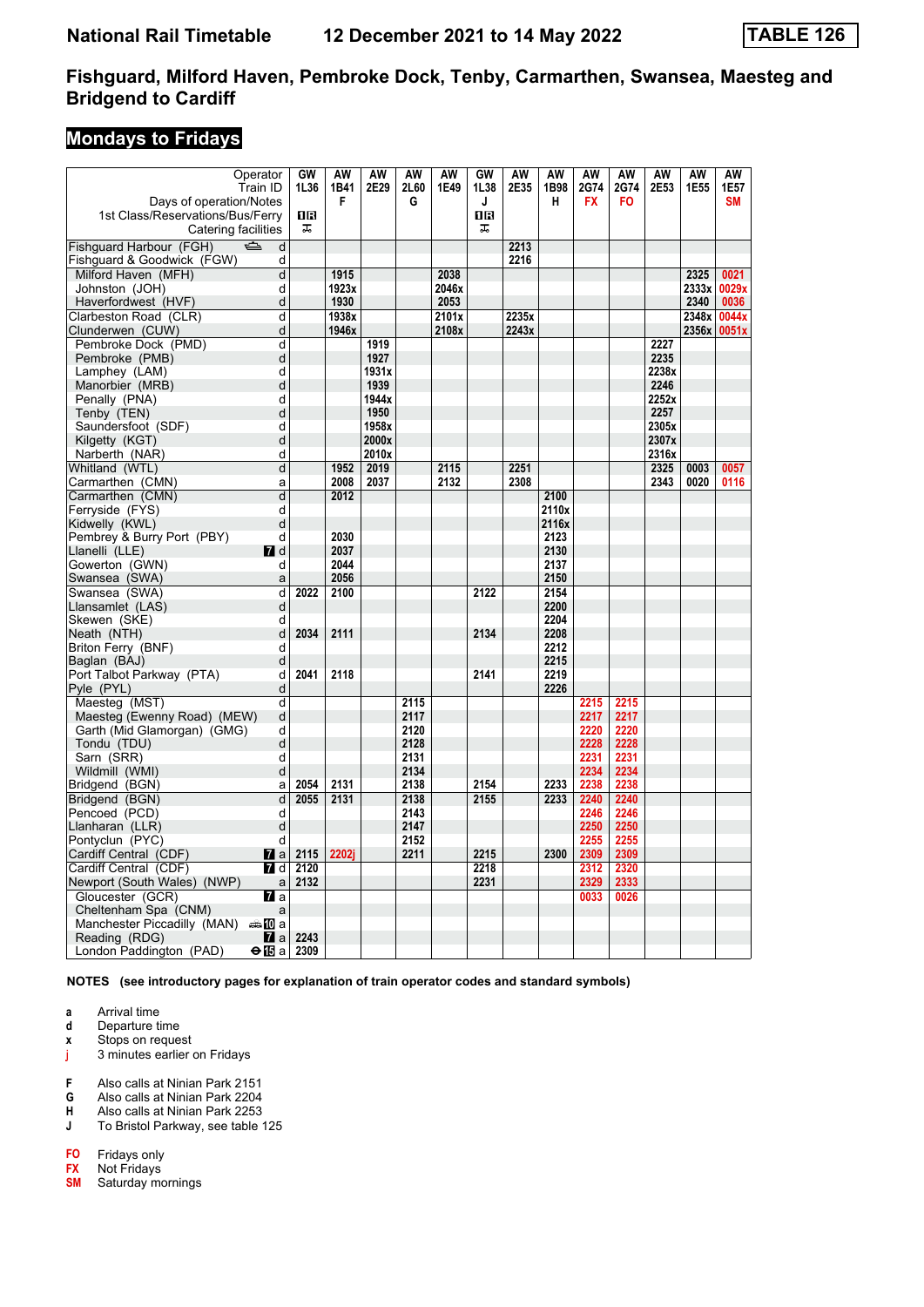# National Rail Timetable 12 December 2021 to 14 May 2022

**TABLE 126**

## Fishguard, Milford Haven, Pembroke Dock, Tenby, Carmarthen, Swansea, Maesteg and Bridgend to Cardiff

### Mondays to Fridays

| Operator | | GW | AW | AW | AW | AW | GW | AW | AW | AW | AW | AW | AW | AW |
|---|---|---|---|---|---|---|---|---|---|---|---|---|---|---|
| Train ID | | 1L36 | 1B41 | 2E29 | 2L60 | 1E49 | 1L38 | 2E35 | 1B98 | 2G74 | 2G74 | 2E53 | 1E55 | 1E57 |
| Days of operation/Notes | | | F | | G | | J | | H | FX | FO | | | SM |
| 1st Class/Reservations/Bus/Ferry | | 1R | | | | | 1R | | | | | | | |
| Catering facilities | | ⊼ | | | | | ⊼ | | | | | | | |
| Fishguard Harbour (FGH) ⛴ | d | | | | | | | 2213 | | | | | | |
| Fishguard & Goodwick (FGW) | d | | | | | | | 2216 | | | | | | |
| Milford Haven (MFH) | d | | 1915 | | | 2038 | | | | | | | 2325 | 0021 |
| Johnston (JOH) | d | | 1923x | | | 2046x | | | | | | | 2333x | 0029x |
| Haverfordwest (HVF) | d | | 1930 | | | 2053 | | | | | | | 2340 | 0036 |
| Clarbeston Road (CLR) | d | | 1938x | | | 2101x | | 2235x | | | | | 2348x | 0044x |
| Clunderwen (CUW) | d | | 1946x | | | 2108x | | 2243x | | | | | 2356x | 0051x |
| Pembroke Dock (PMD) | d | | | 1919 | | | | | | | | 2227 | | |
| Pembroke (PMB) | d | | | 1927 | | | | | | | | 2235 | | |
| Lamphey (LAM) | d | | | 1931x | | | | | | | | 2238x | | |
| Manorbier (MRB) | d | | | 1939 | | | | | | | | 2246 | | |
| Penally (PNA) | d | | | 1944x | | | | | | | | 2252x | | |
| Tenby (TEN) | d | | | 1950 | | | | | | | | 2257 | | |
| Saundersfoot (SDF) | d | | | 1958x | | | | | | | | 2305x | | |
| Kilgetty (KGT) | d | | | 2000x | | | | | | | | 2307x | | |
| Narberth (NAR) | d | | | 2010x | | | | | | | | 2316x | | |
| Whitland (WTL) | d | | 1952 | 2019 | | 2115 | | 2251 | | | | 2325 | 0003 | 0057 |
| Carmarthen (CMN) | a | | 2008 | 2037 | | 2132 | | 2308 | | | | 2343 | 0020 | 0116 |
| Carmarthen (CMN) | d | | 2012 | | | | | | 2100 | | | | | |
| Ferryside (FYS) | d | | | | | | | | 2110x | | | | | |
| Kidwelly (KWL) | d | | | | | | | | 2116x | | | | | |
| Pembrey & Burry Port (PBY) | d | | 2030 | | | | | | 2123 | | | | | |
| Llanelli (LLE) 7 | d | | 2037 | | | | | | 2130 | | | | | |
| Gowerton (GWN) | d | | 2044 | | | | | | 2137 | | | | | |
| Swansea (SWA) | a | | 2056 | | | | | | 2150 | | | | | |
| Swansea (SWA) | d | 2022 | 2100 | | | | 2122 | | 2154 | | | | | |
| Llansamlet (LAS) | d | | | | | | | | 2200 | | | | | |
| Skewen (SKE) | d | | | | | | | | 2204 | | | | | |
| Neath (NTH) | d | 2034 | 2111 | | | | 2134 | | 2208 | | | | | |
| Briton Ferry (BNF) | d | | | | | | | | 2212 | | | | | |
| Baglan (BAJ) | d | | | | | | | | 2215 | | | | | |
| Port Talbot Parkway (PTA) | d | 2041 | 2118 | | | | 2141 | | 2219 | | | | | |
| Pyle (PYL) | d | | | | | | | | 2226 | | | | | |
| Maesteg (MST) | d | | | | 2115 | | | | | 2215 | 2215 | | | |
| Maesteg (Ewenny Road) (MEW) | d | | | | 2117 | | | | | 2217 | 2217 | | | |
| Garth (Mid Glamorgan) (GMG) | d | | | | 2120 | | | | | 2220 | 2220 | | | |
| Tondu (TDU) | d | | | | 2128 | | | | | 2228 | 2228 | | | |
| Sarn (SRR) | d | | | | 2131 | | | | | 2231 | 2231 | | | |
| Wildmill (WMI) | d | | | | 2134 | | | | | 2234 | 2234 | | | |
| Bridgend (BGN) | a | 2054 | 2131 | | 2138 | | 2154 | | 2233 | 2238 | 2238 | | | |
| Bridgend (BGN) | d | 2055 | 2131 | | 2138 | | 2155 | | 2233 | 2240 | 2240 | | | |
| Pencoed (PCD) | d | | | | 2143 | | | | | 2246 | 2246 | | | |
| Llanharan (LLR) | d | | | | 2147 | | | | | 2250 | 2250 | | | |
| Pontyclun (PYC) | d | | | | 2152 | | | | | 2255 | 2255 | | | |
| Cardiff Central (CDF) 7 | a | 2115 | 2202j | | 2211 | | 2215 | | 2300 | 2309 | 2309 | | | |
| Cardiff Central (CDF) 7 | d | 2120 | | | | | 2218 | | | 2312 | 2320 | | | |
| Newport (South Wales) (NWP) | a | 2132 | | | | | 2231 | | | 2329 | 2333 | | | |
| Gloucester (GCR) 7 | a | | | | | | | | | 0033 | 0026 | | | |
| Cheltenham Spa (CNM) | a | | | | | | | | | | | | | |
| Manchester Piccadilly (MAN) 10 | a | | | | | | | | | | | | | |
| Reading (RDG) 7 | a | 2243 | | | | | | | | | | | | |
| London Paddington (PAD) ⊖15 | a | 2309 | | | | | | | | | | | | |

**NOTES (see introductory pages for explanation of train operator codes and standard symbols)**

- **a** Arrival time
- **d** Departure time
- **x** Stops on request
- **j** 3 minutes earlier on Fridays

- **F** Also calls at Ninian Park 2151
- **G** Also calls at Ninian Park 2204
- **H** Also calls at Ninian Park 2253
- **J** To Bristol Parkway, see table 125

- **FO** Fridays only
- **FX** Not Fridays
- **SM** Saturday mornings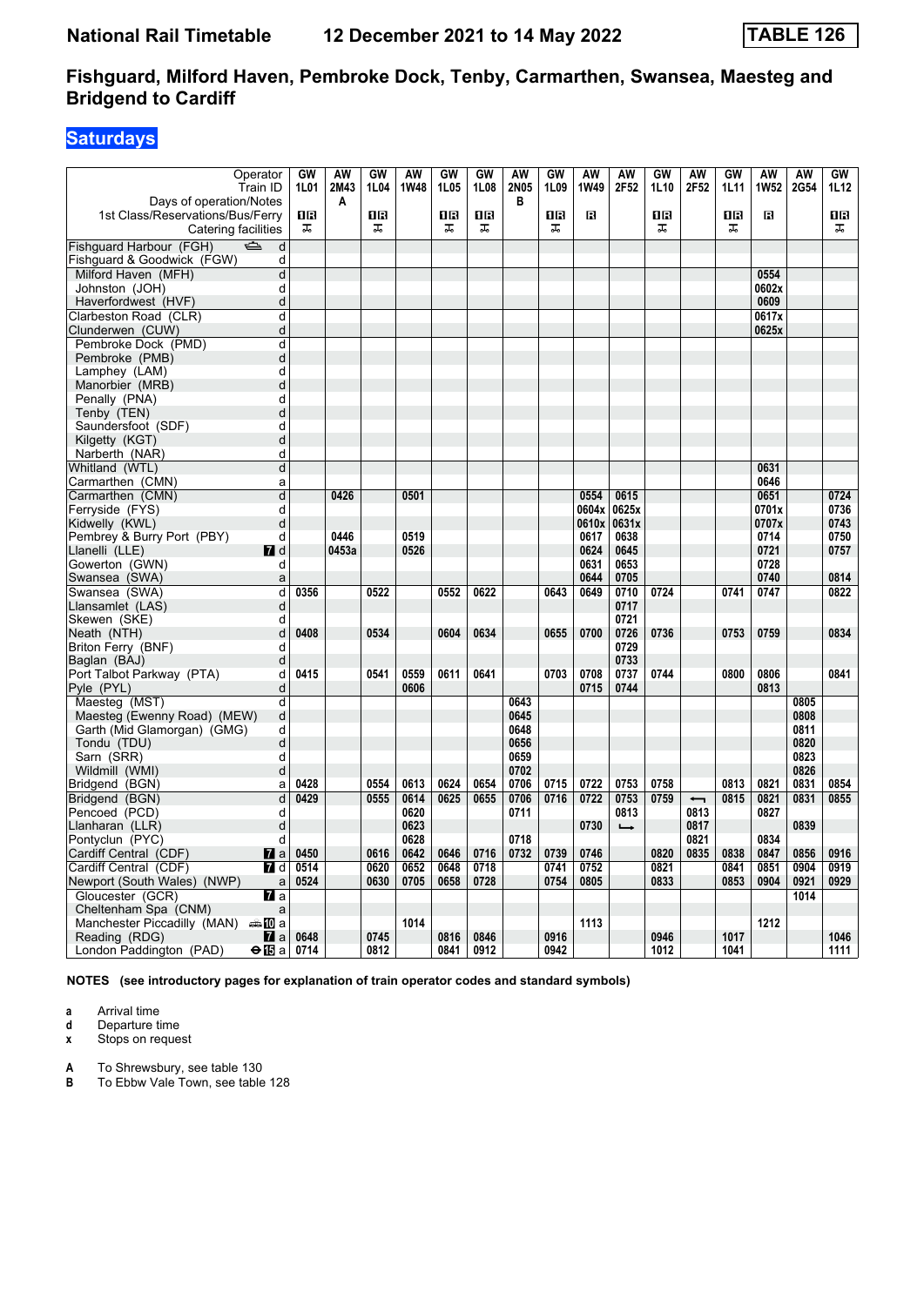# National Rail Timetable 12 December 2021 to 14 May 2022 TABLE 126

## Fishguard, Milford Haven, Pembroke Dock, Tenby, Carmarthen, Swansea, Maesteg and Bridgend to Cardiff

### Saturdays

| Operator | | GW | AW | GW | AW | GW | GW | AW | GW | AW | AW | GW | AW | GW | AW | AW | GW |
|---|---|---|---|---|---|---|---|---|---|---|---|---|---|---|---|---|---|
| Train ID | | 1L01 | 2M43 | 1L04 | 1W48 | 1L05 | 1L08 | 2N05 | 1L09 | 1W49 | 2F52 | 1L10 | 2F52 | 1L11 | 1W52 | 2G54 | 1L12 |
| Days of operation/Notes | | | A | | | | | B | | | | | | | | | |
| 1st Class/Reservations/Bus/Ferry | | 1R | | 1R | | 1R | 1R | | 1R | R | | 1R | | 1R | R | | 1R |
| Catering facilities | | ≖ | | ≖ | | ≖ | ≖ | | ≖ | | | ≖ | | ≖ | | | ≖ |
| Fishguard Harbour (FGH) ⛴ | d | | | | | | | | | | | | | | | | |
| Fishguard & Goodwick (FGW) | d | | | | | | | | | | | | | | | | |
| Milford Haven (MFH) | d | | | | | | | | | | | | | | 0554 | | |
| Johnston (JOH) | d | | | | | | | | | | | | | | 0602x | | |
| Haverfordwest (HVF) | d | | | | | | | | | | | | | | 0609 | | |
| Clarbeston Road (CLR) | d | | | | | | | | | | | | | | 0617x | | |
| Clunderwen (CUW) | d | | | | | | | | | | | | | | 0625x | | |
| Pembroke Dock (PMD) | d | | | | | | | | | | | | | | | | |
| Pembroke (PMB) | d | | | | | | | | | | | | | | | | |
| Lamphey (LAM) | d | | | | | | | | | | | | | | | | |
| Manorbier (MRB) | d | | | | | | | | | | | | | | | | |
| Penally (PNA) | d | | | | | | | | | | | | | | | | |
| Tenby (TEN) | d | | | | | | | | | | | | | | | | |
| Saundersfoot (SDF) | d | | | | | | | | | | | | | | | | |
| Kilgetty (KGT) | d | | | | | | | | | | | | | | | | |
| Narberth (NAR) | d | | | | | | | | | | | | | | | | |
| Whitland (WTL) | d | | | | | | | | | | | | | | 0631 | | |
| Carmarthen (CMN) | a | | | | | | | | | | | | | | 0646 | | |
| Carmarthen (CMN) | d | | 0426 | | 0501 | | | | | 0554 | 0615 | | | | 0651 | | 0724 |
| Ferryside (FYS) | d | | | | | | | | | 0604x | 0625x | | | | 0701x | | 0736 |
| Kidwelly (KWL) | d | | | | | | | | | 0610x | 0631x | | | | 0707x | | 0743 |
| Pembrey & Burry Port (PBY) | d | | 0446 | | 0519 | | | | | 0617 | 0638 | | | | 0714 | | 0750 |
| Llanelli (LLE) 7 | d | | 0453a | | 0526 | | | | | 0624 | 0645 | | | | 0721 | | 0757 |
| Gowerton (GWN) | d | | | | | | | | | 0631 | 0653 | | | | 0728 | | |
| Swansea (SWA) | a | | | | | | | | | 0644 | 0705 | | | | 0740 | | 0814 |
| Swansea (SWA) | d | 0356 | | 0522 | | 0552 | 0622 | | 0643 | 0649 | 0710 | 0724 | | 0741 | 0747 | | 0822 |
| Llansamlet (LAS) | d | | | | | | | | | | 0717 | | | | | | |
| Skewen (SKE) | d | | | | | | | | | | 0721 | | | | | | |
| Neath (NTH) | d | 0408 | | 0534 | | 0604 | 0634 | | 0655 | 0700 | 0726 | 0736 | | 0753 | 0759 | | 0834 |
| Briton Ferry (BNF) | d | | | | | | | | | | 0729 | | | | | | |
| Baglan (BAJ) | d | | | | | | | | | | 0733 | | | | | | |
| Port Talbot Parkway (PTA) | d | 0415 | | 0541 | 0559 | 0611 | 0641 | | 0703 | 0708 | 0737 | 0744 | | 0800 | 0806 | | 0841 |
| Pyle (PYL) | d | | | | 0606 | | | | | 0715 | 0744 | | | | 0813 | | |
| Maesteg (MST) | d | | | | | | | 0643 | | | | | | | | 0805 | |
| Maesteg (Ewenny Road) (MEW) | d | | | | | | | 0645 | | | | | | | | 0808 | |
| Garth (Mid Glamorgan) (GMG) | d | | | | | | | 0648 | | | | | | | | 0811 | |
| Tondu (TDU) | d | | | | | | | 0656 | | | | | | | | 0820 | |
| Sarn (SRR) | d | | | | | | | 0659 | | | | | | | | 0823 | |
| Wildmill (WMI) | d | | | | | | | 0702 | | | | | | | | 0826 | |
| Bridgend (BGN) | a | 0428 | | 0554 | 0613 | 0624 | 0654 | 0706 | 0715 | 0722 | 0753 | 0758 | | 0813 | 0821 | 0831 | 0854 |
| Bridgend (BGN) | d | 0429 | | 0555 | 0614 | 0625 | 0655 | 0706 | 0716 | 0722 | 0753 | 0759 | ⟵ | 0815 | 0821 | 0831 | 0855 |
| Pencoed (PCD) | d | | | | 0620 | | | 0711 | | | 0813 | | 0813 | | 0827 | | |
| Llanharan (LLR) | d | | | | 0623 | | | | | 0730 | ⟶ | | 0817 | | | 0839 | |
| Pontyclun (PYC) | d | | | | 0628 | | | 0718 | | | | | 0821 | | 0834 | | |
| Cardiff Central (CDF) 7 | a | 0450 | | 0616 | 0642 | 0646 | 0716 | 0732 | 0739 | 0746 | | 0820 | 0835 | 0838 | 0847 | 0856 | 0916 |
| Cardiff Central (CDF) 7 | d | 0514 | | 0620 | 0652 | 0648 | 0718 | | 0741 | 0752 | | 0821 | | 0841 | 0851 | 0904 | 0919 |
| Newport (South Wales) (NWP) | a | 0524 | | 0630 | 0705 | 0658 | 0728 | | 0754 | 0805 | | 0833 | | 0853 | 0904 | 0921 | 0929 |
| Gloucester (GCR) 7 | a | | | | | | | | | | | | | | | 1014 | |
| Cheltenham Spa (CNM) | a | | | | | | | | | | | | | | | | |
| Manchester Piccadilly (MAN) 10 | a | | | | 1014 | | | | | 1113 | | | | | 1212 | | |
| Reading (RDG) 7 | a | 0648 | | 0745 | | 0816 | 0846 | | 0916 | | | 0946 | | 1017 | | | 1046 |
| London Paddington (PAD) 15 | a | 0714 | | 0812 | | 0841 | 0912 | | 0942 | | | 1012 | | 1041 | | | 1111 |

**NOTES (see introductory pages for explanation of train operator codes and standard symbols)**

- **a** Arrival time
- **d** Departure time
- **x** Stops on request

- **A** To Shrewsbury, see table 130
- **B** To Ebbw Vale Town, see table 128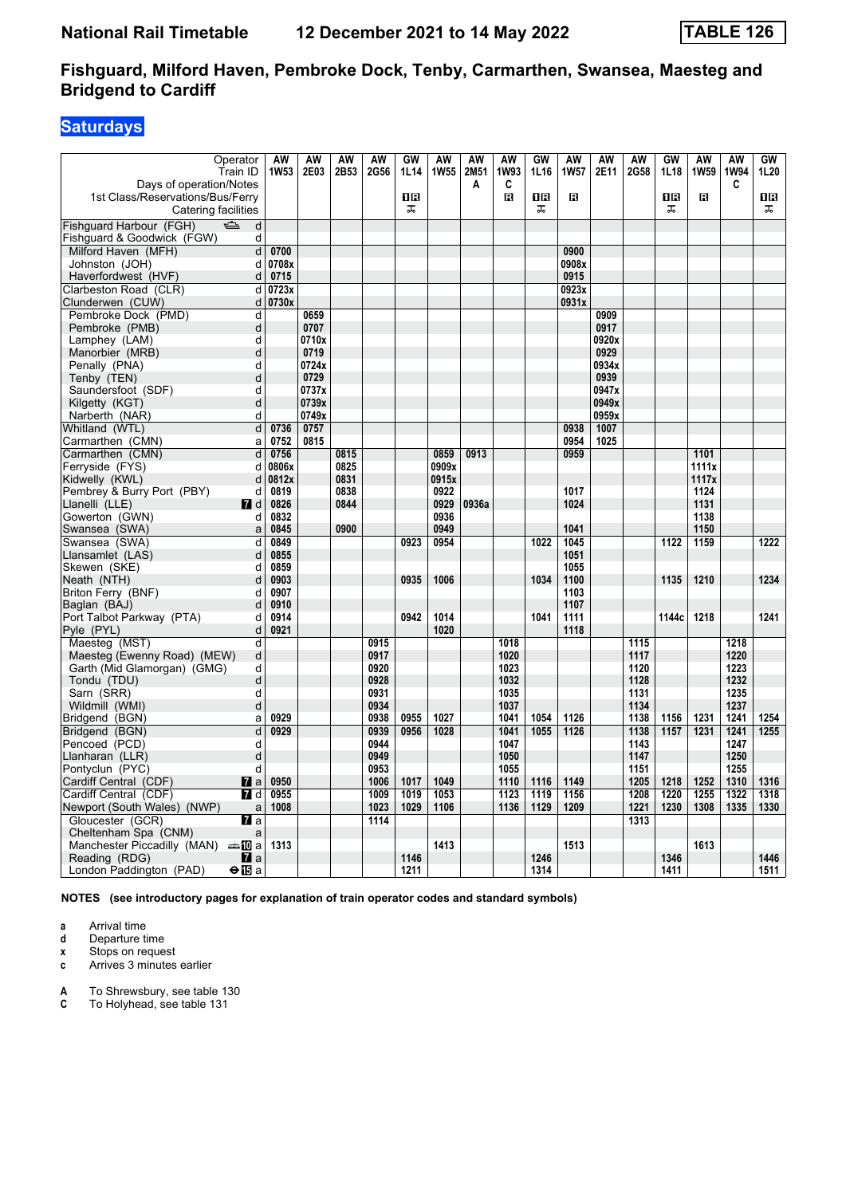# National Rail Timetable 12 December 2021 to 14 May 2022 TABLE 126

## Fishguard, Milford Haven, Pembroke Dock, Tenby, Carmarthen, Swansea, Maesteg and Bridgend to Cardiff

### Saturdays

| Operator | | AW | AW | AW | AW | GW | AW | AW | AW | GW | AW | AW | AW | GW | AW | AW | GW |
|---|---|---|---|---|---|---|---|---|---|---|---|---|---|---|---|---|---|
| Train ID | | 1W53 | 2E03 | 2B53 | 2G56 | 1L14 | 1W55 | 2M51 | 1W93 | 1L16 | 1W57 | 2E11 | 2G58 | 1L18 | 1W59 | 1W94 | 1L20 |
| Days of operation/Notes | | | | | | | | A | C | | | | | | | C | |
| 1st Class/Reservations/Bus/Ferry | | | | | | 1R | | | R | 1R | R | | | 1R | R | | 1R |
| Catering facilities | | | | | | ⚌ | | | | ⚌ | | | | ⚌ | | | ⚌ |
| Fishguard Harbour (FGH) ⛴ | d | | | | | | | | | | | | | | | | |
| Fishguard & Goodwick (FGW) | d | | | | | | | | | | | | | | | | |
| Milford Haven (MFH) | d | 0700 | | | | | | | | | 0900 | | | | | | |
| Johnston (JOH) | d | 0708x | | | | | | | | | 0908x | | | | | | |
| Haverfordwest (HVF) | d | 0715 | | | | | | | | | 0915 | | | | | | |
| Clarbeston Road (CLR) | d | 0723x | | | | | | | | | 0923x | | | | | | |
| Clunderwen (CUW) | d | 0730x | | | | | | | | | 0931x | | | | | | |
| Pembroke Dock (PMD) | d | | 0659 | | | | | | | | | 0909 | | | | | |
| Pembroke (PMB) | d | | 0707 | | | | | | | | | 0917 | | | | | |
| Lamphey (LAM) | d | | 0710x | | | | | | | | | 0920x | | | | | |
| Manorbier (MRB) | d | | 0719 | | | | | | | | | 0929 | | | | | |
| Penally (PNA) | d | | 0724x | | | | | | | | | 0934x | | | | | |
| Tenby (TEN) | d | | 0729 | | | | | | | | | 0939 | | | | | |
| Saundersfoot (SDF) | d | | 0737x | | | | | | | | | 0947x | | | | | |
| Kilgetty (KGT) | d | | 0739x | | | | | | | | | 0949x | | | | | |
| Narberth (NAR) | d | | 0749x | | | | | | | | | 0959x | | | | | |
| Whitland (WTL) | d | 0736 | 0757 | | | | | | | | 0938 | 1007 | | | | | |
| Carmarthen (CMN) | a | 0752 | 0815 | | | | | | | | 0954 | 1025 | | | | | |
| Carmarthen (CMN) | d | 0756 | | 0815 | | | 0859 | 0913 | | | 0959 | | | | 1101 | | |
| Ferryside (FYS) | d | 0806x | | 0825 | | | 0909x | | | | | | | | 1111x | | |
| Kidwelly (KWL) | d | 0812x | | 0831 | | | 0915x | | | | | | | | 1117x | | |
| Pembrey & Burry Port (PBY) | d | 0819 | | 0838 | | | 0922 | | | | 1017 | | | | 1124 | | |
| Llanelli (LLE) 7 | d | 0826 | | 0844 | | | 0929 | 0936a | | | 1024 | | | | 1131 | | |
| Gowerton (GWN) | d | 0832 | | | | | 0936 | | | | | | | | 1138 | | |
| Swansea (SWA) | a | 0845 | | 0900 | | | 0949 | | | | 1041 | | | | 1150 | | |
| Swansea (SWA) | d | 0849 | | | | 0923 | 0954 | | | 1022 | 1045 | | | 1122 | 1159 | | 1222 |
| Llansamlet (LAS) | d | 0855 | | | | | | | | | 1051 | | | | | | |
| Skewen (SKE) | d | 0859 | | | | | | | | | 1055 | | | | | | |
| Neath (NTH) | d | 0903 | | | | 0935 | 1006 | | | 1034 | 1100 | | | 1135 | 1210 | | 1234 |
| Briton Ferry (BNF) | d | 0907 | | | | | | | | | 1103 | | | | | | |
| Baglan (BAJ) | d | 0910 | | | | | | | | | 1107 | | | | | | |
| Port Talbot Parkway (PTA) | d | 0914 | | | | 0942 | 1014 | | | 1041 | 1111 | | | 1144c | 1218 | | 1241 |
| Pyle (PYL) | d | 0921 | | | | | 1020 | | | | 1118 | | | | | | |
| Maesteg (MST) | d | | | | 0915 | | | | 1018 | | | | 1115 | | | 1218 | |
| Maesteg (Ewenny Road) (MEW) | d | | | | 0917 | | | | 1020 | | | | 1117 | | | 1220 | |
| Garth (Mid Glamorgan) (GMG) | d | | | | 0920 | | | | 1023 | | | | 1120 | | | 1223 | |
| Tondu (TDU) | d | | | | 0928 | | | | 1032 | | | | 1128 | | | 1232 | |
| Sarn (SRR) | d | | | | 0931 | | | | 1035 | | | | 1131 | | | 1235 | |
| Wildmill (WMI) | d | | | | 0934 | | | | 1037 | | | | 1134 | | | 1237 | |
| Bridgend (BGN) | a | 0929 | | | 0938 | 0955 | 1027 | | 1041 | 1054 | 1126 | | 1138 | 1156 | 1231 | 1241 | 1254 |
| Bridgend (BGN) | d | 0929 | | | 0939 | 0956 | 1028 | | 1041 | 1055 | 1126 | | 1138 | 1157 | 1231 | 1241 | 1255 |
| Pencoed (PCD) | d | | | | 0944 | | | | 1047 | | | | 1143 | | | 1247 | |
| Llanharan (LLR) | d | | | | 0949 | | | | 1050 | | | | 1147 | | | 1250 | |
| Pontyclun (PYC) | d | | | | 0953 | | | | 1055 | | | | 1151 | | | 1255 | |
| Cardiff Central (CDF) 7 | a | 0950 | | | 1006 | 1017 | 1049 | | 1110 | 1116 | 1149 | | 1205 | 1218 | 1252 | 1310 | 1316 |
| Cardiff Central (CDF) 7 | d | 0955 | | | 1009 | 1019 | 1053 | | 1123 | 1119 | 1156 | | 1208 | 1220 | 1255 | 1322 | 1318 |
| Newport (South Wales) (NWP) | a | 1008 | | | 1023 | 1029 | 1106 | | 1136 | 1129 | 1209 | | 1221 | 1230 | 1308 | 1335 | 1330 |
| Gloucester (GCR) 7 | a | | | | 1114 | | | | | | | | 1313 | | | | |
| Cheltenham Spa (CNM) | a | | | | | | | | | | | | | | | | |
| Manchester Piccadilly (MAN) 10 | a | 1313 | | | | | 1413 | | | | 1513 | | | | 1613 | | |
| Reading (RDG) 7 | a | | | | | 1146 | | | | 1246 | | | | 1346 | | | 1446 |
| London Paddington (PAD) ⊖15 | a | | | | | 1211 | | | | 1314 | | | | 1411 | | | 1511 |

**NOTES (see introductory pages for explanation of train operator codes and standard symbols)**

- **a** Arrival time
- **d** Departure time
- **x** Stops on request
- **c** Arrives 3 minutes earlier

- **A** To Shrewsbury, see table 130
- **C** To Holyhead, see table 131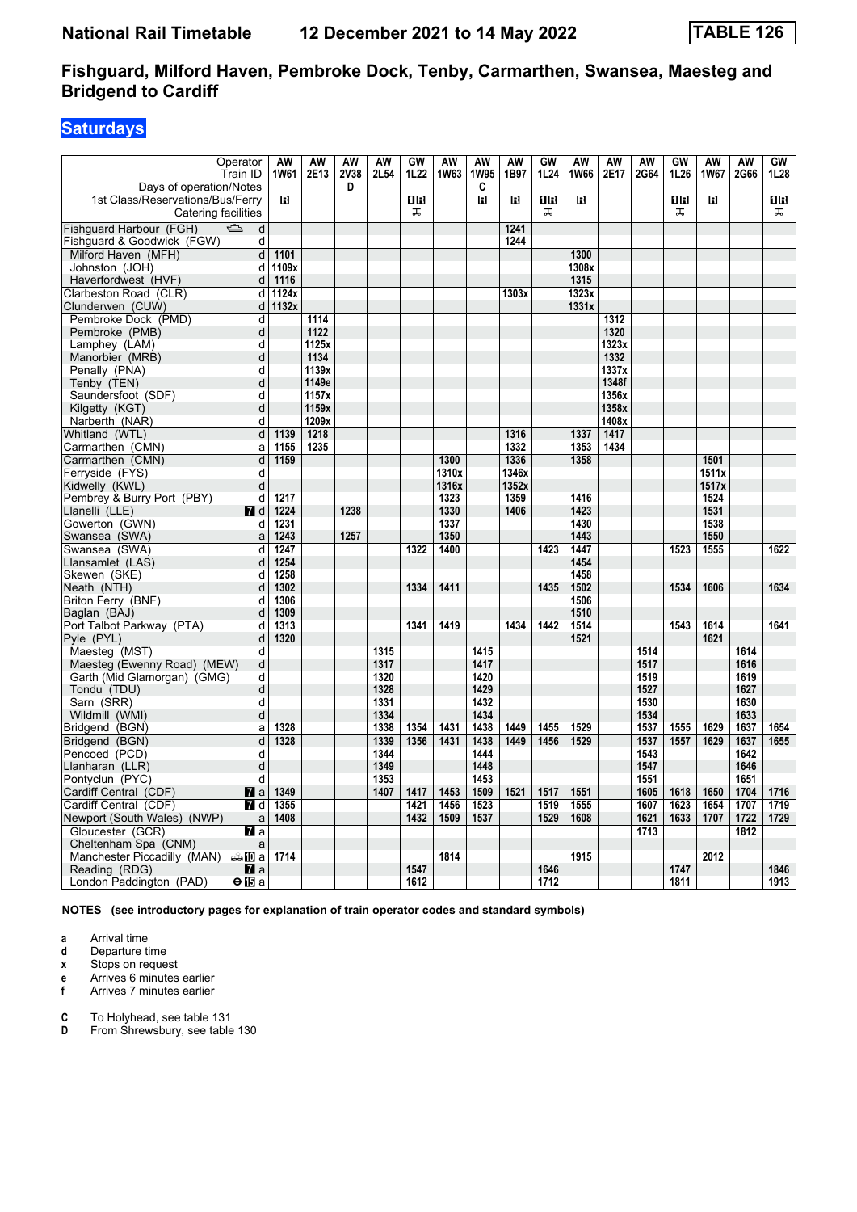**National Rail Timetable** **12 December 2021 to 14 May 2022** **TABLE 126**

## Fishguard, Milford Haven, Pembroke Dock, Tenby, Carmarthen, Swansea, Maesteg and Bridgend to Cardiff

### Saturdays

| Operator | | AW | AW | AW | AW | GW | AW | AW | AW | GW | AW | AW | AW | GW | AW | AW | GW |
|---|---|---|---|---|---|---|---|---|---|---|---|---|---|---|---|---|---|
| Train ID | | 1W61 | 2E13 | 2V38 | 2L54 | 1L22 | 1W63 | 1W95 | 1B97 | 1L24 | 1W66 | 2E17 | 2G64 | 1L26 | 1W67 | 2G66 | 1L28 |
| Days of operation/Notes | | | | D | | | | C | | | | | | | | | |
| 1st Class/Reservations/Bus/Ferry | | R | | | | 1R | | R | R | 1R | R | | | 1R | R | | 1R |
| Catering facilities | | | | | | ⊼ | | | | ⊼ | | | | ⊼ | | | ⊼ |
| Fishguard Harbour (FGH) ⛴ | d | | | | | | | | 1241 | | | | | | | | |
| Fishguard & Goodwick (FGW) | d | | | | | | | | 1244 | | | | | | | | |
| Milford Haven (MFH) | d | 1101 | | | | | | | | | 1300 | | | | | | |
| Johnston (JOH) | d | 1109x | | | | | | | | | 1308x | | | | | | |
| Haverfordwest (HVF) | d | 1116 | | | | | | | | | 1315 | | | | | | |
| Clarbeston Road (CLR) | d | 1124x | | | | | | | 1303x | | 1323x | | | | | | |
| Clunderwen (CUW) | d | 1132x | | | | | | | | | 1331x | | | | | | |
| Pembroke Dock (PMD) | d | | 1114 | | | | | | | | | 1312 | | | | | |
| Pembroke (PMB) | d | | 1122 | | | | | | | | | 1320 | | | | | |
| Lamphey (LAM) | d | | 1125x | | | | | | | | | 1323x | | | | | |
| Manorbier (MRB) | d | | 1134 | | | | | | | | | 1332 | | | | | |
| Penally (PNA) | d | | 1139x | | | | | | | | | 1337x | | | | | |
| Tenby (TEN) | d | | 1149e | | | | | | | | | 1348f | | | | | |
| Saundersfoot (SDF) | d | | 1157x | | | | | | | | | 1356x | | | | | |
| Kilgetty (KGT) | d | | 1159x | | | | | | | | | 1358x | | | | | |
| Narberth (NAR) | d | | 1209x | | | | | | | | | 1408x | | | | | |
| Whitland (WTL) | d | 1139 | 1218 | | | | | | 1316 | | 1337 | 1417 | | | | | |
| Carmarthen (CMN) | a | 1155 | 1235 | | | | | | 1332 | | 1353 | 1434 | | | | | |
| Carmarthen (CMN) | d | 1159 | | | | | 1300 | | 1336 | | 1358 | | | | 1501 | | |
| Ferryside (FYS) | d | | | | | | 1310x | | 1346x | | | | | | 1511x | | |
| Kidwelly (KWL) | d | | | | | | 1316x | | 1352x | | | | | | 1517x | | |
| Pembrey & Burry Port (PBY) | d | 1217 | | | | | 1323 | | 1359 | | 1416 | | | | 1524 | | |
| Llanelli (LLE) | 7 d | 1224 | | 1238 | | | 1330 | | 1406 | | 1423 | | | | 1531 | | |
| Gowerton (GWN) | d | 1231 | | | | | 1337 | | | | 1430 | | | | 1538 | | |
| Swansea (SWA) | a | 1243 | | 1257 | | | 1350 | | | | 1443 | | | | 1550 | | |
| Swansea (SWA) | d | 1247 | | | | 1322 | 1400 | | | 1423 | 1447 | | | 1523 | 1555 | | 1622 |
| Llansamlet (LAS) | d | 1254 | | | | | | | | | 1454 | | | | | | |
| Skewen (SKE) | d | 1258 | | | | | | | | | 1458 | | | | | | |
| Neath (NTH) | d | 1302 | | | | 1334 | 1411 | | | 1435 | 1502 | | | 1534 | 1606 | | 1634 |
| Briton Ferry (BNF) | d | 1306 | | | | | | | | | 1506 | | | | | | |
| Baglan (BAJ) | d | 1309 | | | | | | | | | 1510 | | | | | | |
| Port Talbot Parkway (PTA) | d | 1313 | | | | 1341 | 1419 | | 1434 | 1442 | 1514 | | | 1543 | 1614 | | 1641 |
| Pyle (PYL) | d | 1320 | | | | | | | | | 1521 | | | | 1621 | | |
| Maesteg (MST) | d | | | | 1315 | | | 1415 | | | | | 1514 | | | 1614 | |
| Maesteg (Ewenny Road) (MEW) | d | | | | 1317 | | | 1417 | | | | | 1517 | | | 1616 | |
| Garth (Mid Glamorgan) (GMG) | d | | | | 1320 | | | 1420 | | | | | 1519 | | | 1619 | |
| Tondu (TDU) | d | | | | 1328 | | | 1429 | | | | | 1527 | | | 1627 | |
| Sarn (SRR) | d | | | | 1331 | | | 1432 | | | | | 1530 | | | 1630 | |
| Wildmill (WMI) | d | | | | 1334 | | | 1434 | | | | | 1534 | | | 1633 | |
| Bridgend (BGN) | a | 1328 | | | 1338 | 1354 | 1431 | 1438 | 1449 | 1455 | 1529 | | 1537 | 1555 | 1629 | 1637 | 1654 |
| Bridgend (BGN) | d | 1328 | | | 1339 | 1356 | 1431 | 1438 | 1449 | 1456 | 1529 | | 1537 | 1557 | 1629 | 1637 | 1655 |
| Pencoed (PCD) | d | | | | 1344 | | | 1444 | | | | | 1543 | | | 1642 | |
| Llanharan (LLR) | d | | | | 1349 | | | 1448 | | | | | 1547 | | | 1646 | |
| Pontyclun (PYC) | d | | | | 1353 | | | 1453 | | | | | 1551 | | | 1651 | |
| Cardiff Central (CDF) | 7 a | 1349 | | | 1407 | 1417 | 1453 | 1509 | 1521 | 1517 | 1551 | | 1605 | 1618 | 1650 | 1704 | 1716 |
| Cardiff Central (CDF) | 7 d | 1355 | | | | 1421 | 1456 | 1523 | | 1519 | 1555 | | 1607 | 1623 | 1654 | 1707 | 1719 |
| Newport (South Wales) (NWP) | a | 1408 | | | | 1432 | 1509 | 1537 | | 1529 | 1608 | | 1621 | 1633 | 1707 | 1722 | 1729 |
| Gloucester (GCR) | 7 a | | | | | | | | | | | | 1713 | | | 1812 | |
| Cheltenham Spa (CNM) | a | | | | | | | | | | | | | | | | |
| Manchester Piccadilly (MAN) 🚌10 | a | 1714 | | | | | 1814 | | | | 1915 | | | | 2012 | | |
| Reading (RDG) | 7 a | | | | | 1547 | | | | 1646 | | | | 1747 | | | 1846 |
| London Paddington (PAD) ⊖15 | a | | | | | 1612 | | | | 1712 | | | | 1811 | | | 1913 |

**NOTES (see introductory pages for explanation of train operator codes and standard symbols)**

- **a** Arrival time
- **d** Departure time
- **x** Stops on request
- **e** Arrives 6 minutes earlier
- **f** Arrives 7 minutes earlier

- **C** To Holyhead, see table 131
- **D** From Shrewsbury, see table 130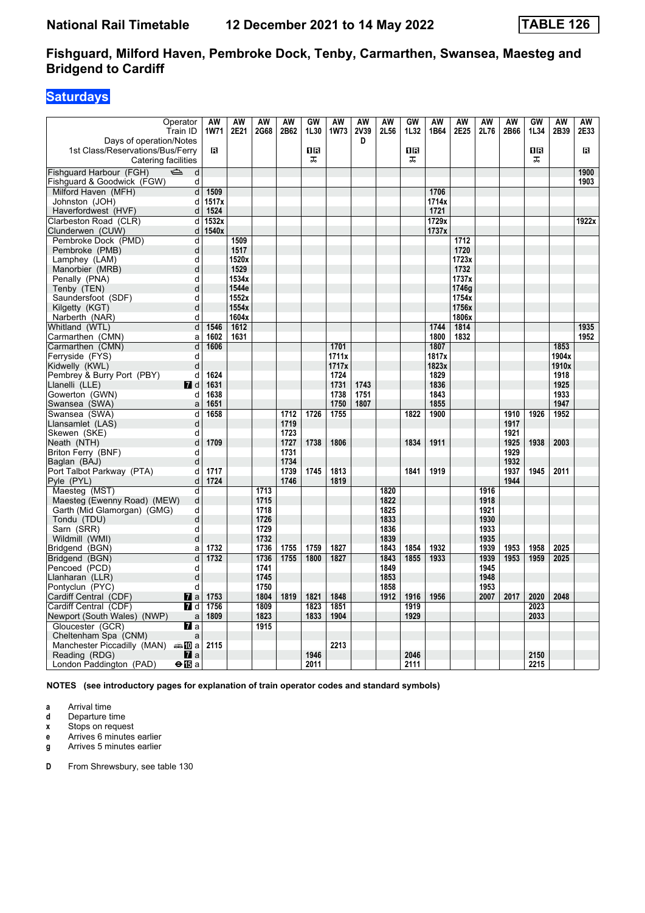# National Rail Timetable 12 December 2021 to 14 May 2022 TABLE 126

## Fishguard, Milford Haven, Pembroke Dock, Tenby, Carmarthen, Swansea, Maesteg and Bridgend to Cardiff

### Saturdays

| Operator | | AW | AW | AW | AW | GW | AW | AW | AW | GW | AW | AW | AW | AW | GW | AW | AW |
|---|---|---|---|---|---|---|---|---|---|---|---|---|---|---|---|---|---|
| Train ID | | 1W71 | 2E21 | 2G68 | 2B62 | 1L30 | 1W73 | 2V39 | 2L56 | 1L32 | 1B64 | 2E25 | 2L76 | 2B66 | 1L34 | 2B39 | 2E33 |
| Days of operation/Notes | | | | | | | | D | | | | | | | | | |
| 1st Class/Reservations/Bus/Ferry | | R | | | | 1R | | | | 1R | | | | | 1R | | R |
| Catering facilities | | | | | | ⚏ | | | | ⚏ | | | | | ⚏ | | |
| Fishguard Harbour (FGH) ⛴ | d | | | | | | | | | | | | | | | | 1900 |
| Fishguard & Goodwick (FGW) | d | | | | | | | | | | | | | | | | 1903 |
| Milford Haven (MFH) | d | 1509 | | | | | | | | | 1706 | | | | | | |
| Johnston (JOH) | d | 1517x | | | | | | | | | 1714x | | | | | | |
| Haverfordwest (HVF) | d | 1524 | | | | | | | | | 1721 | | | | | | |
| Clarbeston Road (CLR) | d | 1532x | | | | | | | | | 1729x | | | | | | 1922x |
| Clunderwen (CUW) | d | 1540x | | | | | | | | | 1737x | | | | | | |
| Pembroke Dock (PMD) | d | | 1509 | | | | | | | | | 1712 | | | | | |
| Pembroke (PMB) | d | | 1517 | | | | | | | | | 1720 | | | | | |
| Lamphey (LAM) | d | | 1520x | | | | | | | | | 1723x | | | | | |
| Manorbier (MRB) | d | | 1529 | | | | | | | | | 1732 | | | | | |
| Penally (PNA) | d | | 1534x | | | | | | | | | 1737x | | | | | |
| Tenby (TEN) | d | | 1544e | | | | | | | | | 1746g | | | | | |
| Saundersfoot (SDF) | d | | 1552x | | | | | | | | | 1754x | | | | | |
| Kilgetty (KGT) | d | | 1554x | | | | | | | | | 1756x | | | | | |
| Narberth (NAR) | d | | 1604x | | | | | | | | | 1806x | | | | | |
| Whitland (WTL) | d | 1546 | 1612 | | | | | | | | 1744 | 1814 | | | | | 1935 |
| Carmarthen (CMN) | a | 1602 | 1631 | | | | | | | | 1800 | 1832 | | | | | 1952 |
| Carmarthen (CMN) | d | 1606 | | | | | 1701 | | | | 1807 | | | | | 1853 | |
| Ferryside (FYS) | d | | | | | | 1711x | | | | 1817x | | | | | 1904x | |
| Kidwelly (KWL) | d | | | | | | 1717x | | | | 1823x | | | | | 1910x | |
| Pembrey & Burry Port (PBY) | d | 1624 | | | | | 1724 | | | | 1829 | | | | | 1918 | |
| Llanelli (LLE) 7 | d | 1631 | | | | | 1731 | 1743 | | | 1836 | | | | | 1925 | |
| Gowerton (GWN) | d | 1638 | | | | | 1738 | 1751 | | | 1843 | | | | | 1933 | |
| Swansea (SWA) | a | 1651 | | | | | 1750 | 1807 | | | 1855 | | | | | 1947 | |
| Swansea (SWA) | d | 1658 | | | 1712 | 1726 | 1755 | | | 1822 | 1900 | | | 1910 | 1926 | 1952 | |
| Llansamlet (LAS) | d | | | | 1719 | | | | | | | | | 1917 | | | |
| Skewen (SKE) | d | | | | 1723 | | | | | | | | | 1921 | | | |
| Neath (NTH) | d | 1709 | | | 1727 | 1738 | 1806 | | | 1834 | 1911 | | | 1925 | 1938 | 2003 | |
| Briton Ferry (BNF) | d | | | | 1731 | | | | | | | | | 1929 | | | |
| Baglan (BAJ) | d | | | | 1734 | | | | | | | | | 1932 | | | |
| Port Talbot Parkway (PTA) | d | 1717 | | | 1739 | 1745 | 1813 | | | 1841 | 1919 | | | 1937 | 1945 | 2011 | |
| Pyle (PYL) | d | 1724 | | | 1746 | | 1819 | | | | | | | 1944 | | | |
| Maesteg (MST) | d | | | 1713 | | | | | 1820 | | | | 1916 | | | | |
| Maesteg (Ewenny Road) (MEW) | d | | | 1715 | | | | | 1822 | | | | 1918 | | | | |
| Garth (Mid Glamorgan) (GMG) | d | | | 1718 | | | | | 1825 | | | | 1921 | | | | |
| Tondu (TDU) | d | | | 1726 | | | | | 1833 | | | | 1930 | | | | |
| Sarn (SRR) | d | | | 1729 | | | | | 1836 | | | | 1933 | | | | |
| Wildmill (WMI) | d | | | 1732 | | | | | 1839 | | | | 1935 | | | | |
| Bridgend (BGN) | a | 1732 | | 1736 | 1755 | 1759 | 1827 | | 1843 | 1854 | 1932 | | 1939 | 1953 | 1958 | 2025 | |
| Bridgend (BGN) | d | 1732 | | 1736 | 1755 | 1800 | 1827 | | 1843 | 1855 | 1933 | | 1939 | 1953 | 1959 | 2025 | |
| Pencoed (PCD) | d | | | 1741 | | | | | 1849 | | | | 1945 | | | | |
| Llanharan (LLR) | d | | | 1745 | | | | | 1853 | | | | 1948 | | | | |
| Pontyclun (PYC) | d | | | 1750 | | | | | 1858 | | | | 1953 | | | | |
| Cardiff Central (CDF) 7 | a | 1753 | | 1804 | 1819 | 1821 | 1848 | | 1912 | 1916 | 1956 | | 2007 | 2017 | 2020 | 2048 | |
| Cardiff Central (CDF) 7 | d | 1756 | | 1809 | | 1823 | 1851 | | | 1919 | | | | | 2023 | | |
| Newport (South Wales) (NWP) | a | 1809 | | 1823 | | 1833 | 1904 | | | 1929 | | | | | 2033 | | |
| Gloucester (GCR) 7 | a | | | 1915 | | | | | | | | | | | | | |
| Cheltenham Spa (CNM) | a | | | | | | | | | | | | | | | | |
| Manchester Piccadilly (MAN) 10 | a | 2115 | | | | | 2213 | | | | | | | | | | |
| Reading (RDG) 7 | a | | | | | 1946 | | | | 2046 | | | | | 2150 | | |
| London Paddington (PAD) ⊖15 | a | | | | | 2011 | | | | 2111 | | | | | 2215 | | |

**NOTES (see introductory pages for explanation of train operator codes and standard symbols)**

- **a** Arrival time
- **d** Departure time
- **x** Stops on request
- **e** Arrives 6 minutes earlier
- **g** Arrives 5 minutes earlier

- **D** From Shrewsbury, see table 130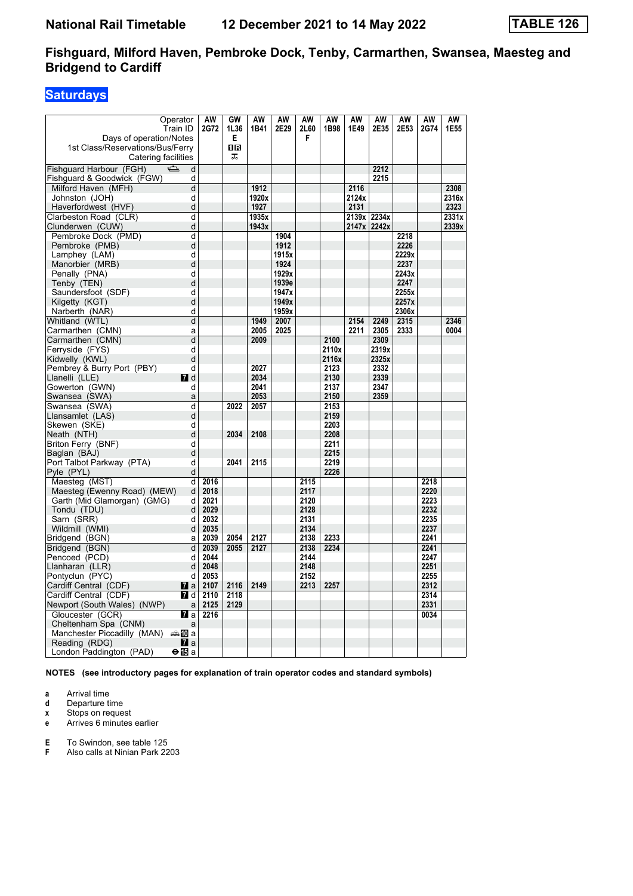# National Rail Timetable    12 December 2021 to 14 May 2022    TABLE 126

## Fishguard, Milford Haven, Pembroke Dock, Tenby, Carmarthen, Swansea, Maesteg and Bridgend to Cardiff

### Saturdays

| Operator | | AW | GW | AW | AW | AW | AW | AW | AW | AW | AW | AW |
|---|---|---|---|---|---|---|---|---|---|---|---|---|
| Train ID | | 2G72 | 1L36 | 1B41 | 2E29 | 2L60 | 1B98 | 1E49 | 2E35 | 2E53 | 2G74 | 1E55 |
| Days of operation/Notes | | | E | | | F | | | | | | |
| 1st Class/Reservations/Bus/Ferry | | | 1R | | | | | | | | | |
| Catering facilities | | | ⚲ | | | | | | | | | |
| Fishguard Harbour (FGH) ⛴ | d | | | | | | | | 2212 | | | |
| Fishguard & Goodwick (FGW) | d | | | | | | | | 2215 | | | |
| Milford Haven (MFH) | d | | | 1912 | | | | 2116 | | | | 2308 |
| Johnston (JOH) | d | | | 1920x | | | | 2124x | | | | 2316x |
| Haverfordwest (HVF) | d | | | 1927 | | | | 2131 | | | | 2323 |
| Clarbeston Road (CLR) | d | | | 1935x | | | | 2139x | 2234x | | | 2331x |
| Clunderwen (CUW) | d | | | 1943x | | | | 2147x | 2242x | | | 2339x |
| Pembroke Dock (PMD) | d | | | | 1904 | | | | | 2218 | | |
| Pembroke (PMB) | d | | | | 1912 | | | | | 2226 | | |
| Lamphey (LAM) | d | | | | 1915x | | | | | 2229x | | |
| Manorbier (MRB) | d | | | | 1924 | | | | | 2237 | | |
| Penally (PNA) | d | | | | 1929x | | | | | 2243x | | |
| Tenby (TEN) | d | | | | 1939e | | | | | 2247 | | |
| Saundersfoot (SDF) | d | | | | 1947x | | | | | 2255x | | |
| Kilgetty (KGT) | d | | | | 1949x | | | | | 2257x | | |
| Narberth (NAR) | d | | | | 1959x | | | | | 2306x | | |
| Whitland (WTL) | d | | | 1949 | 2007 | | | 2154 | 2249 | 2315 | | 2346 |
| Carmarthen (CMN) | a | | | 2005 | 2025 | | | 2211 | 2305 | 2333 | | 0004 |
| Carmarthen (CMN) | d | | | 2009 | | | 2100 | | 2309 | | | |
| Ferryside (FYS) | d | | | | | | 2110x | | 2319x | | | |
| Kidwelly (KWL) | d | | | | | | 2116x | | 2325x | | | |
| Pembrey & Burry Port (PBY) | d | | | 2027 | | | 2123 | | 2332 | | | |
| Llanelli (LLE) 7 | d | | | 2034 | | | 2130 | | 2339 | | | |
| Gowerton (GWN) | d | | | 2041 | | | 2137 | | 2347 | | | |
| Swansea (SWA) | a | | | 2053 | | | 2150 | | 2359 | | | |
| Swansea (SWA) | d | | 2022 | 2057 | | | 2153 | | | | | |
| Llansamlet (LAS) | d | | | | | | 2159 | | | | | |
| Skewen (SKE) | d | | | | | | 2203 | | | | | |
| Neath (NTH) | d | | 2034 | 2108 | | | 2208 | | | | | |
| Briton Ferry (BNF) | d | | | | | | 2211 | | | | | |
| Baglan (BAJ) | d | | | | | | 2215 | | | | | |
| Port Talbot Parkway (PTA) | d | | 2041 | 2115 | | | 2219 | | | | | |
| Pyle (PYL) | d | | | | | | 2226 | | | | | |
| Maesteg (MST) | d | 2016 | | | | 2115 | | | | | 2218 | |
| Maesteg (Ewenny Road) (MEW) | d | 2018 | | | | 2117 | | | | | 2220 | |
| Garth (Mid Glamorgan) (GMG) | d | 2021 | | | | 2120 | | | | | 2223 | |
| Tondu (TDU) | d | 2029 | | | | 2128 | | | | | 2232 | |
| Sarn (SRR) | d | 2032 | | | | 2131 | | | | | 2235 | |
| Wildmill (WMI) | d | 2035 | | | | 2134 | | | | | 2237 | |
| Bridgend (BGN) | a | 2039 | 2054 | 2127 | | 2138 | 2233 | | | | 2241 | |
| Bridgend (BGN) | d | 2039 | 2055 | 2127 | | 2138 | 2234 | | | | 2241 | |
| Pencoed (PCD) | d | 2044 | | | | 2144 | | | | | 2247 | |
| Llanharan (LLR) | d | 2048 | | | | 2148 | | | | | 2251 | |
| Pontyclun (PYC) | d | 2053 | | | | 2152 | | | | | 2255 | |
| Cardiff Central (CDF) 7 | a | 2107 | 2116 | 2149 | | 2213 | 2257 | | | | 2312 | |
| Cardiff Central (CDF) 7 | d | 2110 | 2118 | | | | | | | | 2314 | |
| Newport (South Wales) (NWP) | a | 2125 | 2129 | | | | | | | | 2331 | |
| Gloucester (GCR) 7 | a | 2216 | | | | | | | | | 0034 | |
| Cheltenham Spa (CNM) | a | | | | | | | | | | | |
| Manchester Piccadilly (MAN) 10 | a | | | | | | | | | | | |
| Reading (RDG) 7 | a | | | | | | | | | | | |
| London Paddington (PAD) 15 | a | | | | | | | | | | | |

**NOTES (see introductory pages for explanation of train operator codes and standard symbols)**

- **a** Arrival time
- **d** Departure time
- **x** Stops on request
- **e** Arrives 6 minutes earlier

- **E** To Swindon, see table 125
- **F** Also calls at Ninian Park 2203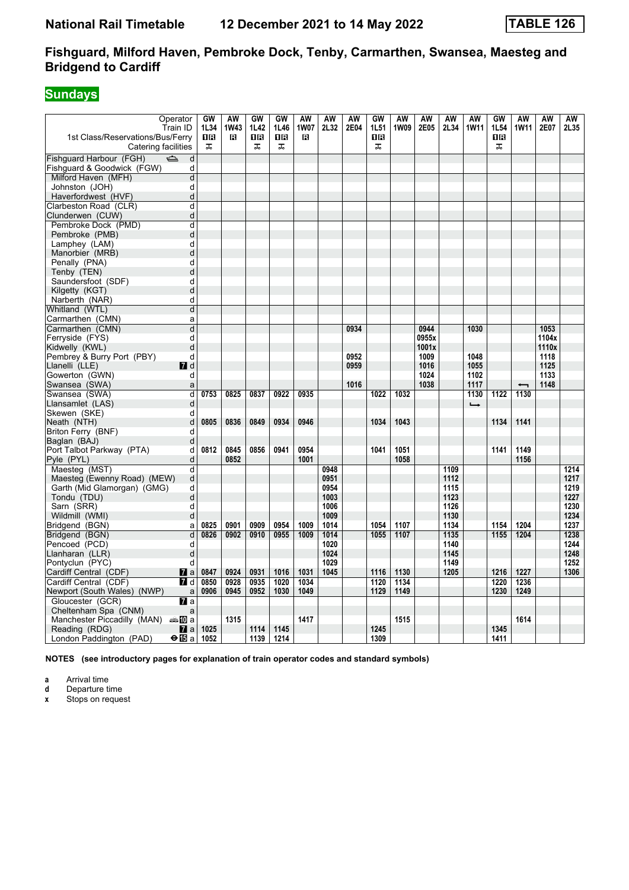# National Rail Timetable 12 December 2021 to 14 May 2022 TABLE 126

## Fishguard, Milford Haven, Pembroke Dock, Tenby, Carmarthen, Swansea, Maesteg and Bridgend to Cardiff

**Sundays**

| Operator | | GW | AW | GW | GW | AW | AW | AW | GW | AW | AW | AW | AW | GW | AW | AW | AW |
|---|---|---|---|---|---|---|---|---|---|---|---|---|---|---|---|---|---|
| Train ID | | 1L34 | 1W43 | 1L42 | 1L46 | 1W07 | 2L32 | 2E04 | 1L51 | 1W09 | 2E05 | 2L34 | 1W11 | 1L54 | 1W11 | 2E07 | 2L35 |
| 1st Class/Reservations/Bus/Ferry | | 1R | R | 1R | 1R | R | | | 1R | | | | | 1R | | | |
| Catering facilities | | ≖ | | ≖ | ≖ | | | | ≖ | | | | | ≖ | | | |
| Fishguard Harbour (FGH) ⛴ | d | | | | | | | | | | | | | | | | |
| Fishguard & Goodwick (FGW) | d | | | | | | | | | | | | | | | | |
| Milford Haven (MFH) | d | | | | | | | | | | | | | | | | |
| Johnston (JOH) | d | | | | | | | | | | | | | | | | |
| Haverfordwest (HVF) | d | | | | | | | | | | | | | | | | |
| Clarbeston Road (CLR) | d | | | | | | | | | | | | | | | | |
| Clunderwen (CUW) | d | | | | | | | | | | | | | | | | |
| Pembroke Dock (PMD) | d | | | | | | | | | | | | | | | | |
| Pembroke (PMB) | d | | | | | | | | | | | | | | | | |
| Lamphey (LAM) | d | | | | | | | | | | | | | | | | |
| Manorbier (MRB) | d | | | | | | | | | | | | | | | | |
| Penally (PNA) | d | | | | | | | | | | | | | | | | |
| Tenby (TEN) | d | | | | | | | | | | | | | | | | |
| Saundersfoot (SDF) | d | | | | | | | | | | | | | | | | |
| Kilgetty (KGT) | d | | | | | | | | | | | | | | | | |
| Narberth (NAR) | d | | | | | | | | | | | | | | | | |
| Whitland (WTL) | d | | | | | | | | | | | | | | | | |
| Carmarthen (CMN) | a | | | | | | | | | | | | | | | | |
| Carmarthen (CMN) | d | | | | | | | 0934 | | | 0944 | | 1030 | | | 1053 | |
| Ferryside (FYS) | d | | | | | | | | | | 0955x | | | | | 1104x | |
| Kidwelly (KWL) | d | | | | | | | | | | 1001x | | | | | 1110x | |
| Pembrey & Burry Port (PBY) | d | | | | | | | 0952 | | | 1009 | | 1048 | | | 1118 | |
| Llanelli (LLE) | 7 d | | | | | | | 0959 | | | 1016 | | 1055 | | | 1125 | |
| Gowerton (GWN) | d | | | | | | | | | | 1024 | | 1102 | | | 1133 | |
| Swansea (SWA) | a | | | | | | | 1016 | | | 1038 | | 1117 | | ⟵ | 1148 | |
| Swansea (SWA) | d | 0753 | 0825 | 0837 | 0922 | 0935 | | | 1022 | 1032 | | | 1130 | 1122 | 1130 | | |
| Llansamlet (LAS) | d | | | | | | | | | | | | ⟶ | | | | |
| Skewen (SKE) | d | | | | | | | | | | | | | | | | |
| Neath (NTH) | d | 0805 | 0836 | 0849 | 0934 | 0946 | | | 1034 | 1043 | | | | 1134 | 1141 | | |
| Briton Ferry (BNF) | d | | | | | | | | | | | | | | | | |
| Baglan (BAJ) | d | | | | | | | | | | | | | | | | |
| Port Talbot Parkway (PTA) | d | 0812 | 0845 | 0856 | 0941 | 0954 | | | 1041 | 1051 | | | | 1141 | 1149 | | |
| Pyle (PYL) | d | | 0852 | | | 1001 | | | | 1058 | | | | | 1156 | | |
| Maesteg (MST) | d | | | | | | 0948 | | | | | 1109 | | | | | 1214 |
| Maesteg (Ewenny Road) (MEW) | d | | | | | | 0951 | | | | | 1112 | | | | | 1217 |
| Garth (Mid Glamorgan) (GMG) | d | | | | | | 0954 | | | | | 1115 | | | | | 1219 |
| Tondu (TDU) | d | | | | | | 1003 | | | | | 1123 | | | | | 1227 |
| Sarn (SRR) | d | | | | | | 1006 | | | | | 1126 | | | | | 1230 |
| Wildmill (WMI) | d | | | | | | 1009 | | | | | 1130 | | | | | 1234 |
| Bridgend (BGN) | a | 0825 | 0901 | 0909 | 0954 | 1009 | 1014 | | 1054 | 1107 | | 1134 | | 1154 | 1204 | | 1237 |
| Bridgend (BGN) | d | 0826 | 0902 | 0910 | 0955 | 1009 | 1014 | | 1055 | 1107 | | 1135 | | 1155 | 1204 | | 1238 |
| Pencoed (PCD) | d | | | | | | 1020 | | | | | 1140 | | | | | 1244 |
| Llanharan (LLR) | d | | | | | | 1024 | | | | | 1145 | | | | | 1248 |
| Pontyclun (PYC) | d | | | | | | 1029 | | | | | 1149 | | | | | 1252 |
| Cardiff Central (CDF) | 7 a | 0847 | 0924 | 0931 | 1016 | 1031 | 1045 | | 1116 | 1130 | | 1205 | | 1216 | 1227 | | 1306 |
| Cardiff Central (CDF) | 7 d | 0850 | 0928 | 0935 | 1020 | 1034 | | | 1120 | 1134 | | | | 1220 | 1236 | | |
| Newport (South Wales) (NWP) | a | 0906 | 0945 | 0952 | 1030 | 1049 | | | 1129 | 1149 | | | | 1230 | 1249 | | |
| Gloucester (GCR) | 7 a | | | | | | | | | | | | | | | | |
| Cheltenham Spa (CNM) | a | | | | | | | | | | | | | | | | |
| Manchester Piccadilly (MAN) 🚌10 | a | | 1315 | | | 1417 | | | | 1515 | | | | | 1614 | | |
| Reading (RDG) | 7 a | 1025 | | 1114 | 1145 | | | | 1245 | | | | | 1345 | | | |
| London Paddington (PAD) | ⊖15 a | 1052 | | 1139 | 1214 | | | | 1309 | | | | | 1411 | | | |

**NOTES (see introductory pages for explanation of train operator codes and standard symbols)**

- **a** Arrival time
- **d** Departure time
- **x** Stops on request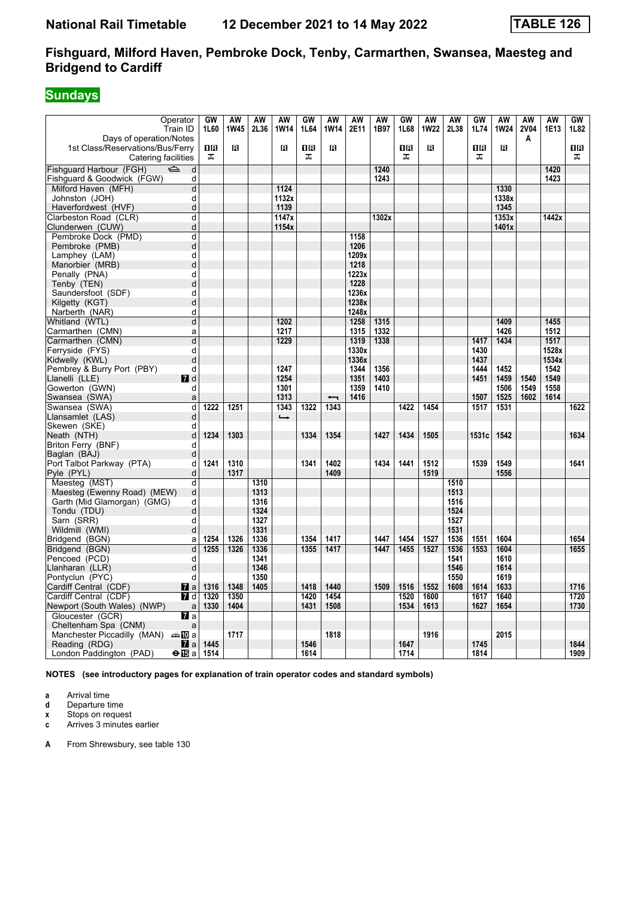**National Rail Timetable    12 December 2021 to 14 May 2022**    **TABLE 126**

## Fishguard, Milford Haven, Pembroke Dock, Tenby, Carmarthen, Swansea, Maesteg and Bridgend to Cardiff

### Sundays

| Operator | | GW | AW | AW | AW | GW | AW | AW | AW | GW | AW | AW | GW | AW | AW | AW | GW |
|---|---|---|---|---|---|---|---|---|---|---|---|---|---|---|---|---|---|
| Train ID | | 1L60 | 1W45 | 2L36 | 1W14 | 1L64 | 1W14 | 2E11 | 1B97 | 1L68 | 1W22 | 2L38 | 1L74 | 1W24 | 2V04 | 1E13 | 1L82 |
| Days of operation/Notes | | | | | | | | | | | | | | | A | | |
| 1st Class/Reservations/Bus/Ferry | | 1R | R | | R | 1R | R | | | 1R | R | | 1R | R | | | 1R |
| Catering facilities | | ⚹ | | | | ⚹ | | | | ⚹ | | | ⚹ | | | | ⚹ |
| Fishguard Harbour (FGH) ⛴ | d | | | | | | | | 1240 | | | | | | | 1420 | |
| Fishguard & Goodwick (FGW) | d | | | | | | | | 1243 | | | | | | | 1423 | |
| Milford Haven (MFH) | d | | | | 1124 | | | | | | | | | 1330 | | | |
| Johnston (JOH) | d | | | | 1132x | | | | | | | | | 1338x | | | |
| Haverfordwest (HVF) | d | | | | 1139 | | | | | | | | | 1345 | | | |
| Clarbeston Road (CLR) | d | | | | 1147x | | | | 1302x | | | | | 1353x | | 1442x | |
| Clunderwen (CUW) | d | | | | 1154x | | | | | | | | | 1401x | | | |
| Pembroke Dock (PMD) | d | | | | | | | 1158 | | | | | | | | | |
| Pembroke (PMB) | d | | | | | | | 1206 | | | | | | | | | |
| Lamphey (LAM) | d | | | | | | | 1209x | | | | | | | | | |
| Manorbier (MRB) | d | | | | | | | 1218 | | | | | | | | | |
| Penally (PNA) | d | | | | | | | 1223x | | | | | | | | | |
| Tenby (TEN) | d | | | | | | | 1228 | | | | | | | | | |
| Saundersfoot (SDF) | d | | | | | | | 1236x | | | | | | | | | |
| Kilgetty (KGT) | d | | | | | | | 1238x | | | | | | | | | |
| Narberth (NAR) | d | | | | | | | 1248x | | | | | | | | | |
| Whitland (WTL) | d | | | | 1202 | | | 1258 | 1315 | | | | | 1409 | | 1455 | |
| Carmarthen (CMN) | a | | | | 1217 | | | 1315 | 1332 | | | | | 1426 | | 1512 | |
| Carmarthen (CMN) | d | | | | 1229 | | | 1319 | 1338 | | | | 1417 | 1434 | | 1517 | |
| Ferryside (FYS) | d | | | | | | | 1330x | | | | | 1430 | | | 1528x | |
| Kidwelly (KWL) | d | | | | | | | 1336x | | | | | 1437 | | | 1534x | |
| Pembrey & Burry Port (PBY) | d | | | | 1247 | | | 1344 | 1356 | | | | 1444 | 1452 | | 1542 | |
| Llanelli (LLE) 7 | d | | | | 1254 | | | 1351 | 1403 | | | | 1451 | 1459 | 1540 | 1549 | |
| Gowerton (GWN) | d | | | | 1301 | | | 1359 | 1410 | | | | | 1506 | 1549 | 1558 | |
| Swansea (SWA) | a | | | | 1313 | | ⟵ | 1416 | | | | | 1507 | 1525 | 1602 | 1614 | |
| Swansea (SWA) | d | 1222 | 1251 | | 1343 | 1322 | 1343 | | | 1422 | 1454 | | 1517 | 1531 | | | 1622 |
| Llansamlet (LAS) | d | | | | ⟶ | | | | | | | | | | | | |
| Skewen (SKE) | d | | | | | | | | | | | | | | | | |
| Neath (NTH) | d | 1234 | 1303 | | | 1334 | 1354 | | 1427 | 1434 | 1505 | | 1531c | 1542 | | | 1634 |
| Briton Ferry (BNF) | d | | | | | | | | | | | | | | | | |
| Baglan (BAJ) | d | | | | | | | | | | | | | | | | |
| Port Talbot Parkway (PTA) | d | 1241 | 1310 | | | 1341 | 1402 | | 1434 | 1441 | 1512 | | 1539 | 1549 | | | 1641 |
| Pyle (PYL) | d | | 1317 | | | | 1409 | | | | 1519 | | | 1556 | | | |
| Maesteg (MST) | d | | | 1310 | | | | | | | | 1510 | | | | | |
| Maesteg (Ewenny Road) (MEW) | d | | | 1313 | | | | | | | | 1513 | | | | | |
| Garth (Mid Glamorgan) (GMG) | d | | | 1316 | | | | | | | | 1516 | | | | | |
| Tondu (TDU) | d | | | 1324 | | | | | | | | 1524 | | | | | |
| Sarn (SRR) | d | | | 1327 | | | | | | | | 1527 | | | | | |
| Wildmill (WMI) | d | | | 1331 | | | | | | | | 1531 | | | | | |
| Bridgend (BGN) | a | 1254 | 1326 | 1336 | | 1354 | 1417 | | 1447 | 1454 | 1527 | 1536 | 1551 | 1604 | | | 1654 |
| Bridgend (BGN) | d | 1255 | 1326 | 1336 | | 1355 | 1417 | | 1447 | 1455 | 1527 | 1536 | 1553 | 1604 | | | 1655 |
| Pencoed (PCD) | d | | | 1341 | | | | | | | | 1541 | | 1610 | | | |
| Llanharan (LLR) | d | | | 1346 | | | | | | | | 1546 | | 1614 | | | |
| Pontyclun (PYC) | d | | | 1350 | | | | | | | | 1550 | | 1619 | | | |
| Cardiff Central (CDF) 7 | a | 1316 | 1348 | 1405 | | 1418 | 1440 | | 1509 | 1516 | 1552 | 1608 | 1614 | 1633 | | | 1716 |
| Cardiff Central (CDF) 7 | d | 1320 | 1350 | | | 1420 | 1454 | | | 1520 | 1600 | | 1617 | 1640 | | | 1720 |
| Newport (South Wales) (NWP) | a | 1330 | 1404 | | | 1431 | 1508 | | | 1534 | 1613 | | 1627 | 1654 | | | 1730 |
| Gloucester (GCR) 7 | a | | | | | | | | | | | | | | | | |
| Cheltenham Spa (CNM) | a | | | | | | | | | | | | | | | | |
| Manchester Piccadilly (MAN) 10 | a | | 1717 | | | | 1818 | | | | 1916 | | | 2015 | | | |
| Reading (RDG) 7 | a | 1445 | | | | 1546 | | | | 1647 | | | 1745 | | | | 1844 |
| London Paddington (PAD) ⊖15 | a | 1514 | | | | 1614 | | | | 1714 | | | 1814 | | | | 1909 |

**NOTES (see introductory pages for explanation of train operator codes and standard symbols)**

- **a** Arrival time
- **d** Departure time
- **x** Stops on request
- **c** Arrives 3 minutes earlier

**A** From Shrewsbury, see table 130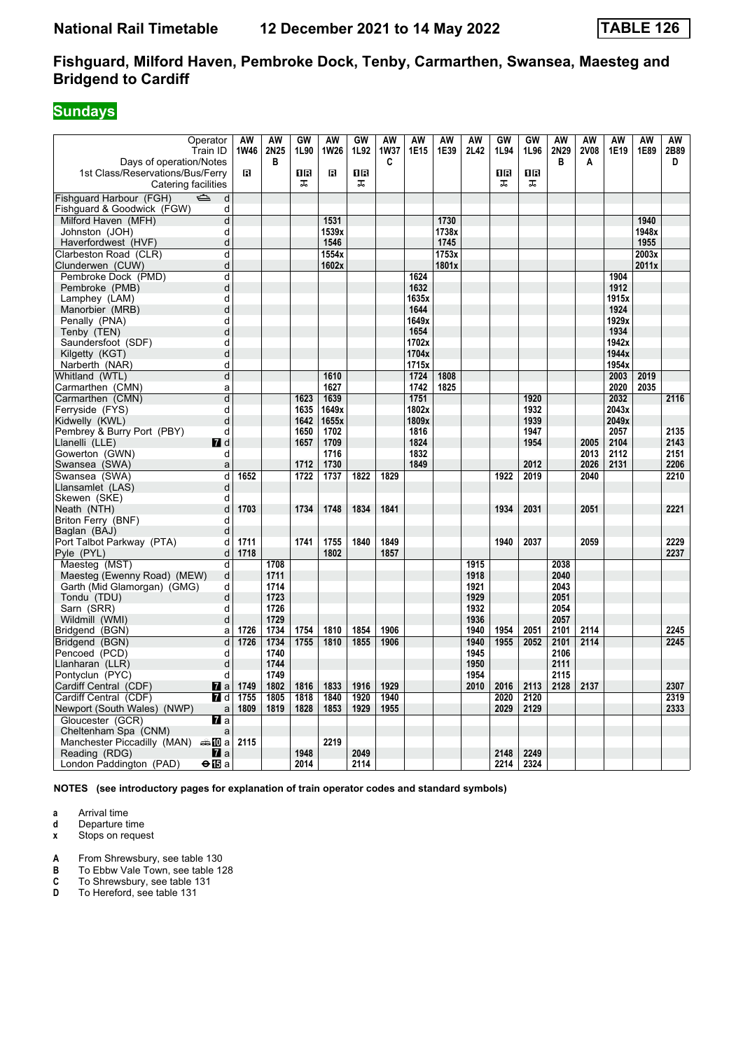**National Rail Timetable** **12 December 2021 to 14 May 2022** **TABLE 126**

## Fishguard, Milford Haven, Pembroke Dock, Tenby, Carmarthen, Swansea, Maesteg and Bridgend to Cardiff

### Sundays

| Operator | | AW | AW | GW | AW | GW | AW | AW | AW | AW | GW | GW | AW | AW | AW | AW | AW |
|---|---|---|---|---|---|---|---|---|---|---|---|---|---|---|---|---|---|
| Train ID | | 1W46 | 2N25 | 1L90 | 1W26 | 1L92 | 1W37 | 1E15 | 1E39 | 2L42 | 1L94 | 1L96 | 2N29 | 2V08 | 1E19 | 1E89 | 2B89 |
| Days of operation/Notes | | | B | | | | C | | | | | | B | A | | | D |
| 1st Class/Reservations/Bus/Ferry | | R | | 1R | R | 1R | | | | | 1R | 1R | | | | | |
| Catering facilities | | | | ⚹ | | ⚹ | | | | | ⚹ | ⚹ | | | | | |
| Fishguard Harbour (FGH) ⛴ | d | | | | | | | | | | | | | | | | |
| Fishguard & Goodwick (FGW) | d | | | | | | | | | | | | | | | | |
| Milford Haven (MFH) | d | | | | 1531 | | | | 1730 | | | | | | | 1940 | |
| Johnston (JOH) | d | | | | 1539x | | | | 1738x | | | | | | | 1948x | |
| Haverfordwest (HVF) | d | | | | 1546 | | | | 1745 | | | | | | | 1955 | |
| Clarbeston Road (CLR) | d | | | | 1554x | | | | 1753x | | | | | | | 2003x | |
| Clunderwen (CUW) | d | | | | 1602x | | | | 1801x | | | | | | | 2011x | |
| Pembroke Dock (PMD) | d | | | | | | | 1624 | | | | | | | 1904 | | |
| Pembroke (PMB) | d | | | | | | | 1632 | | | | | | | 1912 | | |
| Lamphey (LAM) | d | | | | | | | 1635x | | | | | | | 1915x | | |
| Manorbier (MRB) | d | | | | | | | 1644 | | | | | | | 1924 | | |
| Penally (PNA) | d | | | | | | | 1649x | | | | | | | 1929x | | |
| Tenby (TEN) | d | | | | | | | 1654 | | | | | | | 1934 | | |
| Saundersfoot (SDF) | d | | | | | | | 1702x | | | | | | | 1942x | | |
| Kilgetty (KGT) | d | | | | | | | 1704x | | | | | | | 1944x | | |
| Narberth (NAR) | d | | | | | | | 1715x | | | | | | | 1954x | | |
| Whitland (WTL) | d | | | | 1610 | | | 1724 | 1808 | | | | | | 2003 | 2019 | |
| Carmarthen (CMN) | a | | | | 1627 | | | 1742 | 1825 | | | | | | 2020 | 2035 | |
| Carmarthen (CMN) | d | | | 1623 | 1639 | | | 1751 | | | | 1920 | | | 2032 | | 2116 |
| Ferryside (FYS) | d | | | 1635 | 1649x | | | 1802x | | | | 1932 | | | 2043x | | |
| Kidwelly (KWL) | d | | | 1642 | 1655x | | | 1809x | | | | 1939 | | | 2049x | | |
| Pembrey & Burry Port (PBY) | d | | | 1650 | 1702 | | | 1816 | | | | 1947 | | | 2057 | | 2135 |
| Llanelli (LLE) | 7 d | | | 1657 | 1709 | | | 1824 | | | | 1954 | | 2005 | 2104 | | 2143 |
| Gowerton (GWN) | d | | | | 1716 | | | 1832 | | | | | | 2013 | 2112 | | 2151 |
| Swansea (SWA) | a | | | 1712 | 1730 | | | 1849 | | | | 2012 | | 2026 | 2131 | | 2206 |
| Swansea (SWA) | d | 1652 | | 1722 | 1737 | 1822 | 1829 | | | | 1922 | 2019 | | 2040 | | | 2210 |
| Llansamlet (LAS) | d | | | | | | | | | | | | | | | | |
| Skewen (SKE) | d | | | | | | | | | | | | | | | | |
| Neath (NTH) | d | 1703 | | 1734 | 1748 | 1834 | 1841 | | | | 1934 | 2031 | | 2051 | | | 2221 |
| Briton Ferry (BNF) | d | | | | | | | | | | | | | | | | |
| Baglan (BAJ) | d | | | | | | | | | | | | | | | | |
| Port Talbot Parkway (PTA) | d | 1711 | | 1741 | 1755 | 1840 | 1849 | | | | 1940 | 2037 | | 2059 | | | 2229 |
| Pyle (PYL) | d | 1718 | | | 1802 | | 1857 | | | | | | | | | | 2237 |
| Maesteg (MST) | d | | 1708 | | | | | | | 1915 | | | 2038 | | | | |
| Maesteg (Ewenny Road) (MEW) | d | | 1711 | | | | | | | 1918 | | | 2040 | | | | |
| Garth (Mid Glamorgan) (GMG) | d | | 1714 | | | | | | | 1921 | | | 2043 | | | | |
| Tondu (TDU) | d | | 1723 | | | | | | | 1929 | | | 2051 | | | | |
| Sarn (SRR) | d | | 1726 | | | | | | | 1932 | | | 2054 | | | | |
| Wildmill (WMI) | d | | 1729 | | | | | | | 1936 | | | 2057 | | | | |
| Bridgend (BGN) | a | 1726 | 1734 | 1754 | 1810 | 1854 | 1906 | | | 1940 | 1954 | 2051 | 2101 | 2114 | | | 2245 |
| Bridgend (BGN) | d | 1726 | 1734 | 1755 | 1810 | 1855 | 1906 | | | 1940 | 1955 | 2052 | 2101 | 2114 | | | 2245 |
| Pencoed (PCD) | d | | 1740 | | | | | | | 1945 | | | 2106 | | | | |
| Llanharan (LLR) | d | | 1744 | | | | | | | 1950 | | | 2111 | | | | |
| Pontyclun (PYC) | d | | 1749 | | | | | | | 1954 | | | 2115 | | | | |
| Cardiff Central (CDF) | 7 a | 1749 | 1802 | 1816 | 1833 | 1916 | 1929 | | | 2010 | 2016 | 2113 | 2128 | 2137 | | | 2307 |
| Cardiff Central (CDF) | 7 d | 1755 | 1805 | 1818 | 1840 | 1920 | 1940 | | | | 2020 | 2120 | | | | | 2319 |
| Newport (South Wales) (NWP) | a | 1809 | 1819 | 1828 | 1853 | 1929 | 1955 | | | | 2029 | 2129 | | | | | 2333 |
| Gloucester (GCR) | 7 a | | | | | | | | | | | | | | | | |
| Cheltenham Spa (CNM) | a | | | | | | | | | | | | | | | | |
| Manchester Piccadilly (MAN) 🚌 10 | a | 2115 | | | 2219 | | | | | | | | | | | | |
| Reading (RDG) | 7 a | | | 1948 | | 2049 | | | | | 2148 | 2249 | | | | | |
| London Paddington (PAD) ⊖ 15 | a | | | 2014 | | 2114 | | | | | 2214 | 2324 | | | | | |

**NOTES (see introductory pages for explanation of train operator codes and standard symbols)**

- **a** Arrival time
- **d** Departure time
- **x** Stops on request

- **A** From Shrewsbury, see table 130
- **B** To Ebbw Vale Town, see table 128
- **C** To Shrewsbury, see table 131
- **D** To Hereford, see table 131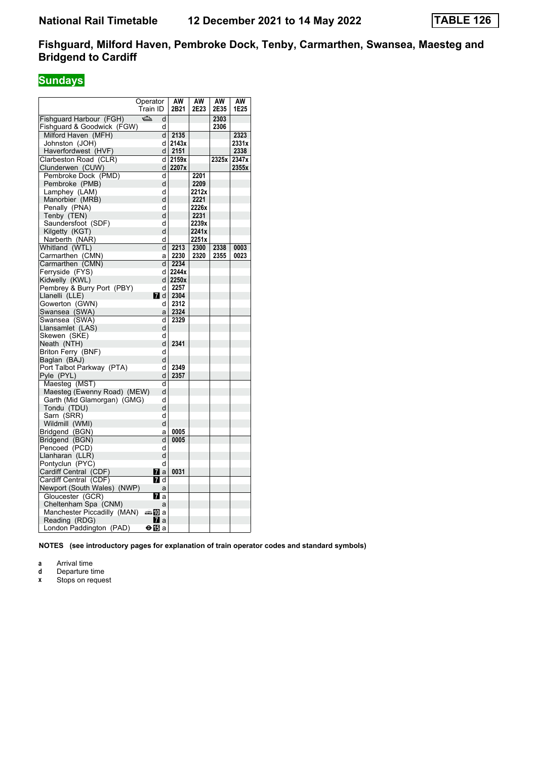# National Rail Timetable 12 December 2021 to 14 May 2022 TABLE 126

## Fishguard, Milford Haven, Pembroke Dock, Tenby, Carmarthen, Swansea, Maesteg and Bridgend to Cardiff

### Sundays

| Operator / Train ID | | AW 2B21 | AW 2E23 | AW 2E35 | AW 1E25 |
|---|---|---|---|---|---|
| Fishguard Harbour (FGH) ⛴ | d | | | 2303 | |
| Fishguard & Goodwick (FGW) | d | | | 2306 | |
| Milford Haven (MFH) | d | 2135 | | | 2323 |
| Johnston (JOH) | d | 2143x | | | 2331x |
| Haverfordwest (HVF) | d | 2151 | | | 2338 |
| Clarbeston Road (CLR) | d | 2159x | | 2325x | 2347x |
| Clunderwen (CUW) | d | 2207x | | | 2355x |
| Pembroke Dock (PMD) | d | | 2201 | | |
| Pembroke (PMB) | d | | 2209 | | |
| Lamphey (LAM) | d | | 2212x | | |
| Manorbier (MRB) | d | | 2221 | | |
| Penally (PNA) | d | | 2226x | | |
| Tenby (TEN) | d | | 2231 | | |
| Saundersfoot (SDF) | d | | 2239x | | |
| Kilgetty (KGT) | d | | 2241x | | |
| Narberth (NAR) | d | | 2251x | | |
| Whitland (WTL) | d | 2213 | 2300 | 2338 | 0003 |
| Carmarthen (CMN) | a | 2230 | 2320 | 2355 | 0023 |
| Carmarthen (CMN) | d | 2234 | | | |
| Ferryside (FYS) | d | 2244x | | | |
| Kidwelly (KWL) | d | 2250x | | | |
| Pembrey & Burry Port (PBY) | d | 2257 | | | |
| Llanelli (LLE) 7 | d | 2304 | | | |
| Gowerton (GWN) | d | 2312 | | | |
| Swansea (SWA) | a | 2324 | | | |
| Swansea (SWA) | d | 2329 | | | |
| Llansamlet (LAS) | d | | | | |
| Skewen (SKE) | d | | | | |
| Neath (NTH) | d | 2341 | | | |
| Briton Ferry (BNF) | d | | | | |
| Baglan (BAJ) | d | | | | |
| Port Talbot Parkway (PTA) | d | 2349 | | | |
| Pyle (PYL) | d | 2357 | | | |
| Maesteg (MST) | d | | | | |
| Maesteg (Ewenny Road) (MEW) | d | | | | |
| Garth (Mid Glamorgan) (GMG) | d | | | | |
| Tondu (TDU) | d | | | | |
| Sarn (SRR) | d | | | | |
| Wildmill (WMI) | d | | | | |
| Bridgend (BGN) | a | 0005 | | | |
| Bridgend (BGN) | d | 0005 | | | |
| Pencoed (PCD) | d | | | | |
| Llanharan (LLR) | d | | | | |
| Pontyclun (PYC) | d | | | | |
| Cardiff Central (CDF) 7 | a | 0031 | | | |
| Cardiff Central (CDF) 7 | d | | | | |
| Newport (South Wales) (NWP) | a | | | | |
| Gloucester (GCR) 7 | a | | | | |
| Cheltenham Spa (CNM) | a | | | | |
| Manchester Piccadilly (MAN) 10 | a | | | | |
| Reading (RDG) 7 | a | | | | |
| London Paddington (PAD) ⊖15 | a | | | | |

**NOTES (see introductory pages for explanation of train operator codes and standard symbols)**

- **a** Arrival time
- **d** Departure time
- **x** Stops on request